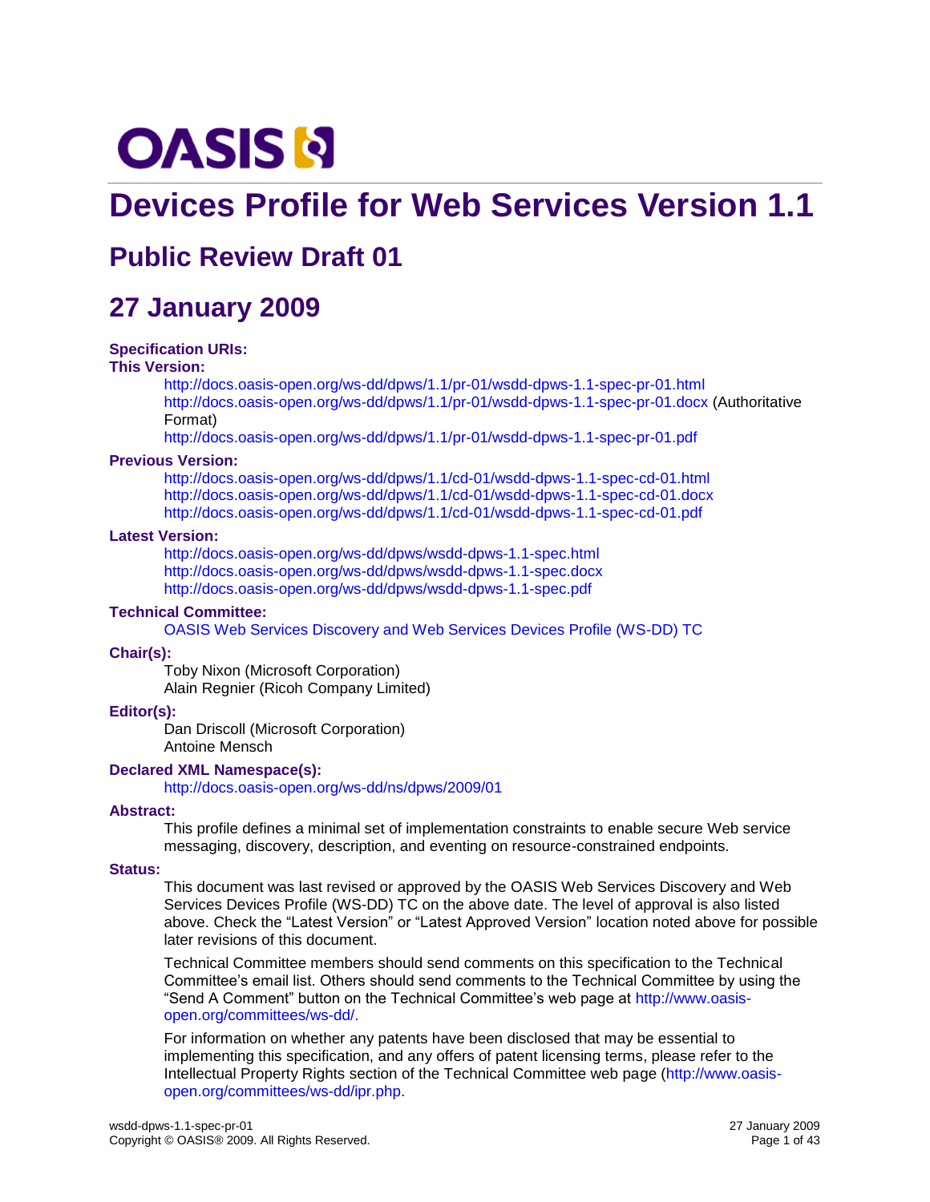OASIS

# Devices Profile for Web Services Version 1.1

## Public Review Draft 01

## 27 January 2009

**Specification URIs:**

**This Version:**

http://docs.oasis-open.org/ws-dd/dpws/1.1/pr-01/wsdd-dpws-1.1-spec-pr-01.html
http://docs.oasis-open.org/ws-dd/dpws/1.1/pr-01/wsdd-dpws-1.1-spec-pr-01.docx (Authoritative Format)
http://docs.oasis-open.org/ws-dd/dpws/1.1/pr-01/wsdd-dpws-1.1-spec-pr-01.pdf

**Previous Version:**

http://docs.oasis-open.org/ws-dd/dpws/1.1/cd-01/wsdd-dpws-1.1-spec-cd-01.html
http://docs.oasis-open.org/ws-dd/dpws/1.1/cd-01/wsdd-dpws-1.1-spec-cd-01.docx
http://docs.oasis-open.org/ws-dd/dpws/1.1/cd-01/wsdd-dpws-1.1-spec-cd-01.pdf

**Latest Version:**

http://docs.oasis-open.org/ws-dd/dpws/wsdd-dpws-1.1-spec.html
http://docs.oasis-open.org/ws-dd/dpws/wsdd-dpws-1.1-spec.docx
http://docs.oasis-open.org/ws-dd/dpws/wsdd-dpws-1.1-spec.pdf

**Technical Committee:**

OASIS Web Services Discovery and Web Services Devices Profile (WS-DD) TC

**Chair(s):**

Toby Nixon (Microsoft Corporation)
Alain Regnier (Ricoh Company Limited)

**Editor(s):**

Dan Driscoll (Microsoft Corporation)
Antoine Mensch

**Declared XML Namespace(s):**

http://docs.oasis-open.org/ws-dd/ns/dpws/2009/01

**Abstract:**

This profile defines a minimal set of implementation constraints to enable secure Web service messaging, discovery, description, and eventing on resource-constrained endpoints.

**Status:**

This document was last revised or approved by the OASIS Web Services Discovery and Web Services Devices Profile (WS-DD) TC on the above date. The level of approval is also listed above. Check the “Latest Version” or “Latest Approved Version” location noted above for possible later revisions of this document.

Technical Committee members should send comments on this specification to the Technical Committee’s email list. Others should send comments to the Technical Committee by using the “Send A Comment” button on the Technical Committee’s web page at http://www.oasis-open.org/committees/ws-dd/.

For information on whether any patents have been disclosed that may be essential to implementing this specification, and any offers of patent licensing terms, please refer to the Intellectual Property Rights section of the Technical Committee web page (http://www.oasis-open.org/committees/ws-dd/ipr.php.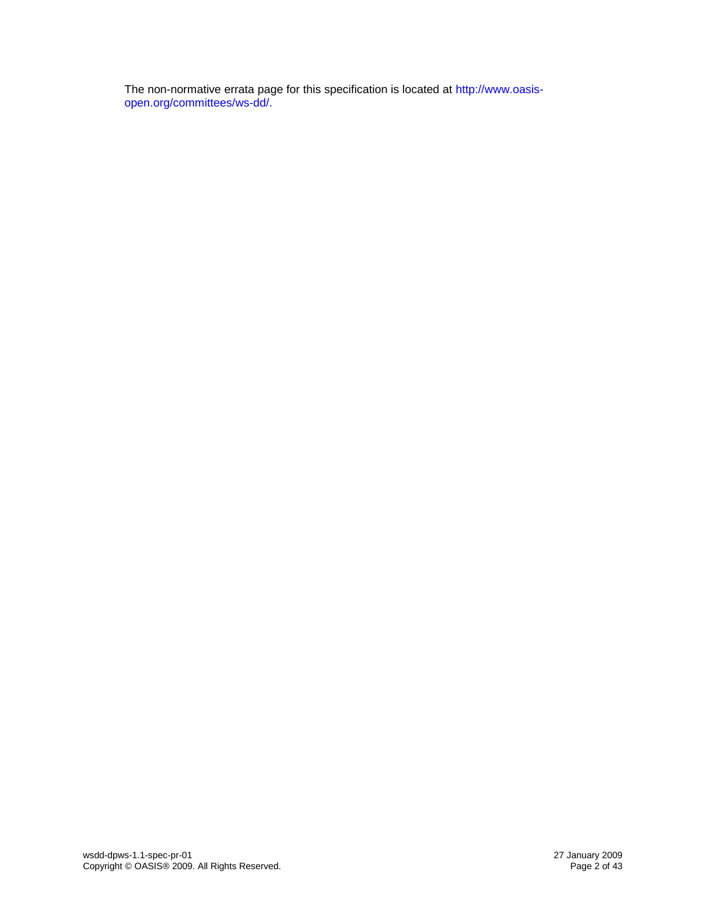The non-normative errata page for this specification is located at http://www.oasis-open.org/committees/ws-dd/.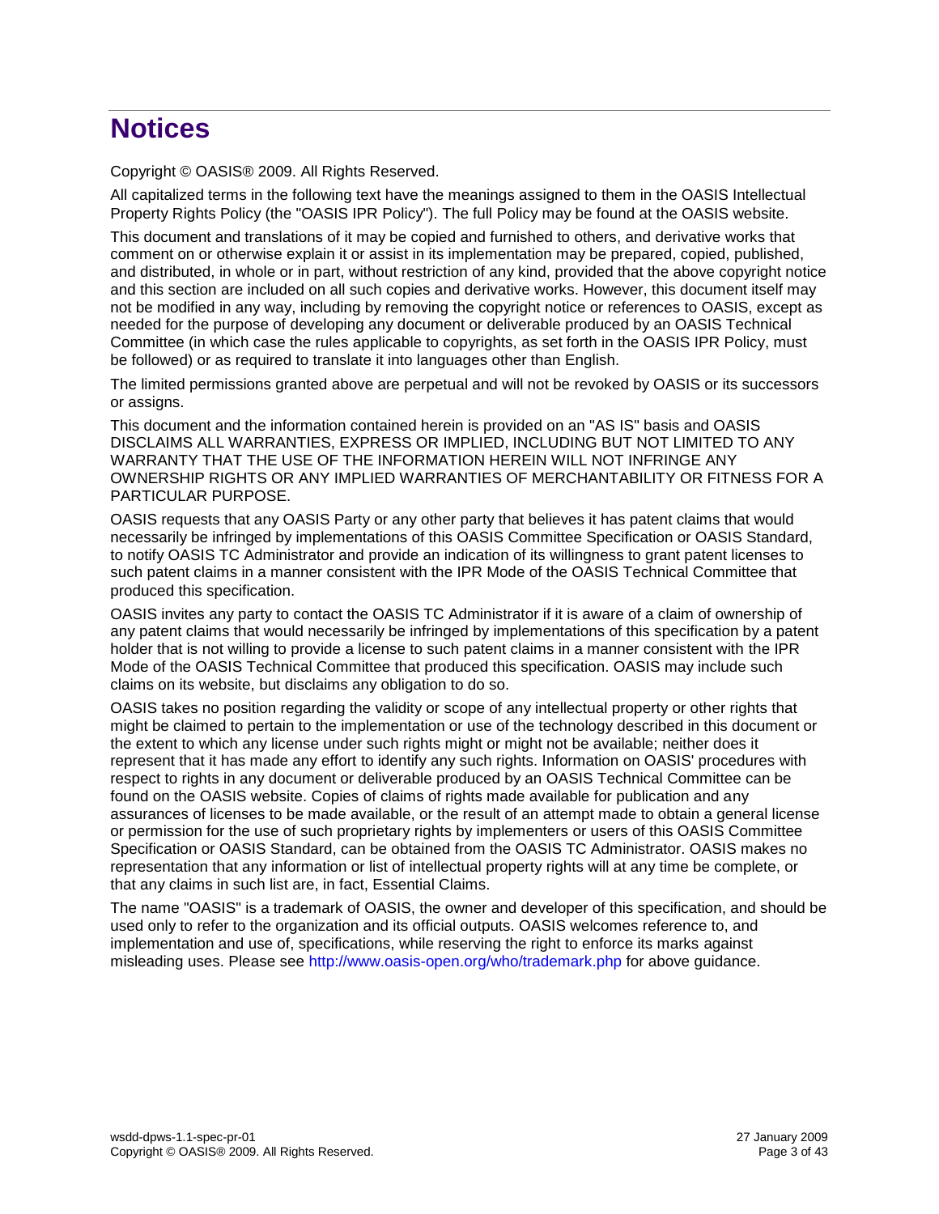# Notices

Copyright © OASIS® 2009. All Rights Reserved.

All capitalized terms in the following text have the meanings assigned to them in the OASIS Intellectual Property Rights Policy (the "OASIS IPR Policy"). The full Policy may be found at the OASIS website.

This document and translations of it may be copied and furnished to others, and derivative works that comment on or otherwise explain it or assist in its implementation may be prepared, copied, published, and distributed, in whole or in part, without restriction of any kind, provided that the above copyright notice and this section are included on all such copies and derivative works. However, this document itself may not be modified in any way, including by removing the copyright notice or references to OASIS, except as needed for the purpose of developing any document or deliverable produced by an OASIS Technical Committee (in which case the rules applicable to copyrights, as set forth in the OASIS IPR Policy, must be followed) or as required to translate it into languages other than English.

The limited permissions granted above are perpetual and will not be revoked by OASIS or its successors or assigns.

This document and the information contained herein is provided on an "AS IS" basis and OASIS DISCLAIMS ALL WARRANTIES, EXPRESS OR IMPLIED, INCLUDING BUT NOT LIMITED TO ANY WARRANTY THAT THE USE OF THE INFORMATION HEREIN WILL NOT INFRINGE ANY OWNERSHIP RIGHTS OR ANY IMPLIED WARRANTIES OF MERCHANTABILITY OR FITNESS FOR A PARTICULAR PURPOSE.

OASIS requests that any OASIS Party or any other party that believes it has patent claims that would necessarily be infringed by implementations of this OASIS Committee Specification or OASIS Standard, to notify OASIS TC Administrator and provide an indication of its willingness to grant patent licenses to such patent claims in a manner consistent with the IPR Mode of the OASIS Technical Committee that produced this specification.

OASIS invites any party to contact the OASIS TC Administrator if it is aware of a claim of ownership of any patent claims that would necessarily be infringed by implementations of this specification by a patent holder that is not willing to provide a license to such patent claims in a manner consistent with the IPR Mode of the OASIS Technical Committee that produced this specification. OASIS may include such claims on its website, but disclaims any obligation to do so.

OASIS takes no position regarding the validity or scope of any intellectual property or other rights that might be claimed to pertain to the implementation or use of the technology described in this document or the extent to which any license under such rights might or might not be available; neither does it represent that it has made any effort to identify any such rights. Information on OASIS' procedures with respect to rights in any document or deliverable produced by an OASIS Technical Committee can be found on the OASIS website. Copies of claims of rights made available for publication and any assurances of licenses to be made available, or the result of an attempt made to obtain a general license or permission for the use of such proprietary rights by implementers or users of this OASIS Committee Specification or OASIS Standard, can be obtained from the OASIS TC Administrator. OASIS makes no representation that any information or list of intellectual property rights will at any time be complete, or that any claims in such list are, in fact, Essential Claims.

The name "OASIS" is a trademark of OASIS, the owner and developer of this specification, and should be used only to refer to the organization and its official outputs. OASIS welcomes reference to, and implementation and use of, specifications, while reserving the right to enforce its marks against misleading uses. Please see http://www.oasis-open.org/who/trademark.php for above guidance.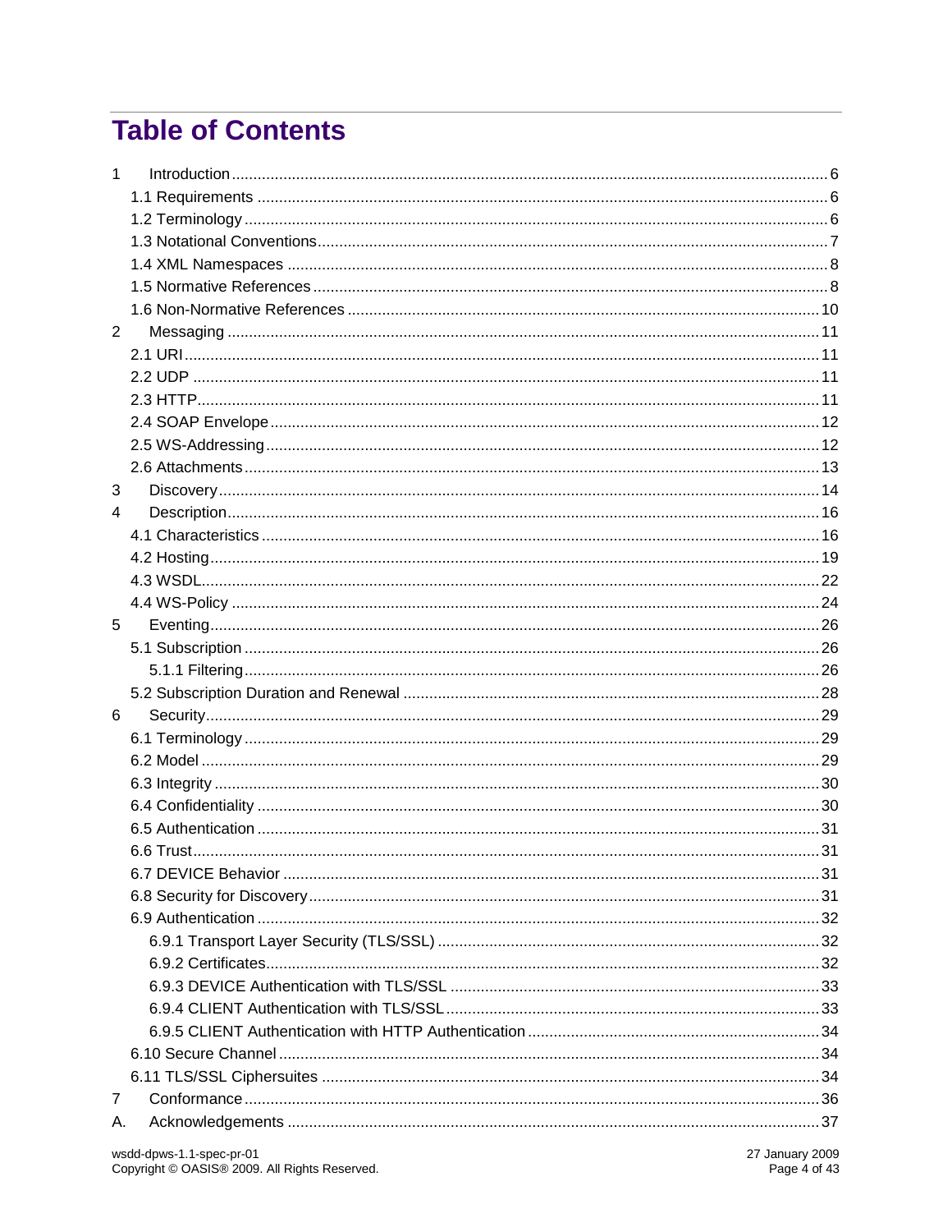# Table of Contents

1 Introduction ... 6
- 1.1 Requirements ... 6
- 1.2 Terminology ... 6
- 1.3 Notational Conventions ... 7
- 1.4 XML Namespaces ... 8
- 1.5 Normative References ... 8
- 1.6 Non-Normative References ... 10

2 Messaging ... 11
- 2.1 URI ... 11
- 2.2 UDP ... 11
- 2.3 HTTP ... 11
- 2.4 SOAP Envelope ... 12
- 2.5 WS-Addressing ... 12
- 2.6 Attachments ... 13

3 Discovery ... 14

4 Description ... 16
- 4.1 Characteristics ... 16
- 4.2 Hosting ... 19
- 4.3 WSDL ... 22
- 4.4 WS-Policy ... 24

5 Eventing ... 26
- 5.1 Subscription ... 26
  - 5.1.1 Filtering ... 26
- 5.2 Subscription Duration and Renewal ... 28

6 Security ... 29
- 6.1 Terminology ... 29
- 6.2 Model ... 29
- 6.3 Integrity ... 30
- 6.4 Confidentiality ... 30
- 6.5 Authentication ... 31
- 6.6 Trust ... 31
- 6.7 DEVICE Behavior ... 31
- 6.8 Security for Discovery ... 31
- 6.9 Authentication ... 32
  - 6.9.1 Transport Layer Security (TLS/SSL) ... 32
  - 6.9.2 Certificates ... 32
  - 6.9.3 DEVICE Authentication with TLS/SSL ... 33
  - 6.9.4 CLIENT Authentication with TLS/SSL ... 33
  - 6.9.5 CLIENT Authentication with HTTP Authentication ... 34
- 6.10 Secure Channel ... 34
- 6.11 TLS/SSL Ciphersuites ... 34

7 Conformance ... 36

A. Acknowledgements ... 37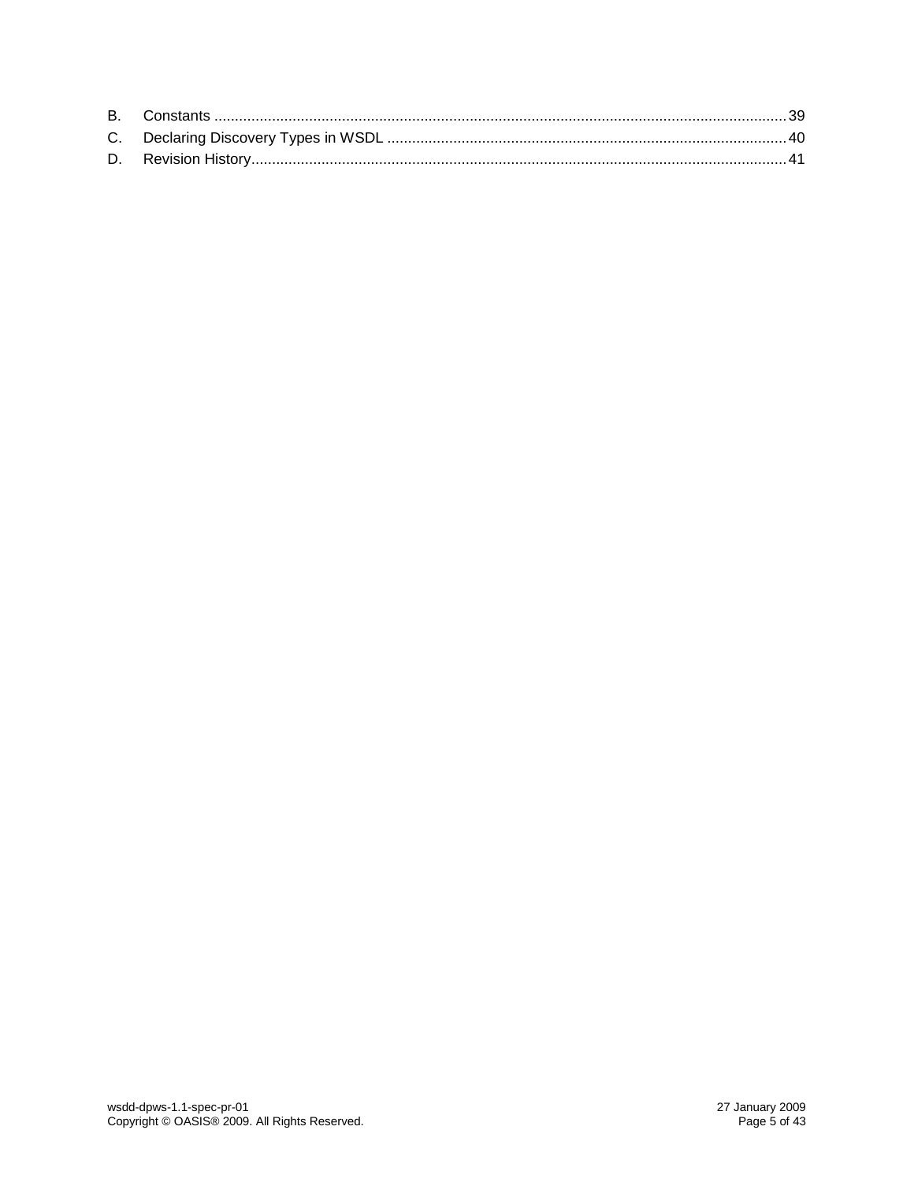B. Constants ........................................................................................................................................ 39
C. Declaring Discovery Types in WSDL ................................................................................................ 40
D. Revision History................................................................................................................................ 41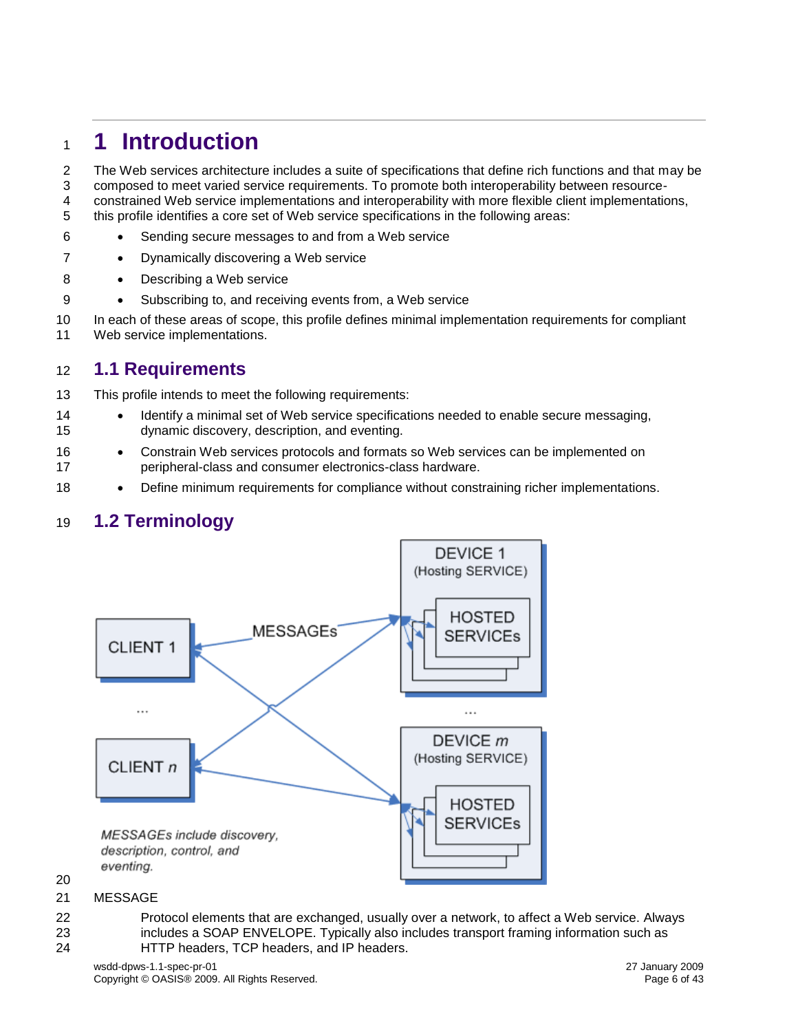# 1 Introduction

The Web services architecture includes a suite of specifications that define rich functions and that may be composed to meet varied service requirements. To promote both interoperability between resource-constrained Web service implementations and interoperability with more flexible client implementations, this profile identifies a core set of Web service specifications in the following areas:

- Sending secure messages to and from a Web service
- Dynamically discovering a Web service
- Describing a Web service
- Subscribing to, and receiving events from, a Web service

In each of these areas of scope, this profile defines minimal implementation requirements for compliant Web service implementations.

## 1.1 Requirements

This profile intends to meet the following requirements:

- Identify a minimal set of Web service specifications needed to enable secure messaging, dynamic discovery, description, and eventing.
- Constrain Web services protocols and formats so Web services can be implemented on peripheral-class and consumer electronics-class hardware.
- Define minimum requirements for compliance without constraining richer implementations.

## 1.2 Terminology

MESSAGE

Protocol elements that are exchanged, usually over a network, to affect a Web service. Always includes a SOAP ENVELOPE. Typically also includes transport framing information such as HTTP headers, TCP headers, and IP headers.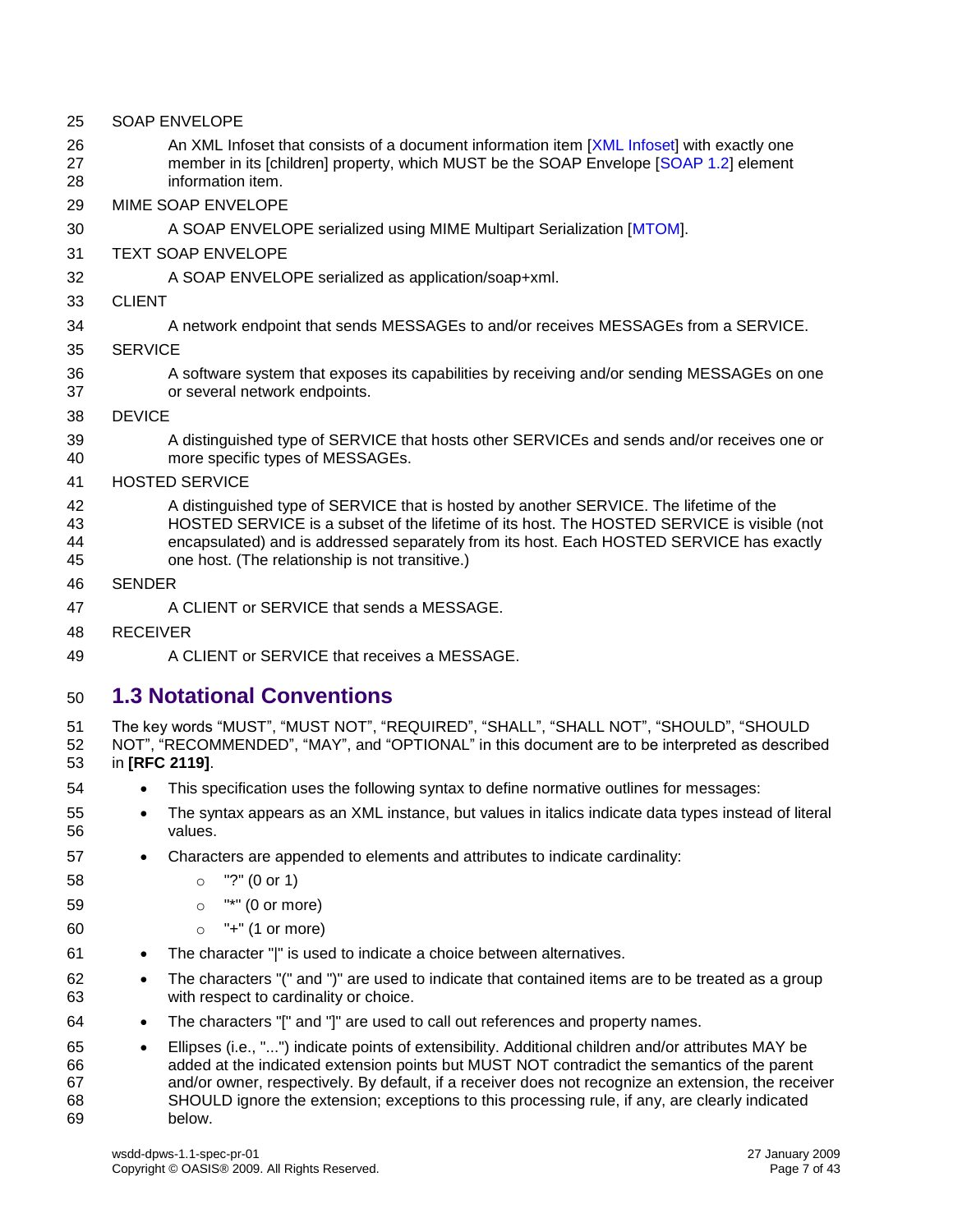SOAP ENVELOPE

An XML Infoset that consists of a document information item [XML Infoset] with exactly one member in its [children] property, which MUST be the SOAP Envelope [SOAP 1.2] element information item.

MIME SOAP ENVELOPE

A SOAP ENVELOPE serialized using MIME Multipart Serialization [MTOM].

TEXT SOAP ENVELOPE

A SOAP ENVELOPE serialized as application/soap+xml.

CLIENT

A network endpoint that sends MESSAGEs to and/or receives MESSAGEs from a SERVICE.

SERVICE

A software system that exposes its capabilities by receiving and/or sending MESSAGEs on one or several network endpoints.

DEVICE

A distinguished type of SERVICE that hosts other SERVICEs and sends and/or receives one or more specific types of MESSAGEs.

HOSTED SERVICE

A distinguished type of SERVICE that is hosted by another SERVICE. The lifetime of the HOSTED SERVICE is a subset of the lifetime of its host. The HOSTED SERVICE is visible (not encapsulated) and is addressed separately from its host. Each HOSTED SERVICE has exactly one host. (The relationship is not transitive.)

SENDER

A CLIENT or SERVICE that sends a MESSAGE.

RECEIVER

A CLIENT or SERVICE that receives a MESSAGE.

## 1.3 Notational Conventions

The key words “MUST”, “MUST NOT”, “REQUIRED”, “SHALL”, “SHALL NOT”, “SHOULD”, “SHOULD NOT”, “RECOMMENDED”, “MAY”, and “OPTIONAL” in this document are to be interpreted as described in **[RFC 2119]**.

- This specification uses the following syntax to define normative outlines for messages:
- The syntax appears as an XML instance, but values in italics indicate data types instead of literal values.
- Characters are appended to elements and attributes to indicate cardinality:
  - "?" (0 or 1)
  - "*" (0 or more)
  - "+" (1 or more)
- The character "|" is used to indicate a choice between alternatives.
- The characters "(" and ")" are used to indicate that contained items are to be treated as a group with respect to cardinality or choice.
- The characters "[" and "]" are used to call out references and property names.
- Ellipses (i.e., "...") indicate points of extensibility. Additional children and/or attributes MAY be added at the indicated extension points but MUST NOT contradict the semantics of the parent and/or owner, respectively. By default, if a receiver does not recognize an extension, the receiver SHOULD ignore the extension; exceptions to this processing rule, if any, are clearly indicated below.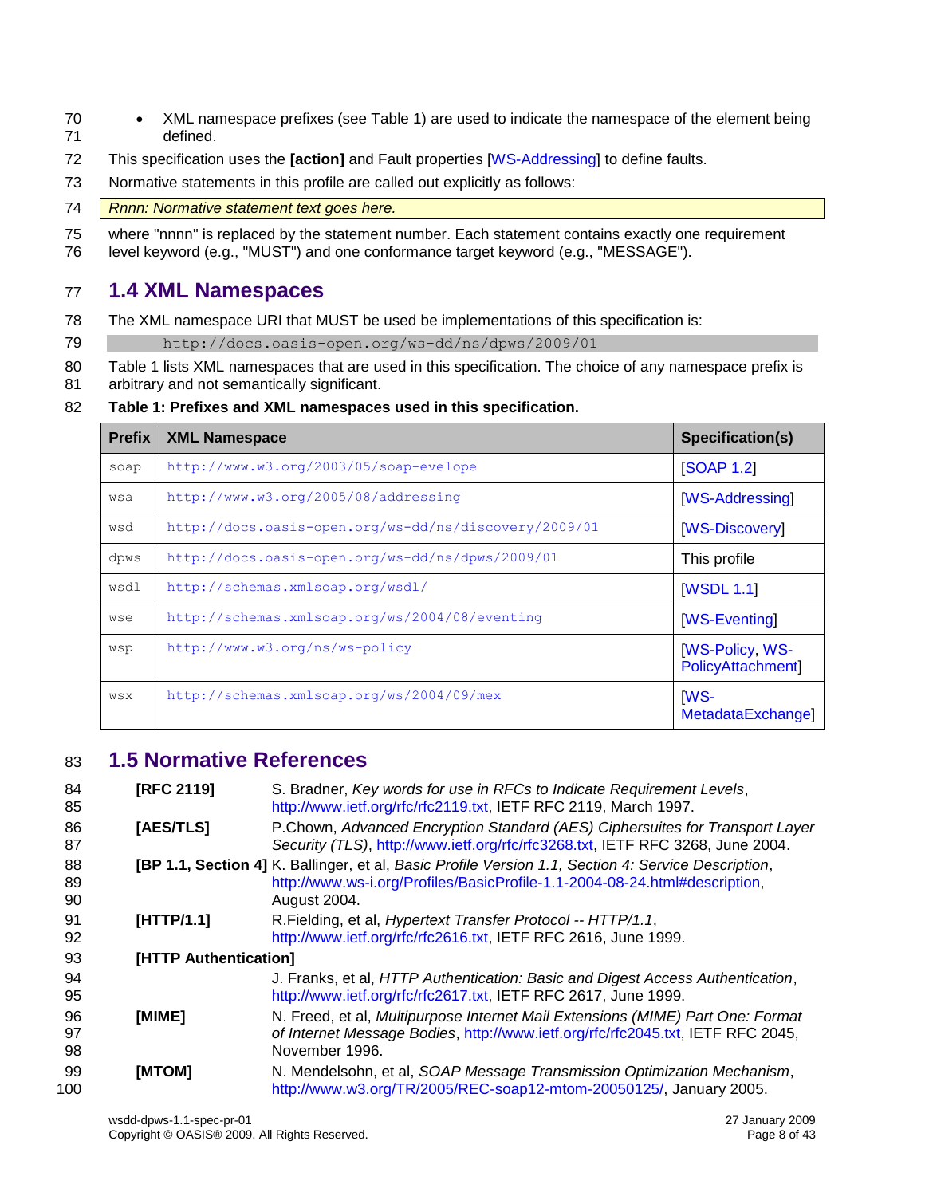- XML namespace prefixes (see Table 1) are used to indicate the namespace of the element being defined.

This specification uses the **[action]** and Fault properties [WS-Addressing] to define faults.

Normative statements in this profile are called out explicitly as follows:

*Rnnn: Normative statement text goes here.*

where "nnnn" is replaced by the statement number. Each statement contains exactly one requirement level keyword (e.g., "MUST") and one conformance target keyword (e.g., "MESSAGE").

## 1.4 XML Namespaces

The XML namespace URI that MUST be used be implementations of this specification is:

```
http://docs.oasis-open.org/ws-dd/ns/dpws/2009/01
```

Table 1 lists XML namespaces that are used in this specification. The choice of any namespace prefix is arbitrary and not semantically significant.

**Table 1: Prefixes and XML namespaces used in this specification.**

| Prefix | XML Namespace | Specification(s) |
|---|---|---|
| soap | http://www.w3.org/2003/05/soap-evelope | [SOAP 1.2] |
| wsa | http://www.w3.org/2005/08/addressing | [WS-Addressing] |
| wsd | http://docs.oasis-open.org/ws-dd/ns/discovery/2009/01 | [WS-Discovery] |
| dpws | http://docs.oasis-open.org/ws-dd/ns/dpws/2009/01 | This profile |
| wsdl | http://schemas.xmlsoap.org/wsdl/ | [WSDL 1.1] |
| wse | http://schemas.xmlsoap.org/ws/2004/08/eventing | [WS-Eventing] |
| wsp | http://www.w3.org/ns/ws-policy | [WS-Policy, WS-PolicyAttachment] |
| wsx | http://schemas.xmlsoap.org/ws/2004/09/mex | [WS-MetadataExchange] |

## 1.5 Normative References

**[RFC 2119]** S. Bradner, *Key words for use in RFCs to Indicate Requirement Levels*, http://www.ietf.org/rfc/rfc2119.txt, IETF RFC 2119, March 1997.

**[AES/TLS]** P.Chown, *Advanced Encryption Standard (AES) Ciphersuites for Transport Layer Security (TLS)*, http://www.ietf.org/rfc/rfc3268.txt, IETF RFC 3268, June 2004.

**[BP 1.1, Section 4]** K. Ballinger, et al, *Basic Profile Version 1.1, Section 4: Service Description*, http://www.ws-i.org/Profiles/BasicProfile-1.1-2004-08-24.html#description, August 2004.

**[HTTP/1.1]** R.Fielding, et al, *Hypertext Transfer Protocol -- HTTP/1.1*, http://www.ietf.org/rfc/rfc2616.txt, IETF RFC 2616, June 1999.

**[HTTP Authentication]** J. Franks, et al, *HTTP Authentication: Basic and Digest Access Authentication*, http://www.ietf.org/rfc/rfc2617.txt, IETF RFC 2617, June 1999.

**[MIME]** N. Freed, et al, *Multipurpose Internet Mail Extensions (MIME) Part One: Format of Internet Message Bodies*, http://www.ietf.org/rfc/rfc2045.txt, IETF RFC 2045, November 1996.

**[MTOM]** N. Mendelsohn, et al, *SOAP Message Transmission Optimization Mechanism*, http://www.w3.org/TR/2005/REC-soap12-mtom-20050125/, January 2005.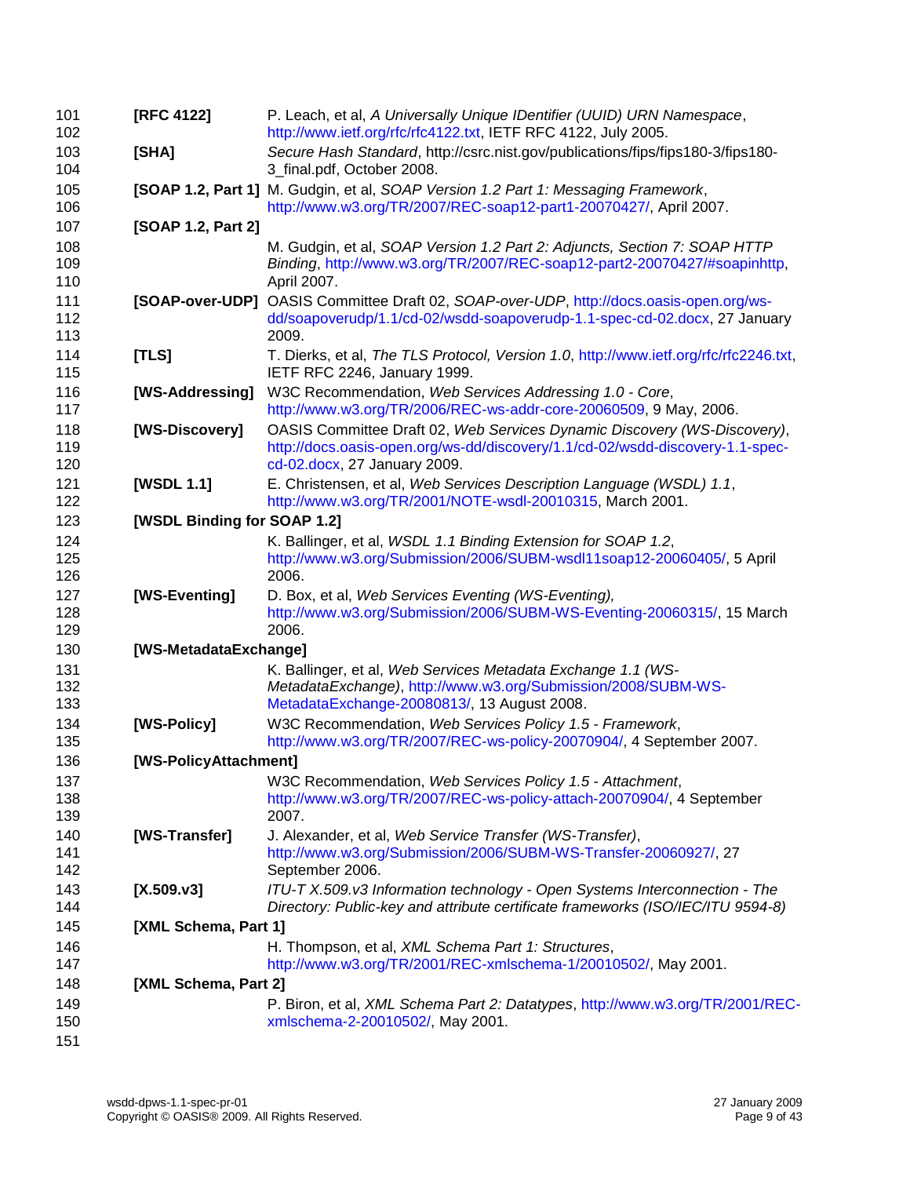**[RFC 4122]** P. Leach, et al, *A Universally Unique IDentifier (UUID) URN Namespace*, http://www.ietf.org/rfc/rfc4122.txt, IETF RFC 4122, July 2005.

**[SHA]** *Secure Hash Standard*, http://csrc.nist.gov/publications/fips/fips180-3/fips180-3_final.pdf, October 2008.

**[SOAP 1.2, Part 1]** M. Gudgin, et al, *SOAP Version 1.2 Part 1: Messaging Framework*, http://www.w3.org/TR/2007/REC-soap12-part1-20070427/, April 2007.

**[SOAP 1.2, Part 2]**
M. Gudgin, et al, *SOAP Version 1.2 Part 2: Adjuncts, Section 7: SOAP HTTP Binding*, http://www.w3.org/TR/2007/REC-soap12-part2-20070427/#soapinhttp, April 2007.

**[SOAP-over-UDP]** OASIS Committee Draft 02, *SOAP-over-UDP*, http://docs.oasis-open.org/ws-dd/soapoverudp/1.1/cd-02/wsdd-soapoverudp-1.1-spec-cd-02.docx, 27 January 2009.

**[TLS]** T. Dierks, et al, *The TLS Protocol, Version 1.0*, http://www.ietf.org/rfc/rfc2246.txt, IETF RFC 2246, January 1999.

**[WS-Addressing]** W3C Recommendation, *Web Services Addressing 1.0 - Core*, http://www.w3.org/TR/2006/REC-ws-addr-core-20060509, 9 May, 2006.

**[WS-Discovery]** OASIS Committee Draft 02, *Web Services Dynamic Discovery (WS-Discovery)*, http://docs.oasis-open.org/ws-dd/discovery/1.1/cd-02/wsdd-discovery-1.1-spec-cd-02.docx, 27 January 2009.

**[WSDL 1.1]** E. Christensen, et al, *Web Services Description Language (WSDL) 1.1*, http://www.w3.org/TR/2001/NOTE-wsdl-20010315, March 2001.

**[WSDL Binding for SOAP 1.2]**
K. Ballinger, et al, *WSDL 1.1 Binding Extension for SOAP 1.2*, http://www.w3.org/Submission/2006/SUBM-wsdl11soap12-20060405/, 5 April 2006.

**[WS-Eventing]** D. Box, et al, *Web Services Eventing (WS-Eventing),* http://www.w3.org/Submission/2006/SUBM-WS-Eventing-20060315/, 15 March 2006.

**[WS-MetadataExchange]**
K. Ballinger, et al, *Web Services Metadata Exchange 1.1 (WS-MetadataExchange)*, http://www.w3.org/Submission/2008/SUBM-WS-MetadataExchange-20080813/, 13 August 2008.

**[WS-Policy]** W3C Recommendation, *Web Services Policy 1.5 - Framework*, http://www.w3.org/TR/2007/REC-ws-policy-20070904/, 4 September 2007.

**[WS-PolicyAttachment]**
W3C Recommendation, *Web Services Policy 1.5 - Attachment*, http://www.w3.org/TR/2007/REC-ws-policy-attach-20070904/, 4 September 2007.

**[WS-Transfer]** J. Alexander, et al, *Web Service Transfer (WS-Transfer)*, http://www.w3.org/Submission/2006/SUBM-WS-Transfer-20060927/, 27 September 2006.

**[X.509.v3]** *ITU-T X.509.v3 Information technology - Open Systems Interconnection - The Directory: Public-key and attribute certificate frameworks (ISO/IEC/ITU 9594-8)*

**[XML Schema, Part 1]**
H. Thompson, et al, *XML Schema Part 1: Structures*, http://www.w3.org/TR/2001/REC-xmlschema-1/20010502/, May 2001.

**[XML Schema, Part 2]**
P. Biron, et al, *XML Schema Part 2: Datatypes*, http://www.w3.org/TR/2001/REC-xmlschema-2-20010502/, May 2001.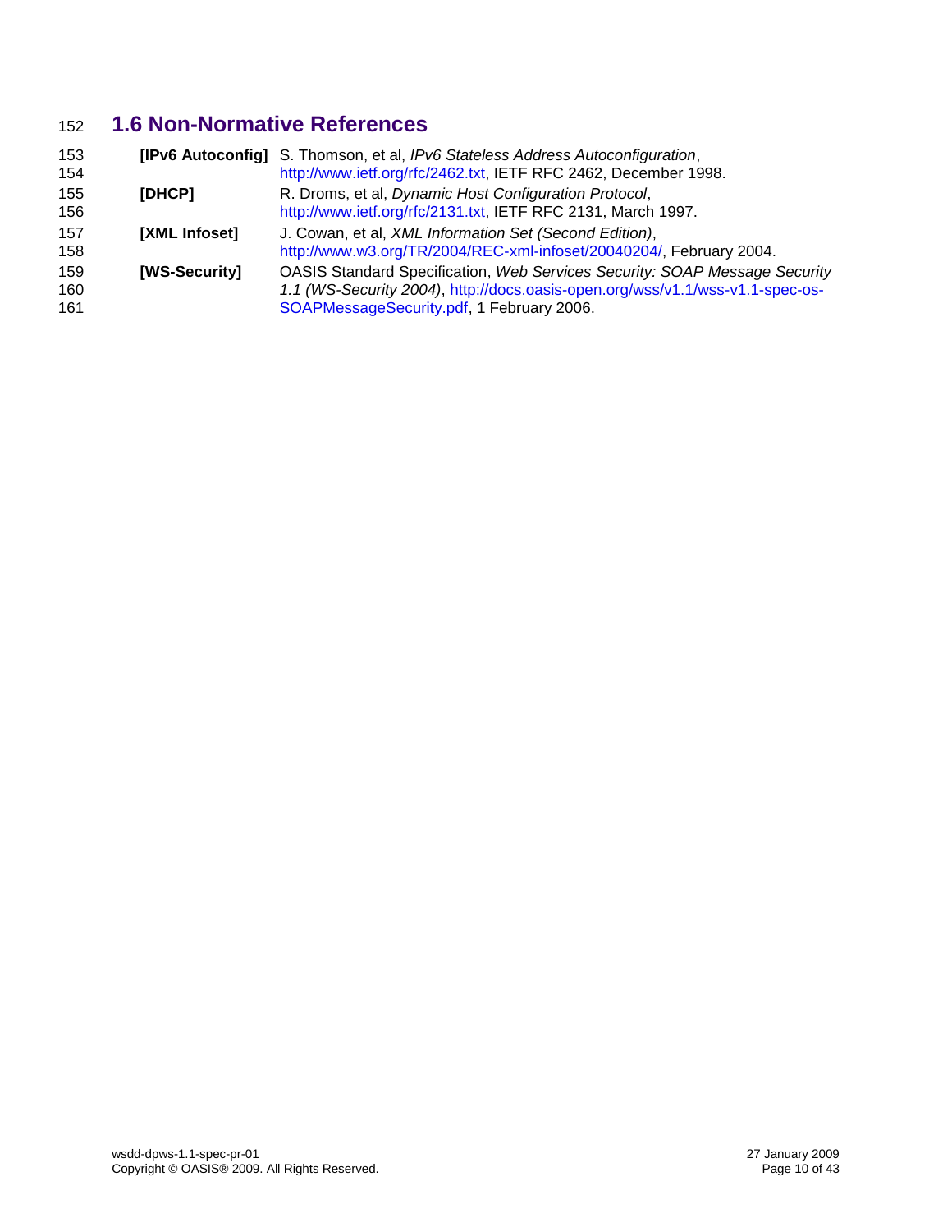## 1.6 Non-Normative References

**[IPv6 Autoconfig]** S. Thomson, et al, *IPv6 Stateless Address Autoconfiguration*, http://www.ietf.org/rfc/2462.txt, IETF RFC 2462, December 1998.

**[DHCP]** R. Droms, et al, *Dynamic Host Configuration Protocol*, http://www.ietf.org/rfc/2131.txt, IETF RFC 2131, March 1997.

**[XML Infoset]** J. Cowan, et al, *XML Information Set (Second Edition)*, http://www.w3.org/TR/2004/REC-xml-infoset/20040204/, February 2004.

**[WS-Security]** OASIS Standard Specification, *Web Services Security: SOAP Message Security 1.1 (WS-Security 2004)*, http://docs.oasis-open.org/wss/v1.1/wss-v1.1-spec-os-SOAPMessageSecurity.pdf, 1 February 2006.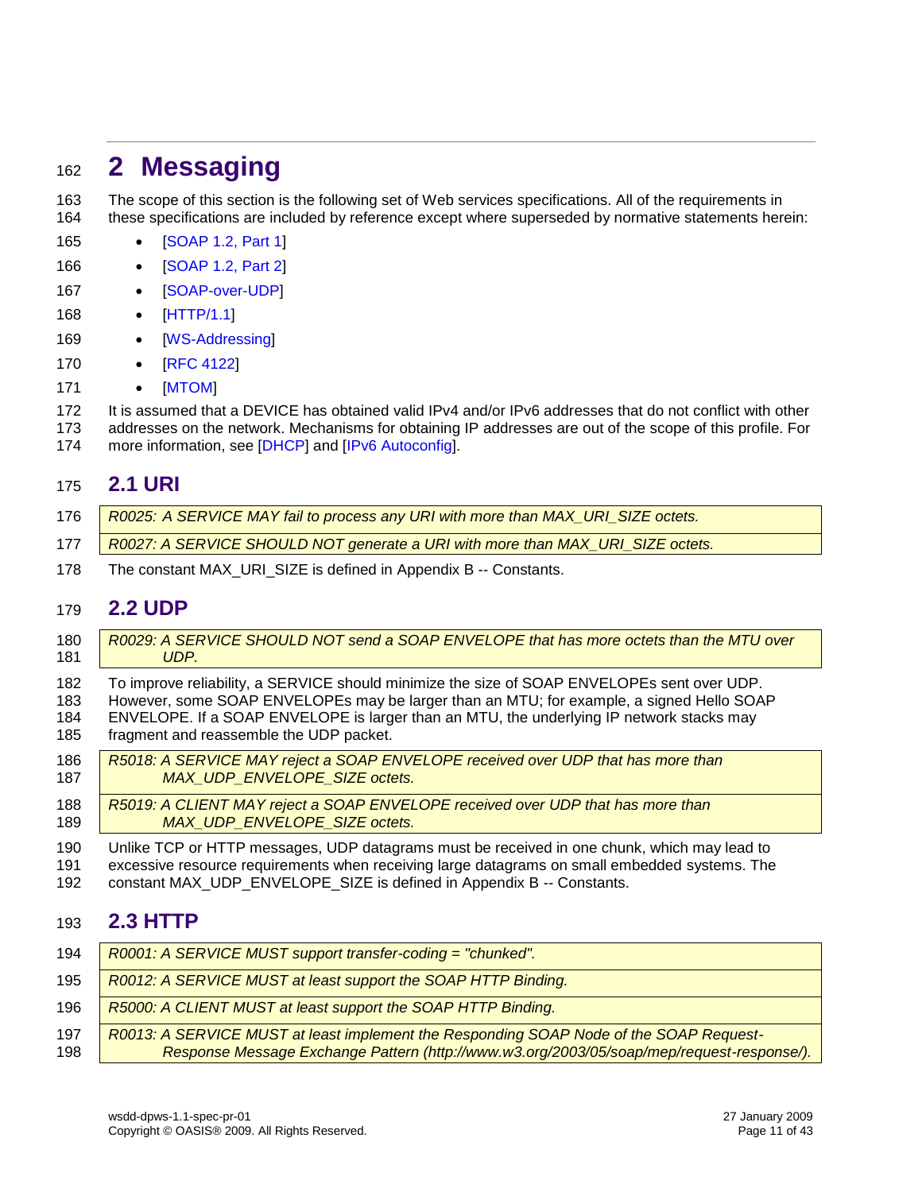# 2 Messaging

The scope of this section is the following set of Web services specifications. All of the requirements in these specifications are included by reference except where superseded by normative statements herein:

- [SOAP 1.2, Part 1]
- [SOAP 1.2, Part 2]
- [SOAP-over-UDP]
- [HTTP/1.1]
- [WS-Addressing]
- [RFC 4122]
- [MTOM]

It is assumed that a DEVICE has obtained valid IPv4 and/or IPv6 addresses that do not conflict with other addresses on the network. Mechanisms for obtaining IP addresses are out of the scope of this profile. For more information, see [DHCP] and [IPv6 Autoconfig].

## 2.1 URI

*R0025: A SERVICE MAY fail to process any URI with more than MAX_URI_SIZE octets.*

*R0027: A SERVICE SHOULD NOT generate a URI with more than MAX_URI_SIZE octets.*

The constant MAX_URI_SIZE is defined in Appendix B -- Constants.

## 2.2 UDP

*R0029: A SERVICE SHOULD NOT send a SOAP ENVELOPE that has more octets than the MTU over UDP.*

To improve reliability, a SERVICE should minimize the size of SOAP ENVELOPEs sent over UDP. However, some SOAP ENVELOPEs may be larger than an MTU; for example, a signed Hello SOAP ENVELOPE. If a SOAP ENVELOPE is larger than an MTU, the underlying IP network stacks may fragment and reassemble the UDP packet.

*R5018: A SERVICE MAY reject a SOAP ENVELOPE received over UDP that has more than MAX_UDP_ENVELOPE_SIZE octets.*

*R5019: A CLIENT MAY reject a SOAP ENVELOPE received over UDP that has more than MAX_UDP_ENVELOPE_SIZE octets.*

Unlike TCP or HTTP messages, UDP datagrams must be received in one chunk, which may lead to excessive resource requirements when receiving large datagrams on small embedded systems. The constant MAX_UDP_ENVELOPE_SIZE is defined in Appendix B -- Constants.

## 2.3 HTTP

*R0001: A SERVICE MUST support transfer-coding = "chunked".*

*R0012: A SERVICE MUST at least support the SOAP HTTP Binding.*

*R5000: A CLIENT MUST at least support the SOAP HTTP Binding.*

*R0013: A SERVICE MUST at least implement the Responding SOAP Node of the SOAP Request-Response Message Exchange Pattern (http://www.w3.org/2003/05/soap/mep/request-response/).*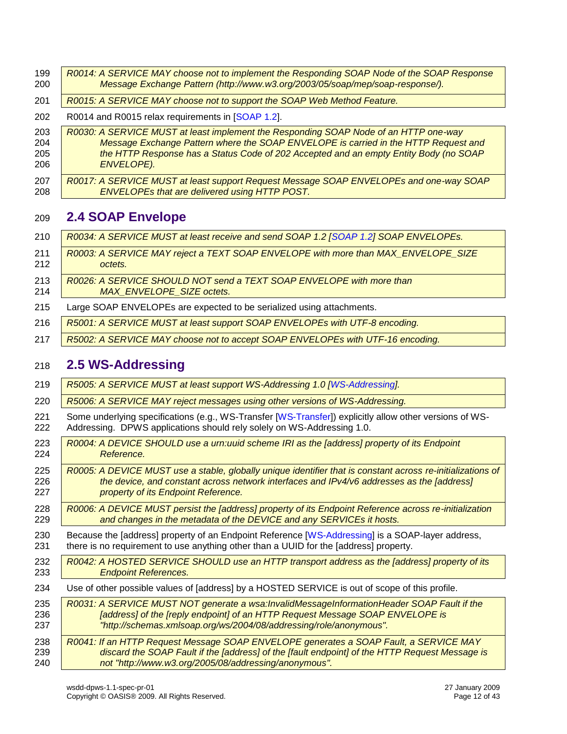*R0014: A SERVICE MAY choose not to implement the Responding SOAP Node of the SOAP Response Message Exchange Pattern (http://www.w3.org/2003/05/soap/mep/soap-response/).*

*R0015: A SERVICE MAY choose not to support the SOAP Web Method Feature.*

R0014 and R0015 relax requirements in [SOAP 1.2].

*R0030: A SERVICE MUST at least implement the Responding SOAP Node of an HTTP one-way Message Exchange Pattern where the SOAP ENVELOPE is carried in the HTTP Request and the HTTP Response has a Status Code of 202 Accepted and an empty Entity Body (no SOAP ENVELOPE).*

*R0017: A SERVICE MUST at least support Request Message SOAP ENVELOPEs and one-way SOAP ENVELOPEs that are delivered using HTTP POST.*

## 2.4 SOAP Envelope

*R0034: A SERVICE MUST at least receive and send SOAP 1.2 [SOAP 1.2] SOAP ENVELOPEs.*

*R0003: A SERVICE MAY reject a TEXT SOAP ENVELOPE with more than MAX_ENVELOPE_SIZE octets.*

*R0026: A SERVICE SHOULD NOT send a TEXT SOAP ENVELOPE with more than MAX_ENVELOPE_SIZE octets.*

Large SOAP ENVELOPEs are expected to be serialized using attachments.

*R5001: A SERVICE MUST at least support SOAP ENVELOPEs with UTF-8 encoding.*

*R5002: A SERVICE MAY choose not to accept SOAP ENVELOPEs with UTF-16 encoding.*

## 2.5 WS-Addressing

*R5005: A SERVICE MUST at least support WS-Addressing 1.0 [WS-Addressing].*

*R5006: A SERVICE MAY reject messages using other versions of WS-Addressing.*

Some underlying specifications (e.g., WS-Transfer [WS-Transfer]) explicitly allow other versions of WS-Addressing. DPWS applications should rely solely on WS-Addressing 1.0.

*R0004: A DEVICE SHOULD use a urn:uuid scheme IRI as the [address] property of its Endpoint Reference.*

*R0005: A DEVICE MUST use a stable, globally unique identifier that is constant across re-initializations of the device, and constant across network interfaces and IPv4/v6 addresses as the [address] property of its Endpoint Reference.*

*R0006: A DEVICE MUST persist the [address] property of its Endpoint Reference across re-initialization and changes in the metadata of the DEVICE and any SERVICEs it hosts.*

Because the [address] property of an Endpoint Reference [WS-Addressing] is a SOAP-layer address, there is no requirement to use anything other than a UUID for the [address] property.

*R0042: A HOSTED SERVICE SHOULD use an HTTP transport address as the [address] property of its Endpoint References.*

Use of other possible values of [address] by a HOSTED SERVICE is out of scope of this profile.

*R0031: A SERVICE MUST NOT generate a wsa:InvalidMessageInformationHeader SOAP Fault if the [address] of the [reply endpoint] of an HTTP Request Message SOAP ENVELOPE is "http://schemas.xmlsoap.org/ws/2004/08/addressing/role/anonymous".*

*R0041: If an HTTP Request Message SOAP ENVELOPE generates a SOAP Fault, a SERVICE MAY discard the SOAP Fault if the [address] of the [fault endpoint] of the HTTP Request Message is not "http://www.w3.org/2005/08/addressing/anonymous".*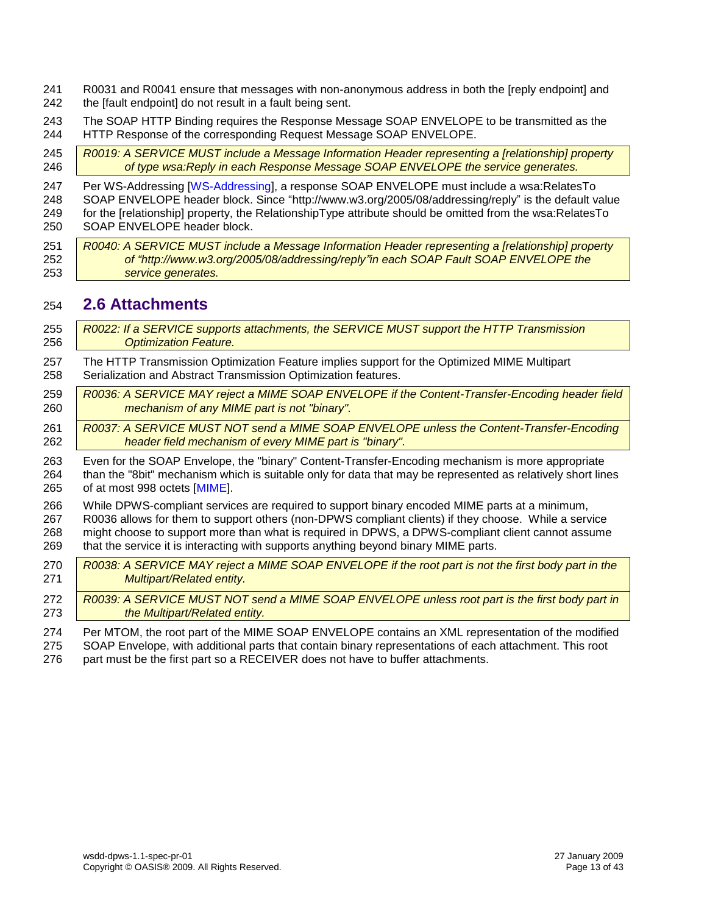R0031 and R0041 ensure that messages with non-anonymous address in both the [reply endpoint] and the [fault endpoint] do not result in a fault being sent.

The SOAP HTTP Binding requires the Response Message SOAP ENVELOPE to be transmitted as the HTTP Response of the corresponding Request Message SOAP ENVELOPE.

> *R0019: A SERVICE MUST include a Message Information Header representing a [relationship] property of type wsa:Reply in each Response Message SOAP ENVELOPE the service generates.*

Per WS-Addressing [WS-Addressing], a response SOAP ENVELOPE must include a wsa:RelatesTo SOAP ENVELOPE header block. Since "http://www.w3.org/2005/08/addressing/reply" is the default value for the [relationship] property, the RelationshipType attribute should be omitted from the wsa:RelatesTo SOAP ENVELOPE header block.

> *R0040: A SERVICE MUST include a Message Information Header representing a [relationship] property of "http://www.w3.org/2005/08/addressing/reply"in each SOAP Fault SOAP ENVELOPE the service generates.*

## 2.6 Attachments

> *R0022: If a SERVICE supports attachments, the SERVICE MUST support the HTTP Transmission Optimization Feature.*

The HTTP Transmission Optimization Feature implies support for the Optimized MIME Multipart Serialization and Abstract Transmission Optimization features.

> *R0036: A SERVICE MAY reject a MIME SOAP ENVELOPE if the Content-Transfer-Encoding header field mechanism of any MIME part is not "binary".*

> *R0037: A SERVICE MUST NOT send a MIME SOAP ENVELOPE unless the Content-Transfer-Encoding header field mechanism of every MIME part is "binary".*

Even for the SOAP Envelope, the "binary" Content-Transfer-Encoding mechanism is more appropriate than the "8bit" mechanism which is suitable only for data that may be represented as relatively short lines of at most 998 octets [MIME].

While DPWS-compliant services are required to support binary encoded MIME parts at a minimum, R0036 allows for them to support others (non-DPWS compliant clients) if they choose. While a service might choose to support more than what is required in DPWS, a DPWS-compliant client cannot assume that the service it is interacting with supports anything beyond binary MIME parts.

> *R0038: A SERVICE MAY reject a MIME SOAP ENVELOPE if the root part is not the first body part in the Multipart/Related entity.*

> *R0039: A SERVICE MUST NOT send a MIME SOAP ENVELOPE unless root part is the first body part in the Multipart/Related entity.*

Per MTOM, the root part of the MIME SOAP ENVELOPE contains an XML representation of the modified SOAP Envelope, with additional parts that contain binary representations of each attachment. This root part must be the first part so a RECEIVER does not have to buffer attachments.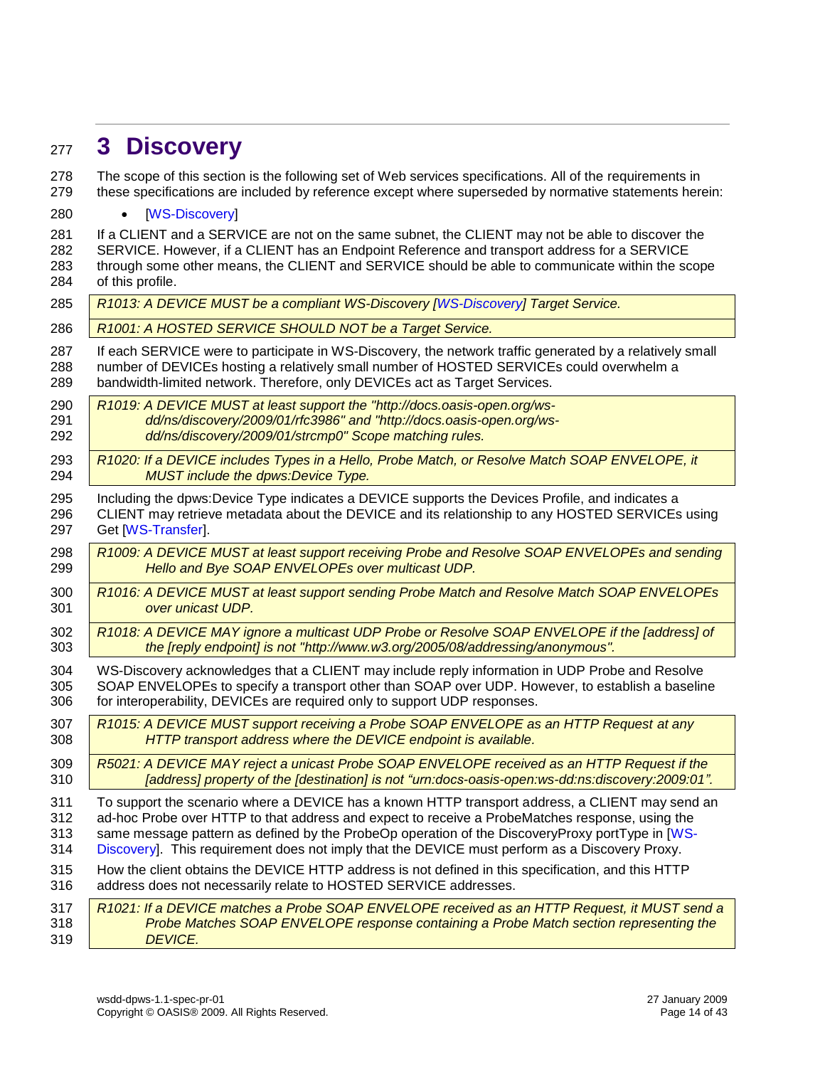# 3 Discovery

The scope of this section is the following set of Web services specifications. All of the requirements in these specifications are included by reference except where superseded by normative statements herein:

- [WS-Discovery]

If a CLIENT and a SERVICE are not on the same subnet, the CLIENT may not be able to discover the SERVICE. However, if a CLIENT has an Endpoint Reference and transport address for a SERVICE through some other means, the CLIENT and SERVICE should be able to communicate within the scope of this profile.

*R1013: A DEVICE MUST be a compliant WS-Discovery [WS-Discovery] Target Service.*

*R1001: A HOSTED SERVICE SHOULD NOT be a Target Service.*

If each SERVICE were to participate in WS-Discovery, the network traffic generated by a relatively small number of DEVICEs hosting a relatively small number of HOSTED SERVICEs could overwhelm a bandwidth-limited network. Therefore, only DEVICEs act as Target Services.

*R1019: A DEVICE MUST at least support the "http://docs.oasis-open.org/ws-dd/ns/discovery/2009/01/rfc3986" and "http://docs.oasis-open.org/ws-dd/ns/discovery/2009/01/strcmp0" Scope matching rules.*

*R1020: If a DEVICE includes Types in a Hello, Probe Match, or Resolve Match SOAP ENVELOPE, it MUST include the dpws:Device Type.*

Including the dpws:Device Type indicates a DEVICE supports the Devices Profile, and indicates a CLIENT may retrieve metadata about the DEVICE and its relationship to any HOSTED SERVICEs using Get [WS-Transfer].

*R1009: A DEVICE MUST at least support receiving Probe and Resolve SOAP ENVELOPEs and sending Hello and Bye SOAP ENVELOPEs over multicast UDP.*

*R1016: A DEVICE MUST at least support sending Probe Match and Resolve Match SOAP ENVELOPEs over unicast UDP.*

*R1018: A DEVICE MAY ignore a multicast UDP Probe or Resolve SOAP ENVELOPE if the [address] of the [reply endpoint] is not "http://www.w3.org/2005/08/addressing/anonymous".*

WS-Discovery acknowledges that a CLIENT may include reply information in UDP Probe and Resolve SOAP ENVELOPEs to specify a transport other than SOAP over UDP. However, to establish a baseline for interoperability, DEVICEs are required only to support UDP responses.

*R1015: A DEVICE MUST support receiving a Probe SOAP ENVELOPE as an HTTP Request at any HTTP transport address where the DEVICE endpoint is available.*

*R5021: A DEVICE MAY reject a unicast Probe SOAP ENVELOPE received as an HTTP Request if the [address] property of the [destination] is not "urn:docs-oasis-open:ws-dd:ns:discovery:2009:01".*

To support the scenario where a DEVICE has a known HTTP transport address, a CLIENT may send an ad-hoc Probe over HTTP to that address and expect to receive a ProbeMatches response, using the same message pattern as defined by the ProbeOp operation of the DiscoveryProxy portType in [WS-Discovery]. This requirement does not imply that the DEVICE must perform as a Discovery Proxy.

How the client obtains the DEVICE HTTP address is not defined in this specification, and this HTTP address does not necessarily relate to HOSTED SERVICE addresses.

*R1021: If a DEVICE matches a Probe SOAP ENVELOPE received as an HTTP Request, it MUST send a Probe Matches SOAP ENVELOPE response containing a Probe Match section representing the DEVICE.*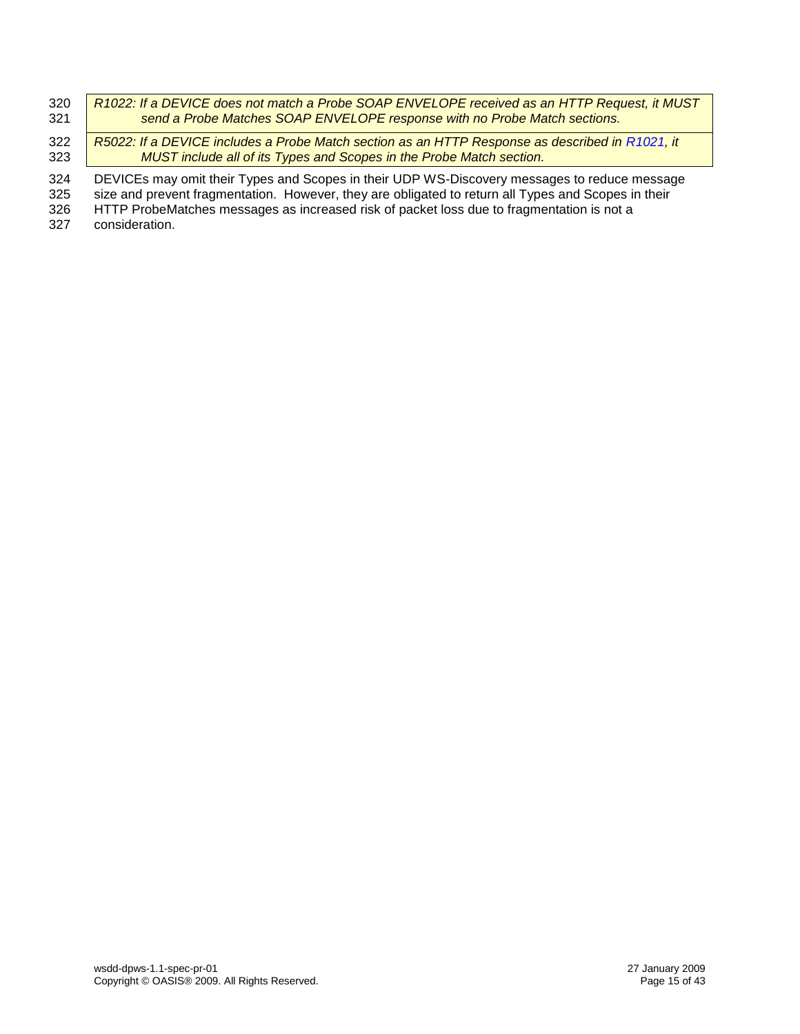*R1022: If a DEVICE does not match a Probe SOAP ENVELOPE received as an HTTP Request, it MUST send a Probe Matches SOAP ENVELOPE response with no Probe Match sections.*

*R5022: If a DEVICE includes a Probe Match section as an HTTP Response as described in R1021, it MUST include all of its Types and Scopes in the Probe Match section.*

DEVICEs may omit their Types and Scopes in their UDP WS-Discovery messages to reduce message size and prevent fragmentation. However, they are obligated to return all Types and Scopes in their HTTP ProbeMatches messages as increased risk of packet loss due to fragmentation is not a consideration.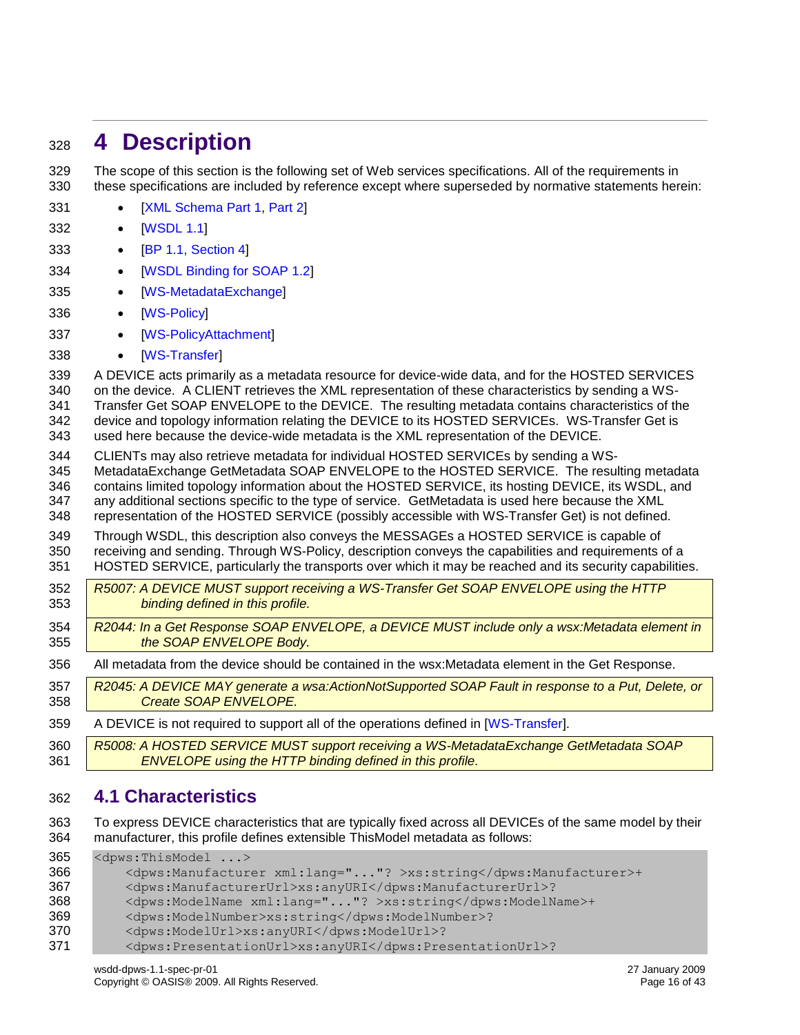# 4 Description

The scope of this section is the following set of Web services specifications. All of the requirements in these specifications are included by reference except where superseded by normative statements herein:

- [XML Schema Part 1, Part 2]
- [WSDL 1.1]
- [BP 1.1, Section 4]
- [WSDL Binding for SOAP 1.2]
- [WS-MetadataExchange]
- [WS-Policy]
- [WS-PolicyAttachment]
- [WS-Transfer]

A DEVICE acts primarily as a metadata resource for device-wide data, and for the HOSTED SERVICES on the device. A CLIENT retrieves the XML representation of these characteristics by sending a WS-Transfer Get SOAP ENVELOPE to the DEVICE. The resulting metadata contains characteristics of the device and topology information relating the DEVICE to its HOSTED SERVICEs. WS-Transfer Get is used here because the device-wide metadata is the XML representation of the DEVICE.

CLIENTs may also retrieve metadata for individual HOSTED SERVICEs by sending a WS-MetadataExchange GetMetadata SOAP ENVELOPE to the HOSTED SERVICE. The resulting metadata contains limited topology information about the HOSTED SERVICE, its hosting DEVICE, its WSDL, and any additional sections specific to the type of service. GetMetadata is used here because the XML representation of the HOSTED SERVICE (possibly accessible with WS-Transfer Get) is not defined.

Through WSDL, this description also conveys the MESSAGEs a HOSTED SERVICE is capable of receiving and sending. Through WS-Policy, description conveys the capabilities and requirements of a HOSTED SERVICE, particularly the transports over which it may be reached and its security capabilities.

*R5007: A DEVICE MUST support receiving a WS-Transfer Get SOAP ENVELOPE using the HTTP binding defined in this profile.*

*R2044: In a Get Response SOAP ENVELOPE, a DEVICE MUST include only a wsx:Metadata element in the SOAP ENVELOPE Body.*

All metadata from the device should be contained in the wsx:Metadata element in the Get Response.

*R2045: A DEVICE MAY generate a wsa:ActionNotSupported SOAP Fault in response to a Put, Delete, or Create SOAP ENVELOPE.*

A DEVICE is not required to support all of the operations defined in [WS-Transfer].

*R5008: A HOSTED SERVICE MUST support receiving a WS-MetadataExchange GetMetadata SOAP ENVELOPE using the HTTP binding defined in this profile.*

## 4.1 Characteristics

To express DEVICE characteristics that are typically fixed across all DEVICEs of the same model by their manufacturer, this profile defines extensible ThisModel metadata as follows:

```
<dpws:ThisModel ...>
    <dpws:Manufacturer xml:lang="..."? >xs:string</dpws:Manufacturer>+
    <dpws:ManufacturerUrl>xs:anyURI</dpws:ManufacturerUrl>?
    <dpws:ModelName xml:lang="..."? >xs:string</dpws:ModelName>+
    <dpws:ModelNumber>xs:string</dpws:ModelNumber>?
    <dpws:ModelUrl>xs:anyURI</dpws:ModelUrl>?
    <dpws:PresentationUrl>xs:anyURI</dpws:PresentationUrl>?
```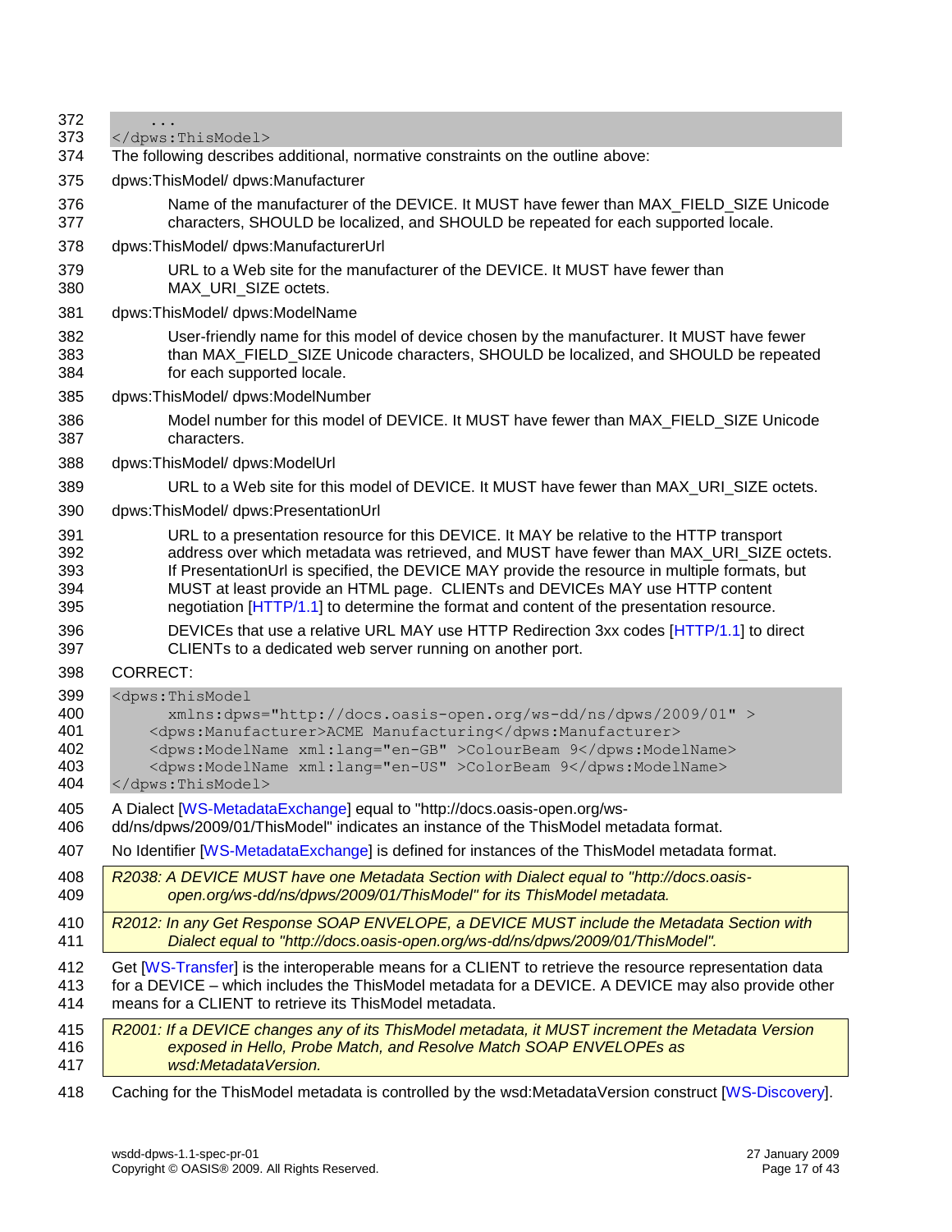```
    ...
</dpws:ThisModel>
```

The following describes additional, normative constraints on the outline above:

dpws:ThisModel/ dpws:Manufacturer

> Name of the manufacturer of the DEVICE. It MUST have fewer than MAX_FIELD_SIZE Unicode characters, SHOULD be localized, and SHOULD be repeated for each supported locale.

dpws:ThisModel/ dpws:ManufacturerUrl

> URL to a Web site for the manufacturer of the DEVICE. It MUST have fewer than MAX_URI_SIZE octets.

dpws:ThisModel/ dpws:ModelName

> User-friendly name for this model of device chosen by the manufacturer. It MUST have fewer than MAX_FIELD_SIZE Unicode characters, SHOULD be localized, and SHOULD be repeated for each supported locale.

dpws:ThisModel/ dpws:ModelNumber

> Model number for this model of DEVICE. It MUST have fewer than MAX_FIELD_SIZE Unicode characters.

dpws:ThisModel/ dpws:ModelUrl

> URL to a Web site for this model of DEVICE. It MUST have fewer than MAX_URI_SIZE octets.

dpws:ThisModel/ dpws:PresentationUrl

> URL to a presentation resource for this DEVICE. It MAY be relative to the HTTP transport address over which metadata was retrieved, and MUST have fewer than MAX_URI_SIZE octets. If PresentationUrl is specified, the DEVICE MAY provide the resource in multiple formats, but MUST at least provide an HTML page. CLIENTs and DEVICEs MAY use HTTP content negotiation [HTTP/1.1] to determine the format and content of the presentation resource.
>
> DEVICEs that use a relative URL MAY use HTTP Redirection 3xx codes [HTTP/1.1] to direct CLIENTs to a dedicated web server running on another port.

CORRECT:

```
<dpws:ThisModel
      xmlns:dpws="http://docs.oasis-open.org/ws-dd/ns/dpws/2009/01" >
    <dpws:Manufacturer>ACME Manufacturing</dpws:Manufacturer>
    <dpws:ModelName xml:lang="en-GB" >ColourBeam 9</dpws:ModelName>
    <dpws:ModelName xml:lang="en-US" >ColorBeam 9</dpws:ModelName>
</dpws:ThisModel>
```

A Dialect [WS-MetadataExchange] equal to "http://docs.oasis-open.org/ws-dd/ns/dpws/2009/01/ThisModel" indicates an instance of the ThisModel metadata format.

No Identifier [WS-MetadataExchange] is defined for instances of the ThisModel metadata format.

> *R2038: A DEVICE MUST have one Metadata Section with Dialect equal to "http://docs.oasis-open.org/ws-dd/ns/dpws/2009/01/ThisModel" for its ThisModel metadata.*

> *R2012: In any Get Response SOAP ENVELOPE, a DEVICE MUST include the Metadata Section with Dialect equal to "http://docs.oasis-open.org/ws-dd/ns/dpws/2009/01/ThisModel".*

Get [WS-Transfer] is the interoperable means for a CLIENT to retrieve the resource representation data for a DEVICE – which includes the ThisModel metadata for a DEVICE. A DEVICE may also provide other means for a CLIENT to retrieve its ThisModel metadata.

> *R2001: If a DEVICE changes any of its ThisModel metadata, it MUST increment the Metadata Version exposed in Hello, Probe Match, and Resolve Match SOAP ENVELOPEs as wsd:MetadataVersion.*

Caching for the ThisModel metadata is controlled by the wsd:MetadataVersion construct [WS-Discovery].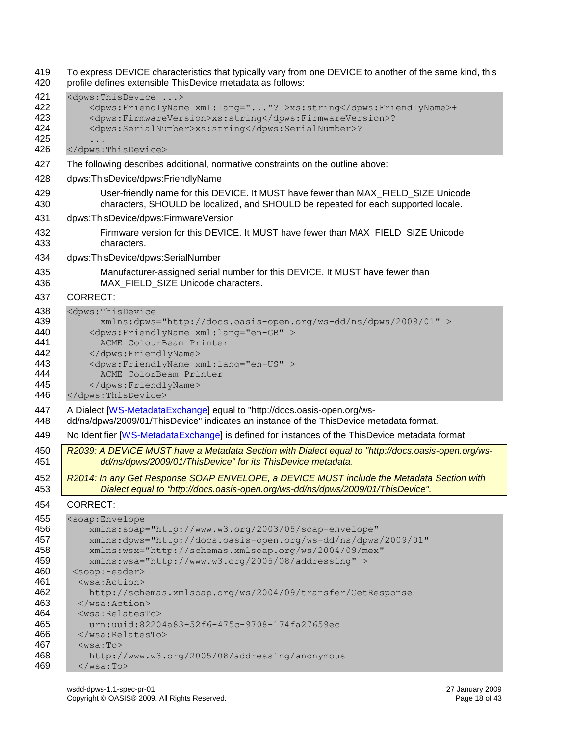To express DEVICE characteristics that typically vary from one DEVICE to another of the same kind, this profile defines extensible ThisDevice metadata as follows:

```
<dpws:ThisDevice ...>
    <dpws:FriendlyName xml:lang="..."? >xs:string</dpws:FriendlyName>+
    <dpws:FirmwareVersion>xs:string</dpws:FirmwareVersion>?
    <dpws:SerialNumber>xs:string</dpws:SerialNumber>?
    ...
</dpws:ThisDevice>
```

The following describes additional, normative constraints on the outline above:

dpws:ThisDevice/dpws:FriendlyName

User-friendly name for this DEVICE. It MUST have fewer than MAX_FIELD_SIZE Unicode characters, SHOULD be localized, and SHOULD be repeated for each supported locale.

dpws:ThisDevice/dpws:FirmwareVersion

Firmware version for this DEVICE. It MUST have fewer than MAX_FIELD_SIZE Unicode characters.

dpws:ThisDevice/dpws:SerialNumber

Manufacturer-assigned serial number for this DEVICE. It MUST have fewer than MAX_FIELD_SIZE Unicode characters.

CORRECT:

```
<dpws:ThisDevice
      xmlns:dpws="http://docs.oasis-open.org/ws-dd/ns/dpws/2009/01" >
    <dpws:FriendlyName xml:lang="en-GB" >
      ACME ColourBeam Printer
    </dpws:FriendlyName>
    <dpws:FriendlyName xml:lang="en-US" >
      ACME ColorBeam Printer
    </dpws:FriendlyName>
</dpws:ThisDevice>
```

A Dialect [WS-MetadataExchange] equal to "http://docs.oasis-open.org/ws-dd/ns/dpws/2009/01/ThisDevice" indicates an instance of the ThisDevice metadata format.

No Identifier [WS-MetadataExchange] is defined for instances of the ThisDevice metadata format.

*R2039: A DEVICE MUST have a Metadata Section with Dialect equal to "http://docs.oasis-open.org/ws-dd/ns/dpws/2009/01/ThisDevice" for its ThisDevice metadata.*

*R2014: In any Get Response SOAP ENVELOPE, a DEVICE MUST include the Metadata Section with Dialect equal to "http://docs.oasis-open.org/ws-dd/ns/dpws/2009/01/ThisDevice".*

CORRECT:

```
<soap:Envelope
    xmlns:soap="http://www.w3.org/2003/05/soap-envelope"
    xmlns:dpws="http://docs.oasis-open.org/ws-dd/ns/dpws/2009/01"
    xmlns:wsx="http://schemas.xmlsoap.org/ws/2004/09/mex"
    xmlns:wsa="http://www.w3.org/2005/08/addressing" >
 <soap:Header>
  <wsa:Action>
    http://schemas.xmlsoap.org/ws/2004/09/transfer/GetResponse
  </wsa:Action>
  <wsa:RelatesTo>
    urn:uuid:82204a83-52f6-475c-9708-174fa27659ec
  </wsa:RelatesTo>
  <wsa:To>
    http://www.w3.org/2005/08/addressing/anonymous
  </wsa:To>
```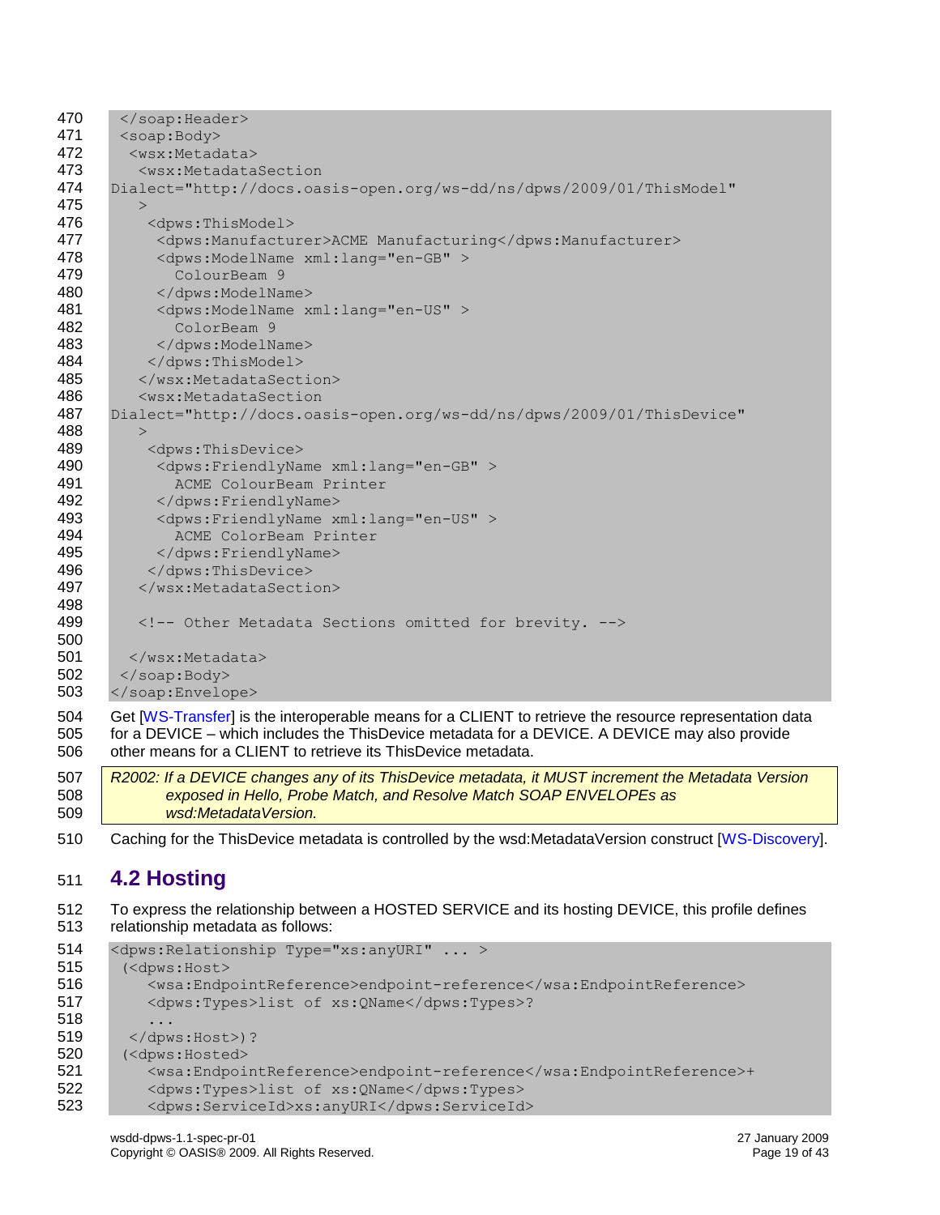```
 </soap:Header>
 <soap:Body>
  <wsx:Metadata>
   <wsx:MetadataSection
Dialect="http://docs.oasis-open.org/ws-dd/ns/dpws/2009/01/ThisModel"
   >
    <dpws:ThisModel>
     <dpws:Manufacturer>ACME Manufacturing</dpws:Manufacturer>
     <dpws:ModelName xml:lang="en-GB" >
       ColourBeam 9
     </dpws:ModelName>
     <dpws:ModelName xml:lang="en-US" >
       ColorBeam 9
     </dpws:ModelName>
    </dpws:ThisModel>
   </wsx:MetadataSection>
   <wsx:MetadataSection
Dialect="http://docs.oasis-open.org/ws-dd/ns/dpws/2009/01/ThisDevice"
   >
    <dpws:ThisDevice>
     <dpws:FriendlyName xml:lang="en-GB" >
       ACME ColourBeam Printer
     </dpws:FriendlyName>
     <dpws:FriendlyName xml:lang="en-US" >
       ACME ColorBeam Printer
     </dpws:FriendlyName>
    </dpws:ThisDevice>
   </wsx:MetadataSection>

   <!-- Other Metadata Sections omitted for brevity. -->

  </wsx:Metadata>
 </soap:Body>
</soap:Envelope>
```

Get [WS-Transfer] is the interoperable means for a CLIENT to retrieve the resource representation data for a DEVICE – which includes the ThisDevice metadata for a DEVICE. A DEVICE may also provide other means for a CLIENT to retrieve its ThisDevice metadata.

*R2002: If a DEVICE changes any of its ThisDevice metadata, it MUST increment the Metadata Version exposed in Hello, Probe Match, and Resolve Match SOAP ENVELOPEs as wsd:MetadataVersion.*

Caching for the ThisDevice metadata is controlled by the wsd:MetadataVersion construct [WS-Discovery].

## 4.2 Hosting

To express the relationship between a HOSTED SERVICE and its hosting DEVICE, this profile defines relationship metadata as follows:

```
<dpws:Relationship Type="xs:anyURI" ... >
 (<dpws:Host>
    <wsa:EndpointReference>endpoint-reference</wsa:EndpointReference>
    <dpws:Types>list of xs:QName</dpws:Types>?
    ...
  </dpws:Host>)?
 (<dpws:Hosted>
    <wsa:EndpointReference>endpoint-reference</wsa:EndpointReference>+
    <dpws:Types>list of xs:QName</dpws:Types>
    <dpws:ServiceId>xs:anyURI</dpws:ServiceId>
```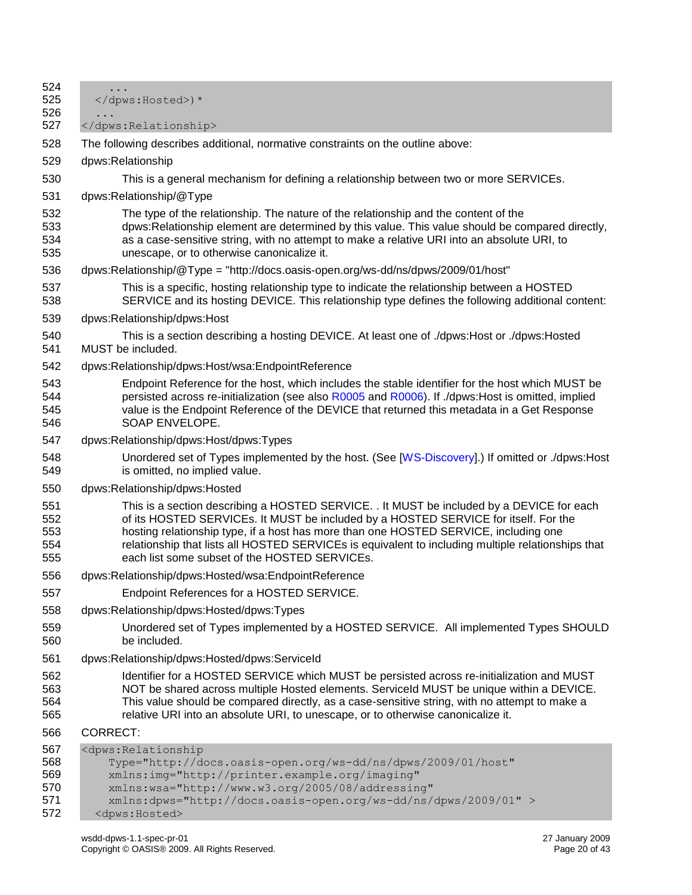```
    ...
  </dpws:Hosted>)*
  ...
</dpws:Relationship>
```

The following describes additional, normative constraints on the outline above:

dpws:Relationship

This is a general mechanism for defining a relationship between two or more SERVICEs.

dpws:Relationship/@Type

The type of the relationship. The nature of the relationship and the content of the dpws:Relationship element are determined by this value. This value should be compared directly, as a case-sensitive string, with no attempt to make a relative URI into an absolute URI, to unescape, or to otherwise canonicalize it.

dpws:Relationship/@Type = "http://docs.oasis-open.org/ws-dd/ns/dpws/2009/01/host"

This is a specific, hosting relationship type to indicate the relationship between a HOSTED SERVICE and its hosting DEVICE. This relationship type defines the following additional content:

dpws:Relationship/dpws:Host

This is a section describing a hosting DEVICE. At least one of ./dpws:Host or ./dpws:Hosted MUST be included.

dpws:Relationship/dpws:Host/wsa:EndpointReference

Endpoint Reference for the host, which includes the stable identifier for the host which MUST be persisted across re-initialization (see also R0005 and R0006). If ./dpws:Host is omitted, implied value is the Endpoint Reference of the DEVICE that returned this metadata in a Get Response SOAP ENVELOPE.

dpws:Relationship/dpws:Host/dpws:Types

Unordered set of Types implemented by the host. (See [WS-Discovery].) If omitted or ./dpws:Host is omitted, no implied value.

dpws:Relationship/dpws:Hosted

This is a section describing a HOSTED SERVICE. . It MUST be included by a DEVICE for each of its HOSTED SERVICEs. It MUST be included by a HOSTED SERVICE for itself. For the hosting relationship type, if a host has more than one HOSTED SERVICE, including one relationship that lists all HOSTED SERVICEs is equivalent to including multiple relationships that each list some subset of the HOSTED SERVICEs.

dpws:Relationship/dpws:Hosted/wsa:EndpointReference

Endpoint References for a HOSTED SERVICE.

dpws:Relationship/dpws:Hosted/dpws:Types

Unordered set of Types implemented by a HOSTED SERVICE. All implemented Types SHOULD be included.

dpws:Relationship/dpws:Hosted/dpws:ServiceId

Identifier for a HOSTED SERVICE which MUST be persisted across re-initialization and MUST NOT be shared across multiple Hosted elements. ServiceId MUST be unique within a DEVICE. This value should be compared directly, as a case-sensitive string, with no attempt to make a relative URI into an absolute URI, to unescape, or to otherwise canonicalize it.

CORRECT:

```
<dpws:Relationship
    Type="http://docs.oasis-open.org/ws-dd/ns/dpws/2009/01/host"
    xmlns:img="http://printer.example.org/imaging"
    xmlns:wsa="http://www.w3.org/2005/08/addressing"
    xmlns:dpws="http://docs.oasis-open.org/ws-dd/ns/dpws/2009/01" >
  <dpws:Hosted>
```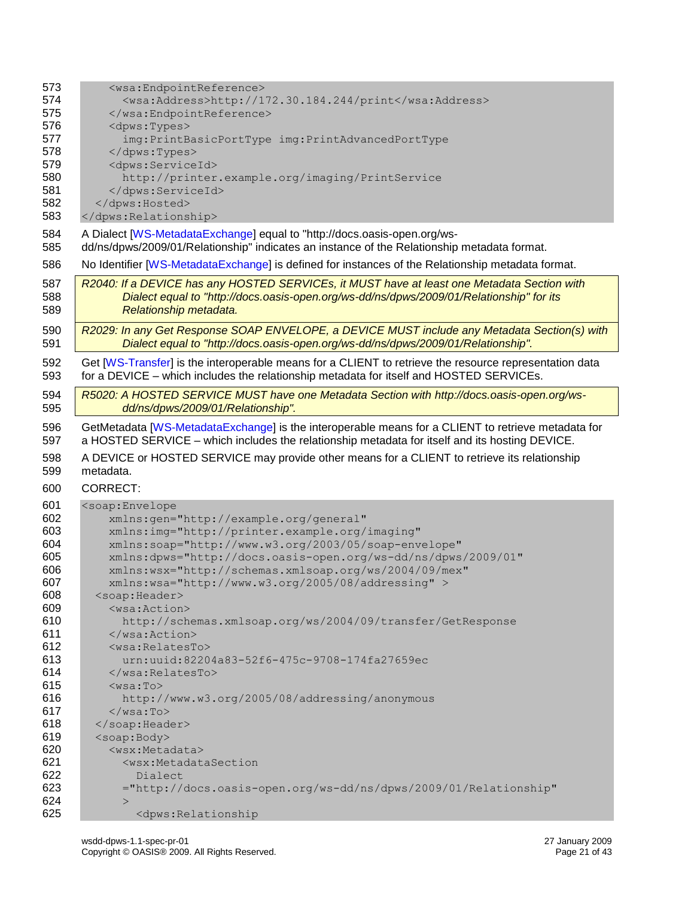```
      <wsa:EndpointReference>
        <wsa:Address>http://172.30.184.244/print</wsa:Address>
      </wsa:EndpointReference>
      <dpws:Types>
        img:PrintBasicPortType img:PrintAdvancedPortType
      </dpws:Types>
      <dpws:ServiceId>
        http://printer.example.org/imaging/PrintService
      </dpws:ServiceId>
    </dpws:Hosted>
</dpws:Relationship>
```

A Dialect [WS-MetadataExchange] equal to "http://docs.oasis-open.org/ws-dd/ns/dpws/2009/01/Relationship" indicates an instance of the Relationship metadata format.

No Identifier [WS-MetadataExchange] is defined for instances of the Relationship metadata format.

*R2040: If a DEVICE has any HOSTED SERVICEs, it MUST have at least one Metadata Section with Dialect equal to "http://docs.oasis-open.org/ws-dd/ns/dpws/2009/01/Relationship" for its Relationship metadata.*

*R2029: In any Get Response SOAP ENVELOPE, a DEVICE MUST include any Metadata Section(s) with Dialect equal to "http://docs.oasis-open.org/ws-dd/ns/dpws/2009/01/Relationship".*

Get [WS-Transfer] is the interoperable means for a CLIENT to retrieve the resource representation data for a DEVICE – which includes the relationship metadata for itself and HOSTED SERVICEs.

*R5020: A HOSTED SERVICE MUST have one Metadata Section with http://docs.oasis-open.org/ws-dd/ns/dpws/2009/01/Relationship".*

GetMetadata [WS-MetadataExchange] is the interoperable means for a CLIENT to retrieve metadata for a HOSTED SERVICE – which includes the relationship metadata for itself and its hosting DEVICE.

A DEVICE or HOSTED SERVICE may provide other means for a CLIENT to retrieve its relationship metadata.

CORRECT:

```
<soap:Envelope
    xmlns:gen="http://example.org/general"
    xmlns:img="http://printer.example.org/imaging"
    xmlns:soap="http://www.w3.org/2003/05/soap-envelope"
    xmlns:dpws="http://docs.oasis-open.org/ws-dd/ns/dpws/2009/01"
    xmlns:wsx="http://schemas.xmlsoap.org/ws/2004/09/mex"
    xmlns:wsa="http://www.w3.org/2005/08/addressing" >
  <soap:Header>
    <wsa:Action>
      http://schemas.xmlsoap.org/ws/2004/09/transfer/GetResponse
    </wsa:Action>
    <wsa:RelatesTo>
      urn:uuid:82204a83-52f6-475c-9708-174fa27659ec
    </wsa:RelatesTo>
    <wsa:To>
      http://www.w3.org/2005/08/addressing/anonymous
    </wsa:To>
  </soap:Header>
  <soap:Body>
    <wsx:Metadata>
      <wsx:MetadataSection
        Dialect
        ="http://docs.oasis-open.org/ws-dd/ns/dpws/2009/01/Relationship"
        >
        <dpws:Relationship
```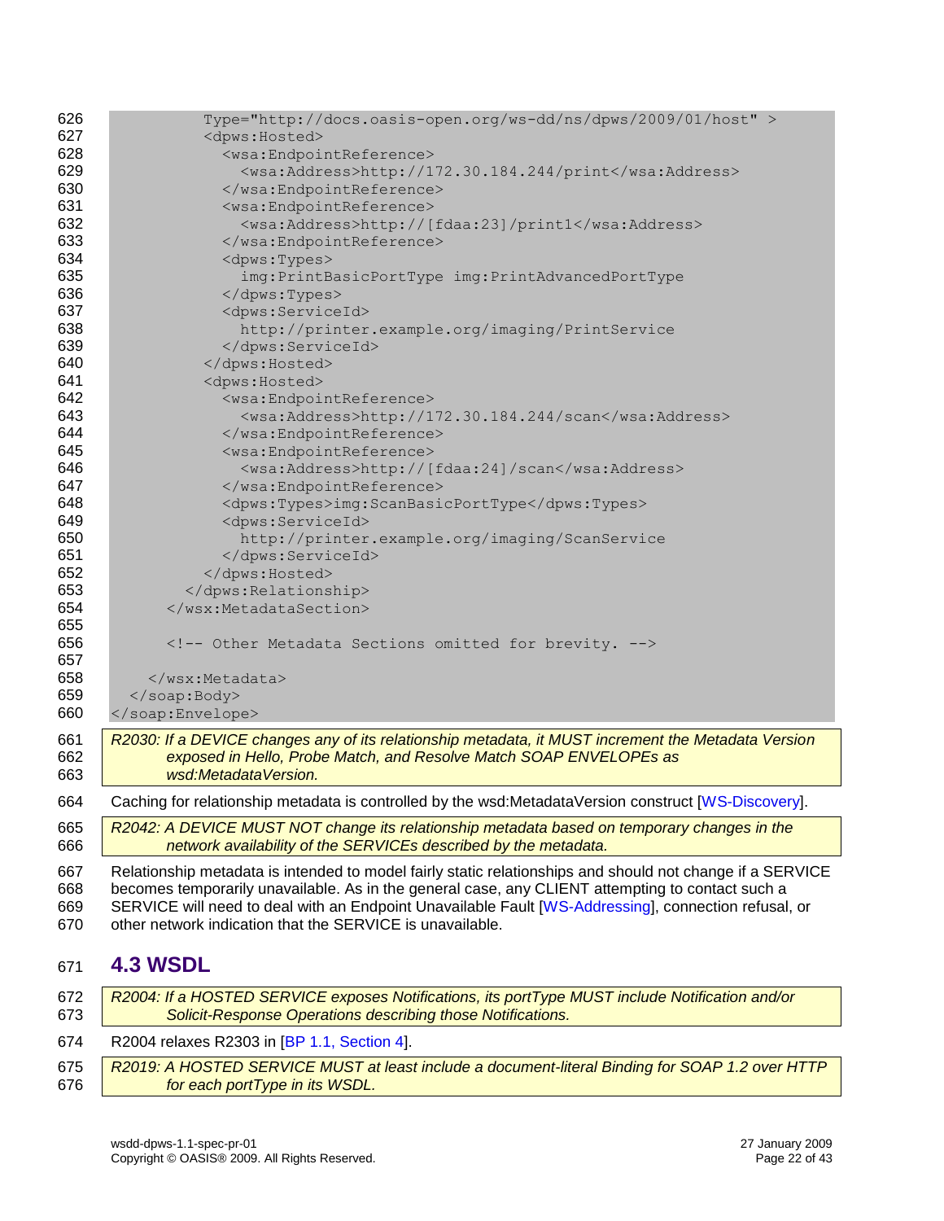```
          Type="http://docs.oasis-open.org/ws-dd/ns/dpws/2009/01/host" >
          <dpws:Hosted>
            <wsa:EndpointReference>
              <wsa:Address>http://172.30.184.244/print</wsa:Address>
            </wsa:EndpointReference>
            <wsa:EndpointReference>
              <wsa:Address>http://[fdaa:23]/print1</wsa:Address>
            </wsa:EndpointReference>
            <dpws:Types>
              img:PrintBasicPortType img:PrintAdvancedPortType
            </dpws:Types>
            <dpws:ServiceId>
              http://printer.example.org/imaging/PrintService
            </dpws:ServiceId>
          </dpws:Hosted>
          <dpws:Hosted>
            <wsa:EndpointReference>
              <wsa:Address>http://172.30.184.244/scan</wsa:Address>
            </wsa:EndpointReference>
            <wsa:EndpointReference>
              <wsa:Address>http://[fdaa:24]/scan</wsa:Address>
            </wsa:EndpointReference>
            <dpws:Types>img:ScanBasicPortType</dpws:Types>
            <dpws:ServiceId>
              http://printer.example.org/imaging/ScanService
            </dpws:ServiceId>
          </dpws:Hosted>
        </dpws:Relationship>
      </wsx:MetadataSection>

      <!-- Other Metadata Sections omitted for brevity. -->

    </wsx:Metadata>
  </soap:Body>
</soap:Envelope>
```

*R2030: If a DEVICE changes any of its relationship metadata, it MUST increment the Metadata Version exposed in Hello, Probe Match, and Resolve Match SOAP ENVELOPEs as wsd:MetadataVersion.*

Caching for relationship metadata is controlled by the wsd:MetadataVersion construct [WS-Discovery].

*R2042: A DEVICE MUST NOT change its relationship metadata based on temporary changes in the network availability of the SERVICEs described by the metadata.*

Relationship metadata is intended to model fairly static relationships and should not change if a SERVICE becomes temporarily unavailable. As in the general case, any CLIENT attempting to contact such a SERVICE will need to deal with an Endpoint Unavailable Fault [WS-Addressing], connection refusal, or other network indication that the SERVICE is unavailable.

## 4.3 WSDL

*R2004: If a HOSTED SERVICE exposes Notifications, its portType MUST include Notification and/or Solicit-Response Operations describing those Notifications.*

R2004 relaxes R2303 in [BP 1.1, Section 4].

*R2019: A HOSTED SERVICE MUST at least include a document-literal Binding for SOAP 1.2 over HTTP for each portType in its WSDL.*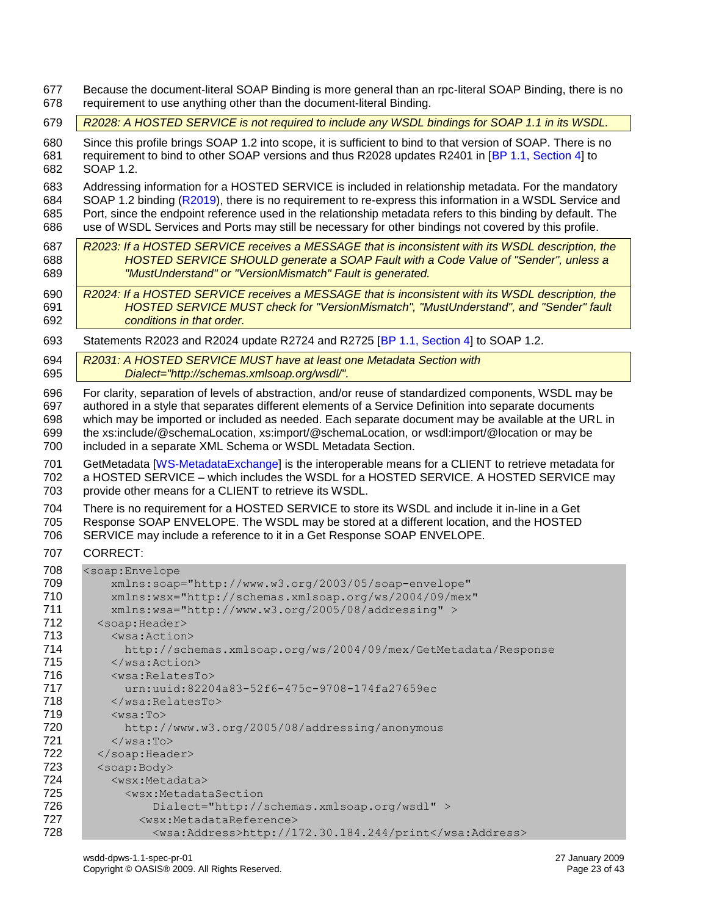Because the document-literal SOAP Binding is more general than an rpc-literal SOAP Binding, there is no requirement to use anything other than the document-literal Binding.

*R2028: A HOSTED SERVICE is not required to include any WSDL bindings for SOAP 1.1 in its WSDL.*

Since this profile brings SOAP 1.2 into scope, it is sufficient to bind to that version of SOAP. There is no requirement to bind to other SOAP versions and thus R2028 updates R2401 in [BP 1.1, Section 4] to SOAP 1.2.

Addressing information for a HOSTED SERVICE is included in relationship metadata. For the mandatory SOAP 1.2 binding (R2019), there is no requirement to re-express this information in a WSDL Service and Port, since the endpoint reference used in the relationship metadata refers to this binding by default. The use of WSDL Services and Ports may still be necessary for other bindings not covered by this profile.

*R2023: If a HOSTED SERVICE receives a MESSAGE that is inconsistent with its WSDL description, the HOSTED SERVICE SHOULD generate a SOAP Fault with a Code Value of "Sender", unless a "MustUnderstand" or "VersionMismatch" Fault is generated.*

*R2024: If a HOSTED SERVICE receives a MESSAGE that is inconsistent with its WSDL description, the HOSTED SERVICE MUST check for "VersionMismatch", "MustUnderstand", and "Sender" fault conditions in that order.*

Statements R2023 and R2024 update R2724 and R2725 [BP 1.1, Section 4] to SOAP 1.2.

*R2031: A HOSTED SERVICE MUST have at least one Metadata Section with Dialect="http://schemas.xmlsoap.org/wsdl/".*

For clarity, separation of levels of abstraction, and/or reuse of standardized components, WSDL may be authored in a style that separates different elements of a Service Definition into separate documents which may be imported or included as needed. Each separate document may be available at the URL in the xs:include/@schemaLocation, xs:import/@schemaLocation, or wsdl:import/@location or may be included in a separate XML Schema or WSDL Metadata Section.

GetMetadata [WS-MetadataExchange] is the interoperable means for a CLIENT to retrieve metadata for a HOSTED SERVICE – which includes the WSDL for a HOSTED SERVICE. A HOSTED SERVICE may provide other means for a CLIENT to retrieve its WSDL.

There is no requirement for a HOSTED SERVICE to store its WSDL and include it in-line in a Get Response SOAP ENVELOPE. The WSDL may be stored at a different location, and the HOSTED SERVICE may include a reference to it in a Get Response SOAP ENVELOPE.

CORRECT:

```
<soap:Envelope
    xmlns:soap="http://www.w3.org/2003/05/soap-envelope"
    xmlns:wsx="http://schemas.xmlsoap.org/ws/2004/09/mex"
    xmlns:wsa="http://www.w3.org/2005/08/addressing" >
  <soap:Header>
    <wsa:Action>
      http://schemas.xmlsoap.org/ws/2004/09/mex/GetMetadata/Response
    </wsa:Action>
    <wsa:RelatesTo>
      urn:uuid:82204a83-52f6-475c-9708-174fa27659ec
    </wsa:RelatesTo>
    <wsa:To>
      http://www.w3.org/2005/08/addressing/anonymous
    </wsa:To>
  </soap:Header>
  <soap:Body>
    <wsx:Metadata>
      <wsx:MetadataSection
          Dialect="http://schemas.xmlsoap.org/wsdl" >
        <wsx:MetadataReference>
          <wsa:Address>http://172.30.184.244/print</wsa:Address>
```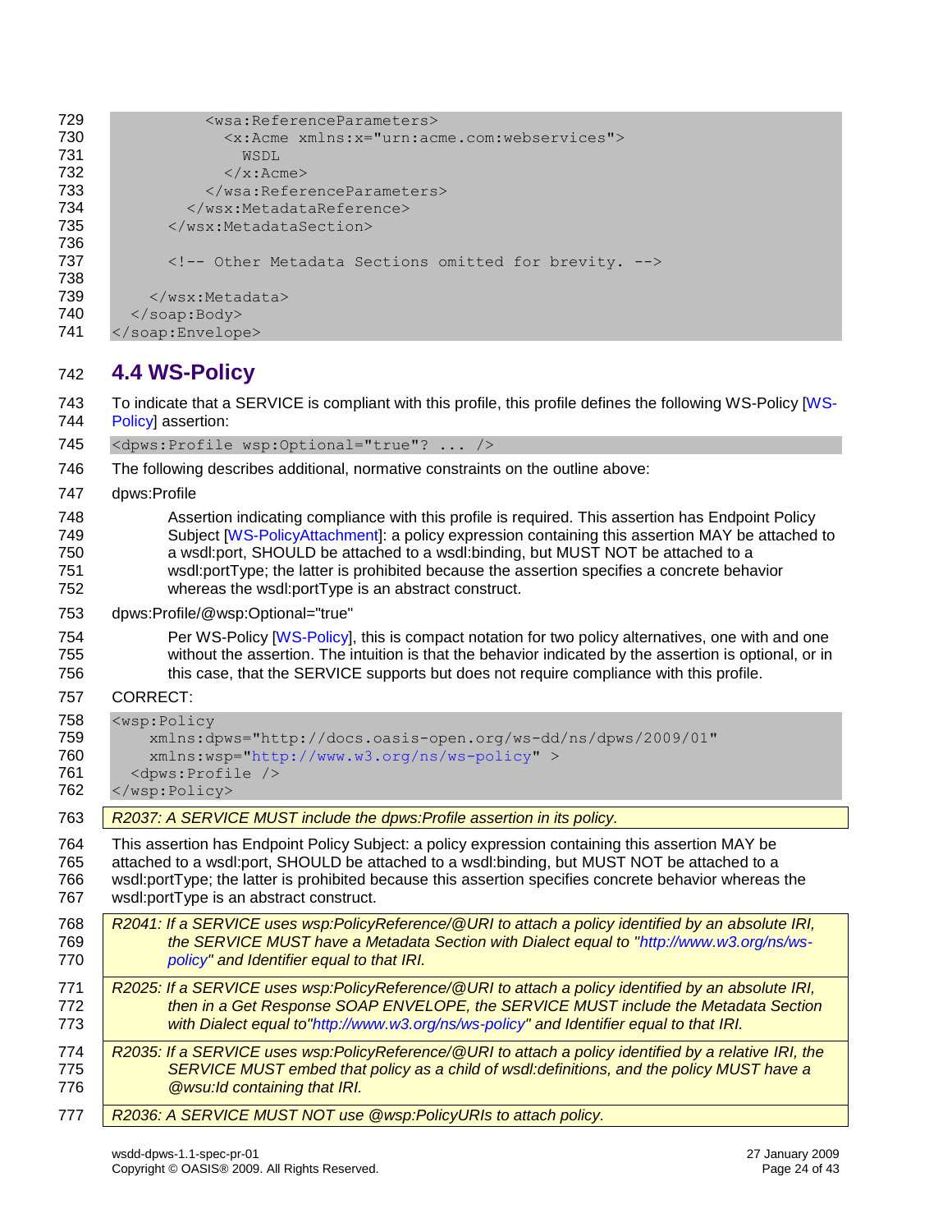```
          <wsa:ReferenceParameters>
            <x:Acme xmlns:x="urn:acme.com:webservices">
              WSDL
            </x:Acme>
          </wsa:ReferenceParameters>
        </wsx:MetadataReference>
      </wsx:MetadataSection>

      <!-- Other Metadata Sections omitted for brevity. -->

    </wsx:Metadata>
  </soap:Body>
</soap:Envelope>
```

## 4.4 WS-Policy

To indicate that a SERVICE is compliant with this profile, this profile defines the following WS-Policy [WS-Policy] assertion:

```
<dpws:Profile wsp:Optional="true"? ... />
```

The following describes additional, normative constraints on the outline above:

dpws:Profile

> Assertion indicating compliance with this profile is required. This assertion has Endpoint Policy Subject [WS-PolicyAttachment]: a policy expression containing this assertion MAY be attached to a wsdl:port, SHOULD be attached to a wsdl:binding, but MUST NOT be attached to a wsdl:portType; the latter is prohibited because the assertion specifies a concrete behavior whereas the wsdl:portType is an abstract construct.

dpws:Profile/@wsp:Optional="true"

> Per WS-Policy [WS-Policy], this is compact notation for two policy alternatives, one with and one without the assertion. The intuition is that the behavior indicated by the assertion is optional, or in this case, that the SERVICE supports but does not require compliance with this profile.

CORRECT:

```
<wsp:Policy
    xmlns:dpws="http://docs.oasis-open.org/ws-dd/ns/dpws/2009/01"
    xmlns:wsp="http://www.w3.org/ns/ws-policy" >
  <dpws:Profile />
</wsp:Policy>
```

*R2037: A SERVICE MUST include the dpws:Profile assertion in its policy.*

This assertion has Endpoint Policy Subject: a policy expression containing this assertion MAY be attached to a wsdl:port, SHOULD be attached to a wsdl:binding, but MUST NOT be attached to a wsdl:portType; the latter is prohibited because this assertion specifies concrete behavior whereas the wsdl:portType is an abstract construct.

*R2041: If a SERVICE uses wsp:PolicyReference/@URI to attach a policy identified by an absolute IRI, the SERVICE MUST have a Metadata Section with Dialect equal to "http://www.w3.org/ns/ws-policy" and Identifier equal to that IRI.*

*R2025: If a SERVICE uses wsp:PolicyReference/@URI to attach a policy identified by an absolute IRI, then in a Get Response SOAP ENVELOPE, the SERVICE MUST include the Metadata Section with Dialect equal to"http://www.w3.org/ns/ws-policy" and Identifier equal to that IRI.*

*R2035: If a SERVICE uses wsp:PolicyReference/@URI to attach a policy identified by a relative IRI, the SERVICE MUST embed that policy as a child of wsdl:definitions, and the policy MUST have a @wsu:Id containing that IRI.*

*R2036: A SERVICE MUST NOT use @wsp:PolicyURIs to attach policy.*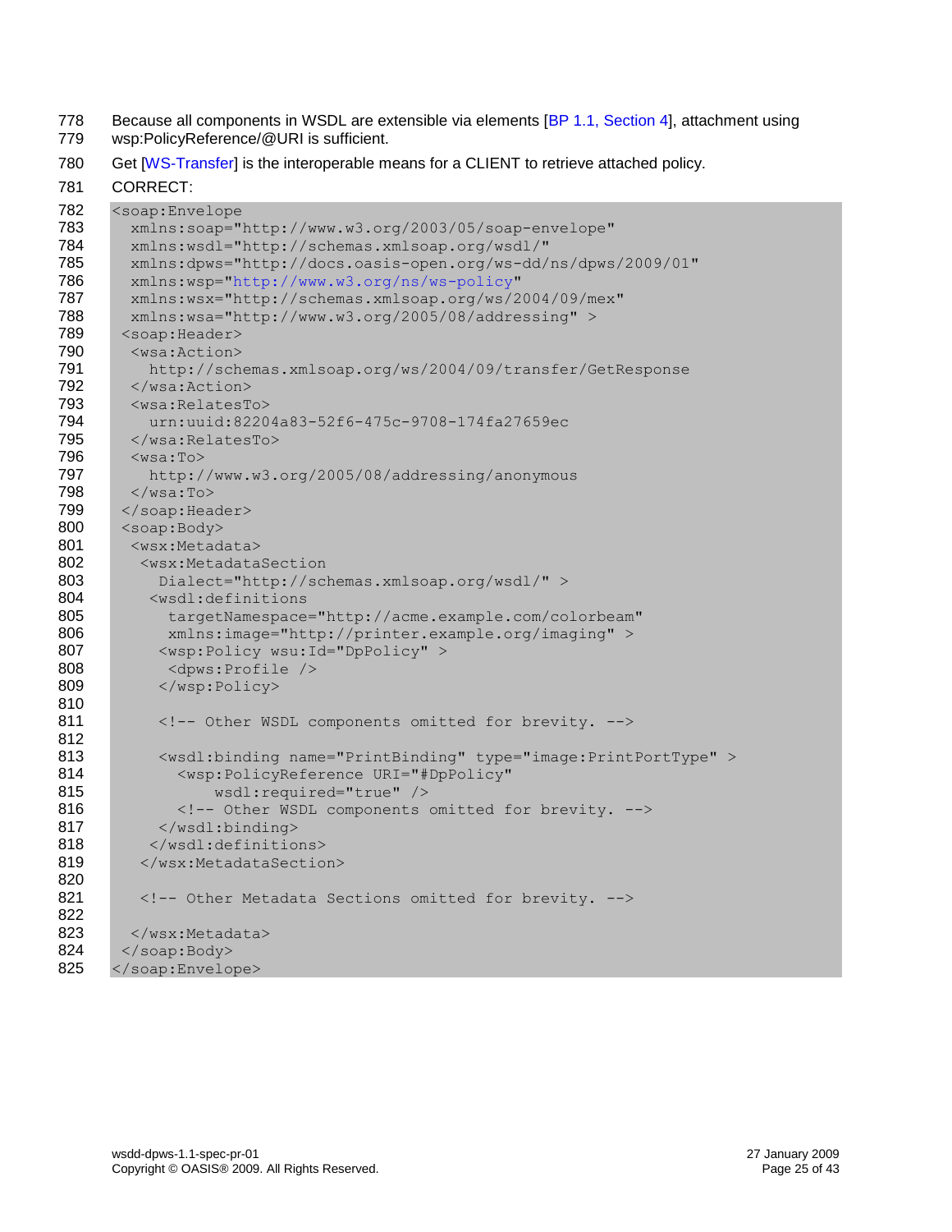Because all components in WSDL are extensible via elements [BP 1.1, Section 4], attachment using wsp:PolicyReference/@URI is sufficient.

Get [WS-Transfer] is the interoperable means for a CLIENT to retrieve attached policy.

CORRECT:

```
<soap:Envelope
  xmlns:soap="http://www.w3.org/2003/05/soap-envelope"
  xmlns:wsdl="http://schemas.xmlsoap.org/wsdl/"
  xmlns:dpws="http://docs.oasis-open.org/ws-dd/ns/dpws/2009/01"
  xmlns:wsp="http://www.w3.org/ns/ws-policy"
  xmlns:wsx="http://schemas.xmlsoap.org/ws/2004/09/mex"
  xmlns:wsa="http://www.w3.org/2005/08/addressing" >
 <soap:Header>
  <wsa:Action>
    http://schemas.xmlsoap.org/ws/2004/09/transfer/GetResponse
  </wsa:Action>
  <wsa:RelatesTo>
    urn:uuid:82204a83-52f6-475c-9708-174fa27659ec
  </wsa:RelatesTo>
  <wsa:To>
    http://www.w3.org/2005/08/addressing/anonymous
  </wsa:To>
 </soap:Header>
 <soap:Body>
  <wsx:Metadata>
   <wsx:MetadataSection
     Dialect="http://schemas.xmlsoap.org/wsdl/" >
    <wsdl:definitions
      targetNamespace="http://acme.example.com/colorbeam"
      xmlns:image="http://printer.example.org/imaging" >
     <wsp:Policy wsu:Id="DpPolicy" >
      <dpws:Profile />
     </wsp:Policy>

     <!-- Other WSDL components omitted for brevity. -->

     <wsdl:binding name="PrintBinding" type="image:PrintPortType" >
       <wsp:PolicyReference URI="#DpPolicy"
           wsdl:required="true" />
       <!-- Other WSDL components omitted for brevity. -->
     </wsdl:binding>
    </wsdl:definitions>
   </wsx:MetadataSection>

   <!-- Other Metadata Sections omitted for brevity. -->

  </wsx:Metadata>
 </soap:Body>
</soap:Envelope>
```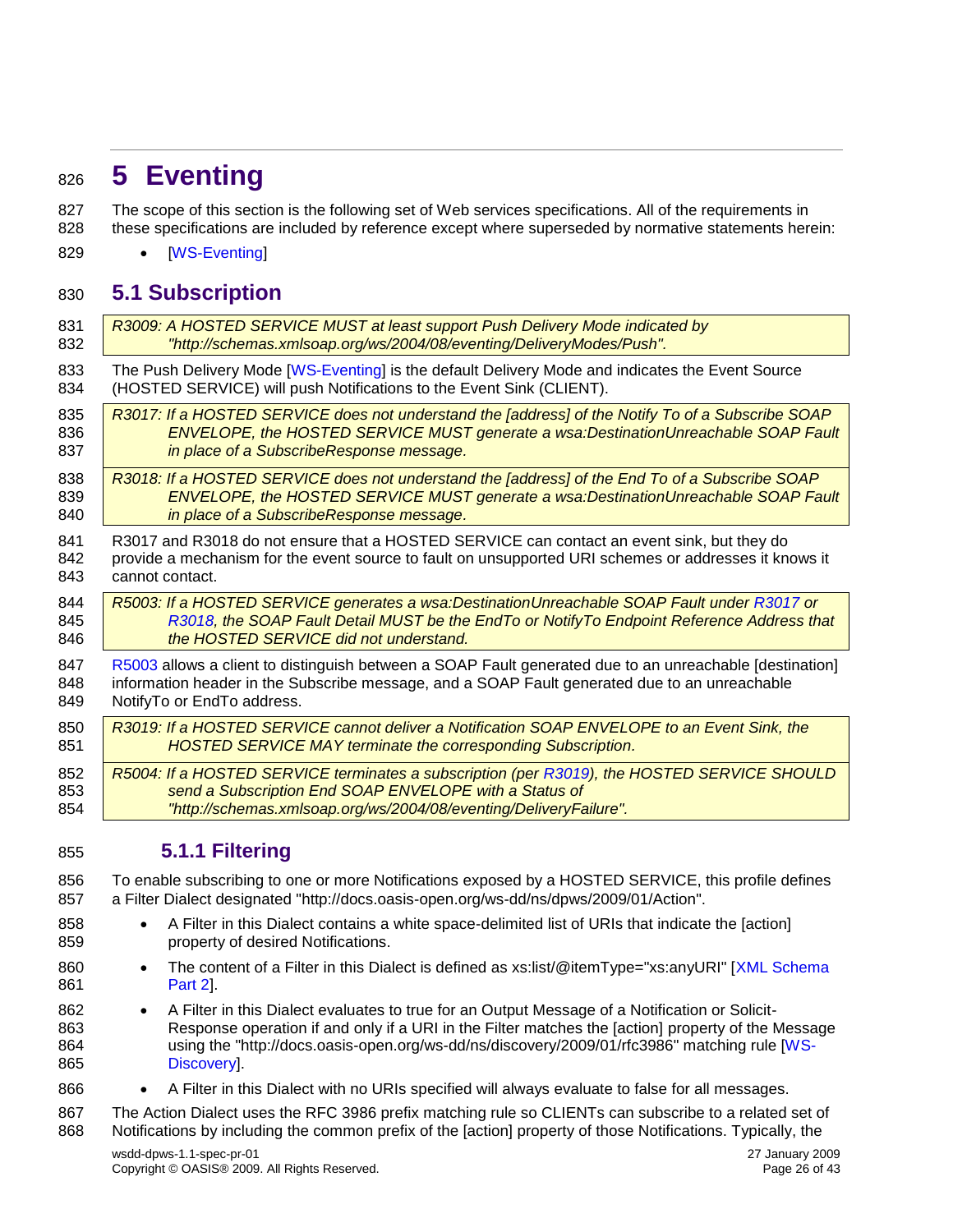# 5 Eventing

The scope of this section is the following set of Web services specifications. All of the requirements in these specifications are included by reference except where superseded by normative statements herein:

- [WS-Eventing]

## 5.1 Subscription

*R3009: A HOSTED SERVICE MUST at least support Push Delivery Mode indicated by "http://schemas.xmlsoap.org/ws/2004/08/eventing/DeliveryModes/Push".*

The Push Delivery Mode [WS-Eventing] is the default Delivery Mode and indicates the Event Source (HOSTED SERVICE) will push Notifications to the Event Sink (CLIENT).

*R3017: If a HOSTED SERVICE does not understand the [address] of the Notify To of a Subscribe SOAP ENVELOPE, the HOSTED SERVICE MUST generate a wsa:DestinationUnreachable SOAP Fault in place of a SubscribeResponse message.*

*R3018: If a HOSTED SERVICE does not understand the [address] of the End To of a Subscribe SOAP ENVELOPE, the HOSTED SERVICE MUST generate a wsa:DestinationUnreachable SOAP Fault in place of a SubscribeResponse message.*

R3017 and R3018 do not ensure that a HOSTED SERVICE can contact an event sink, but they do provide a mechanism for the event source to fault on unsupported URI schemes or addresses it knows it cannot contact.

*R5003: If a HOSTED SERVICE generates a wsa:DestinationUnreachable SOAP Fault under R3017 or R3018, the SOAP Fault Detail MUST be the EndTo or NotifyTo Endpoint Reference Address that the HOSTED SERVICE did not understand.*

R5003 allows a client to distinguish between a SOAP Fault generated due to an unreachable [destination] information header in the Subscribe message, and a SOAP Fault generated due to an unreachable NotifyTo or EndTo address.

*R3019: If a HOSTED SERVICE cannot deliver a Notification SOAP ENVELOPE to an Event Sink, the HOSTED SERVICE MAY terminate the corresponding Subscription.*

*R5004: If a HOSTED SERVICE terminates a subscription (per R3019), the HOSTED SERVICE SHOULD send a Subscription End SOAP ENVELOPE with a Status of "http://schemas.xmlsoap.org/ws/2004/08/eventing/DeliveryFailure".*

### 5.1.1 Filtering

To enable subscribing to one or more Notifications exposed by a HOSTED SERVICE, this profile defines a Filter Dialect designated "http://docs.oasis-open.org/ws-dd/ns/dpws/2009/01/Action".

- A Filter in this Dialect contains a white space-delimited list of URIs that indicate the [action] property of desired Notifications.
- The content of a Filter in this Dialect is defined as xs:list/@itemType="xs:anyURI" [XML Schema Part 2].
- A Filter in this Dialect evaluates to true for an Output Message of a Notification or Solicit-Response operation if and only if a URI in the Filter matches the [action] property of the Message using the "http://docs.oasis-open.org/ws-dd/ns/discovery/2009/01/rfc3986" matching rule [WS-Discovery].
- A Filter in this Dialect with no URIs specified will always evaluate to false for all messages.

The Action Dialect uses the RFC 3986 prefix matching rule so CLIENTs can subscribe to a related set of Notifications by including the common prefix of the [action] property of those Notifications. Typically, the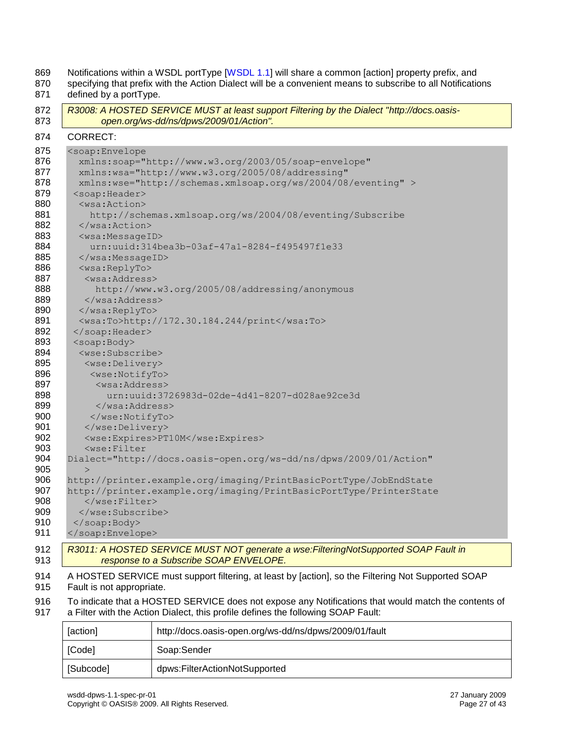Notifications within a WSDL portType [WSDL 1.1] will share a common [action] property prefix, and specifying that prefix with the Action Dialect will be a convenient means to subscribe to all Notifications defined by a portType.

> *R3008: A HOSTED SERVICE MUST at least support Filtering by the Dialect "http://docs.oasis-open.org/ws-dd/ns/dpws/2009/01/Action".*

CORRECT:

```
<soap:Envelope
  xmlns:soap="http://www.w3.org/2003/05/soap-envelope"
  xmlns:wsa="http://www.w3.org/2005/08/addressing"
  xmlns:wse="http://schemas.xmlsoap.org/ws/2004/08/eventing" >
 <soap:Header>
  <wsa:Action>
    http://schemas.xmlsoap.org/ws/2004/08/eventing/Subscribe
  </wsa:Action>
  <wsa:MessageID>
    urn:uuid:314bea3b-03af-47a1-8284-f495497f1e33
  </wsa:MessageID>
  <wsa:ReplyTo>
   <wsa:Address>
     http://www.w3.org/2005/08/addressing/anonymous
   </wsa:Address>
  </wsa:ReplyTo>
  <wsa:To>http://172.30.184.244/print</wsa:To>
 </soap:Header>
 <soap:Body>
  <wse:Subscribe>
   <wse:Delivery>
    <wse:NotifyTo>
     <wsa:Address>
       urn:uuid:3726983d-02de-4d41-8207-d028ae92ce3d
     </wsa:Address>
    </wse:NotifyTo>
   </wse:Delivery>
   <wse:Expires>PT10M</wse:Expires>
   <wse:Filter
Dialect="http://docs.oasis-open.org/ws-dd/ns/dpws/2009/01/Action"
   >
http://printer.example.org/imaging/PrintBasicPortType/JobEndState
http://printer.example.org/imaging/PrintBasicPortType/PrinterState
   </wse:Filter>
  </wse:Subscribe>
 </soap:Body>
</soap:Envelope>
```

> *R3011: A HOSTED SERVICE MUST NOT generate a wse:FilteringNotSupported SOAP Fault in response to a Subscribe SOAP ENVELOPE.*

A HOSTED SERVICE must support filtering, at least by [action], so the Filtering Not Supported SOAP Fault is not appropriate.

To indicate that a HOSTED SERVICE does not expose any Notifications that would match the contents of a Filter with the Action Dialect, this profile defines the following SOAP Fault:

| | |
|---|---|
| [action] | http://docs.oasis-open.org/ws-dd/ns/dpws/2009/01/fault |
| [Code] | Soap:Sender |
| [Subcode] | dpws:FilterActionNotSupported |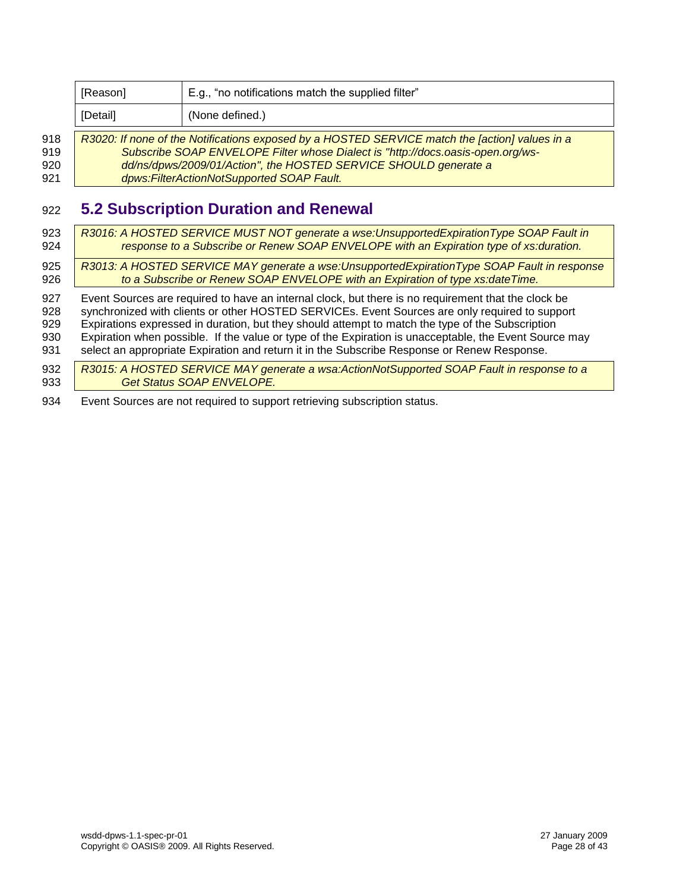| [Reason] | E.g., “no notifications match the supplied filter” |
|---|---|
| [Detail] | (None defined.) |

*R3020: If none of the Notifications exposed by a HOSTED SERVICE match the [action] values in a Subscribe SOAP ENVELOPE Filter whose Dialect is "http://docs.oasis-open.org/ws-dd/ns/dpws/2009/01/Action", the HOSTED SERVICE SHOULD generate a dpws:FilterActionNotSupported SOAP Fault.*

## 5.2 Subscription Duration and Renewal

*R3016: A HOSTED SERVICE MUST NOT generate a wse:UnsupportedExpirationType SOAP Fault in response to a Subscribe or Renew SOAP ENVELOPE with an Expiration type of xs:duration.*

*R3013: A HOSTED SERVICE MAY generate a wse:UnsupportedExpirationType SOAP Fault in response to a Subscribe or Renew SOAP ENVELOPE with an Expiration of type xs:dateTime.*

Event Sources are required to have an internal clock, but there is no requirement that the clock be synchronized with clients or other HOSTED SERVICEs. Event Sources are only required to support Expirations expressed in duration, but they should attempt to match the type of the Subscription Expiration when possible. If the value or type of the Expiration is unacceptable, the Event Source may select an appropriate Expiration and return it in the Subscribe Response or Renew Response.

*R3015: A HOSTED SERVICE MAY generate a wsa:ActionNotSupported SOAP Fault in response to a Get Status SOAP ENVELOPE.*

Event Sources are not required to support retrieving subscription status.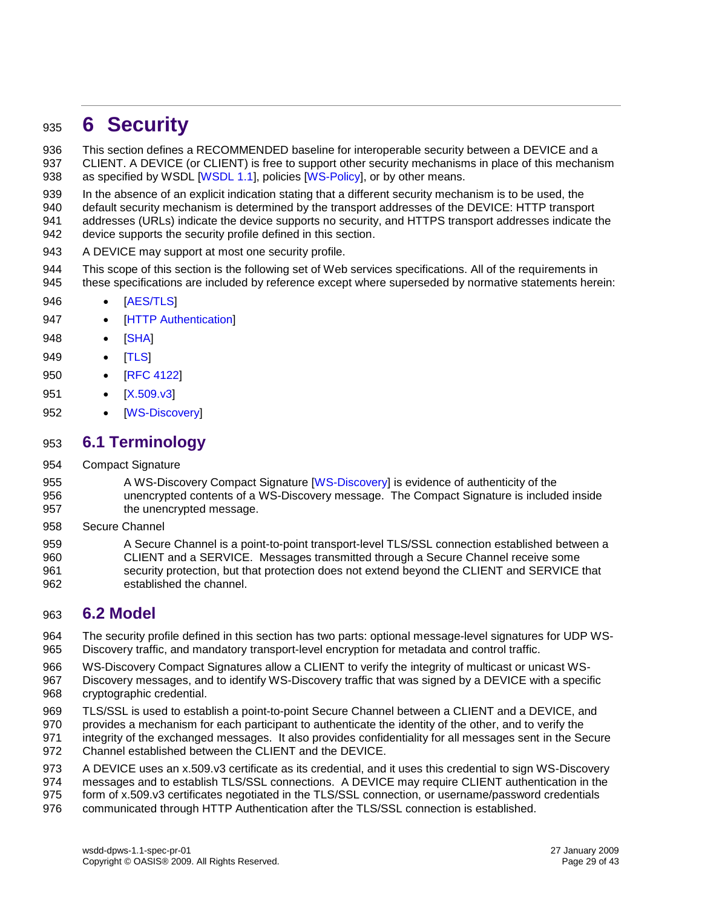# 6 Security

This section defines a RECOMMENDED baseline for interoperable security between a DEVICE and a CLIENT. A DEVICE (or CLIENT) is free to support other security mechanisms in place of this mechanism as specified by WSDL [WSDL 1.1], policies [WS-Policy], or by other means.

In the absence of an explicit indication stating that a different security mechanism is to be used, the default security mechanism is determined by the transport addresses of the DEVICE: HTTP transport addresses (URLs) indicate the device supports no security, and HTTPS transport addresses indicate the device supports the security profile defined in this section.

A DEVICE may support at most one security profile.

This scope of this section is the following set of Web services specifications. All of the requirements in these specifications are included by reference except where superseded by normative statements herein:

- [AES/TLS]
- [HTTP Authentication]
- [SHA]
- [TLS]
- [RFC 4122]
- [X.509.v3]
- [WS-Discovery]

## 6.1 Terminology

Compact Signature

> A WS-Discovery Compact Signature [WS-Discovery] is evidence of authenticity of the unencrypted contents of a WS-Discovery message. The Compact Signature is included inside the unencrypted message.

Secure Channel

> A Secure Channel is a point-to-point transport-level TLS/SSL connection established between a CLIENT and a SERVICE. Messages transmitted through a Secure Channel receive some security protection, but that protection does not extend beyond the CLIENT and SERVICE that established the channel.

## 6.2 Model

The security profile defined in this section has two parts: optional message-level signatures for UDP WS-Discovery traffic, and mandatory transport-level encryption for metadata and control traffic.

WS-Discovery Compact Signatures allow a CLIENT to verify the integrity of multicast or unicast WS-Discovery messages, and to identify WS-Discovery traffic that was signed by a DEVICE with a specific cryptographic credential.

TLS/SSL is used to establish a point-to-point Secure Channel between a CLIENT and a DEVICE, and provides a mechanism for each participant to authenticate the identity of the other, and to verify the integrity of the exchanged messages. It also provides confidentiality for all messages sent in the Secure Channel established between the CLIENT and the DEVICE.

A DEVICE uses an x.509.v3 certificate as its credential, and it uses this credential to sign WS-Discovery messages and to establish TLS/SSL connections. A DEVICE may require CLIENT authentication in the form of x.509.v3 certificates negotiated in the TLS/SSL connection, or username/password credentials communicated through HTTP Authentication after the TLS/SSL connection is established.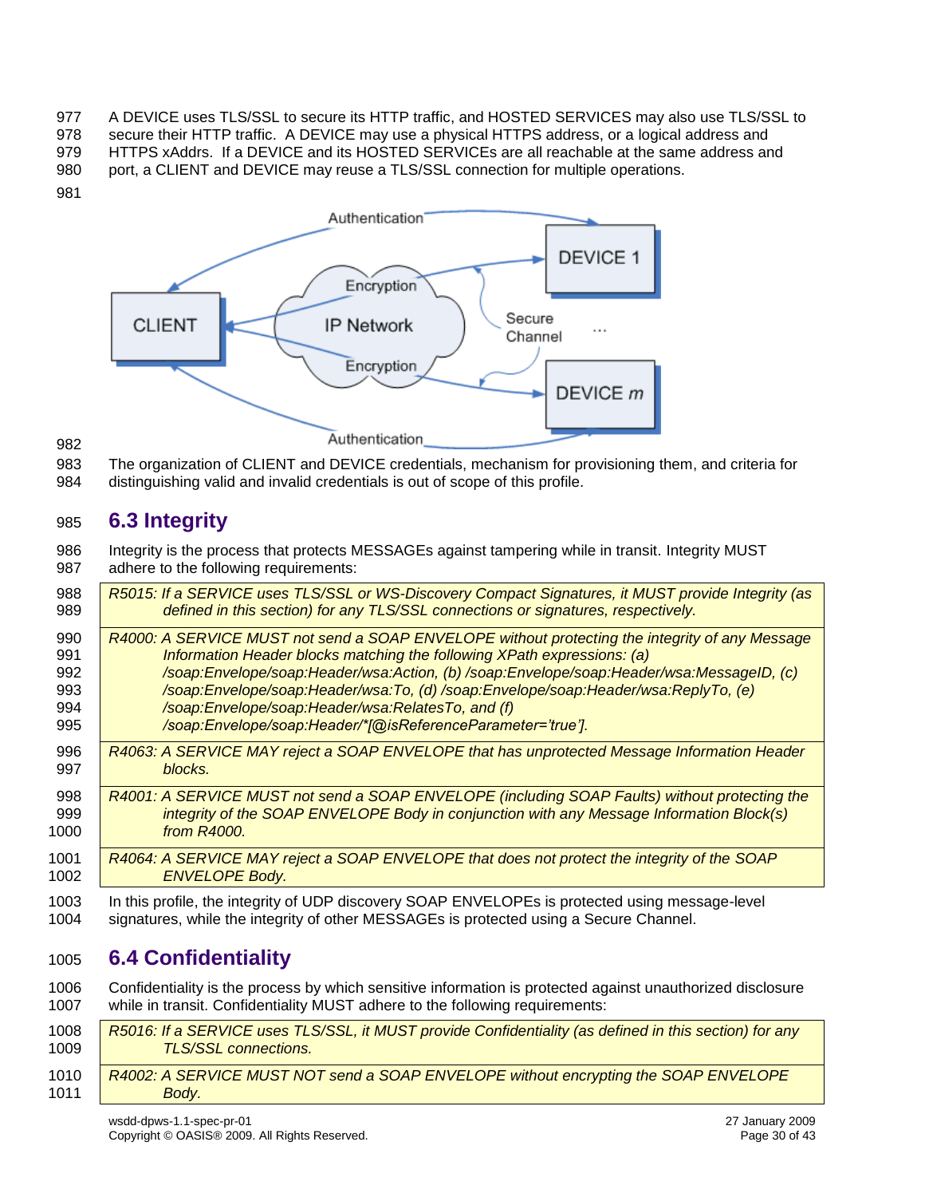A DEVICE uses TLS/SSL to secure its HTTP traffic, and HOSTED SERVICES may also use TLS/SSL to secure their HTTP traffic. A DEVICE may use a physical HTTPS address, or a logical address and HTTPS xAddrs. If a DEVICE and its HOSTED SERVICEs are all reachable at the same address and port, a CLIENT and DEVICE may reuse a TLS/SSL connection for multiple operations.

The organization of CLIENT and DEVICE credentials, mechanism for provisioning them, and criteria for distinguishing valid and invalid credentials is out of scope of this profile.

## 6.3 Integrity

Integrity is the process that protects MESSAGEs against tampering while in transit. Integrity MUST adhere to the following requirements:

> *R5015: If a SERVICE uses TLS/SSL or WS-Discovery Compact Signatures, it MUST provide Integrity (as defined in this section) for any TLS/SSL connections or signatures, respectively.*

> *R4000: A SERVICE MUST not send a SOAP ENVELOPE without protecting the integrity of any Message Information Header blocks matching the following XPath expressions: (a) /soap:Envelope/soap:Header/wsa:Action, (b) /soap:Envelope/soap:Header/wsa:MessageID, (c) /soap:Envelope/soap:Header/wsa:To, (d) /soap:Envelope/soap:Header/wsa:ReplyTo, (e) /soap:Envelope/soap:Header/wsa:RelatesTo, and (f) /soap:Envelope/soap:Header/*[@isReferenceParameter='true'].*

> *R4063: A SERVICE MAY reject a SOAP ENVELOPE that has unprotected Message Information Header blocks.*

> *R4001: A SERVICE MUST not send a SOAP ENVELOPE (including SOAP Faults) without protecting the integrity of the SOAP ENVELOPE Body in conjunction with any Message Information Block(s) from R4000.*

> *R4064: A SERVICE MAY reject a SOAP ENVELOPE that does not protect the integrity of the SOAP ENVELOPE Body.*

In this profile, the integrity of UDP discovery SOAP ENVELOPEs is protected using message-level signatures, while the integrity of other MESSAGEs is protected using a Secure Channel.

## 6.4 Confidentiality

Confidentiality is the process by which sensitive information is protected against unauthorized disclosure while in transit. Confidentiality MUST adhere to the following requirements:

> *R5016: If a SERVICE uses TLS/SSL, it MUST provide Confidentiality (as defined in this section) for any TLS/SSL connections.*

> *R4002: A SERVICE MUST NOT send a SOAP ENVELOPE without encrypting the SOAP ENVELOPE Body.*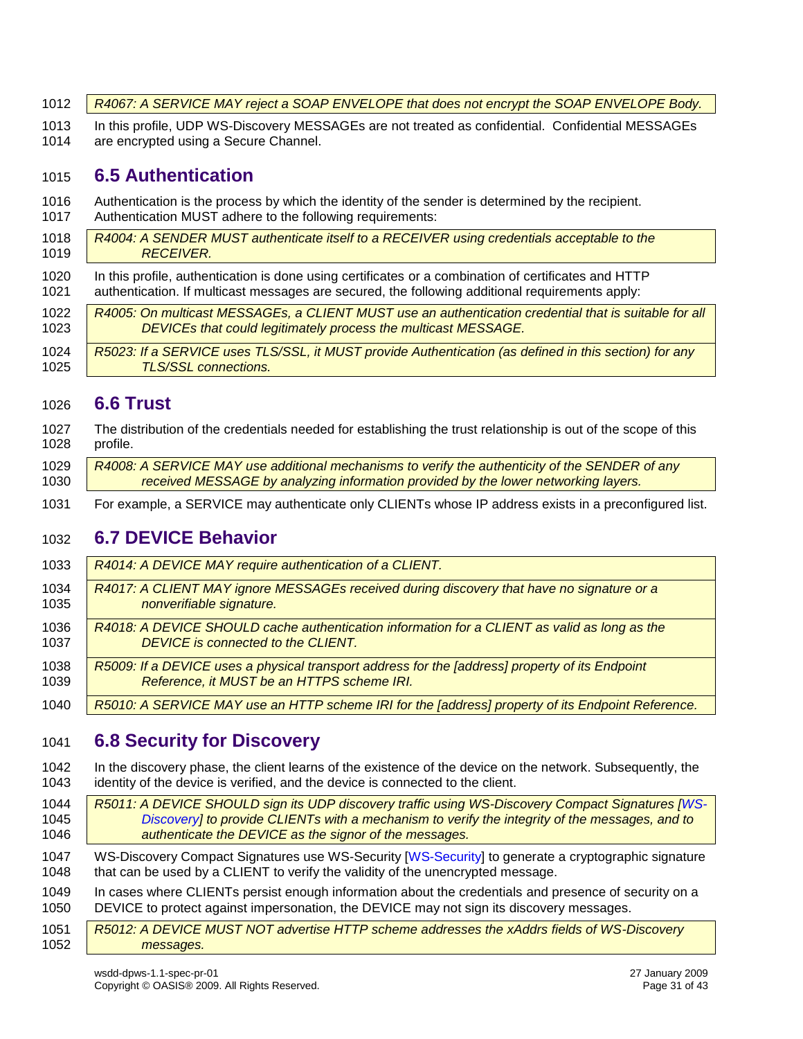*R4067: A SERVICE MAY reject a SOAP ENVELOPE that does not encrypt the SOAP ENVELOPE Body.*

In this profile, UDP WS-Discovery MESSAGEs are not treated as confidential. Confidential MESSAGEs are encrypted using a Secure Channel.

## 6.5 Authentication

Authentication is the process by which the identity of the sender is determined by the recipient. Authentication MUST adhere to the following requirements:

*R4004: A SENDER MUST authenticate itself to a RECEIVER using credentials acceptable to the RECEIVER.*

In this profile, authentication is done using certificates or a combination of certificates and HTTP authentication. If multicast messages are secured, the following additional requirements apply:

*R4005: On multicast MESSAGEs, a CLIENT MUST use an authentication credential that is suitable for all DEVICEs that could legitimately process the multicast MESSAGE.*

*R5023: If a SERVICE uses TLS/SSL, it MUST provide Authentication (as defined in this section) for any TLS/SSL connections.*

## 6.6 Trust

The distribution of the credentials needed for establishing the trust relationship is out of the scope of this profile.

*R4008: A SERVICE MAY use additional mechanisms to verify the authenticity of the SENDER of any received MESSAGE by analyzing information provided by the lower networking layers.*

For example, a SERVICE may authenticate only CLIENTs whose IP address exists in a preconfigured list.

## 6.7 DEVICE Behavior

*R4014: A DEVICE MAY require authentication of a CLIENT.*

*R4017: A CLIENT MAY ignore MESSAGEs received during discovery that have no signature or a nonverifiable signature.*

*R4018: A DEVICE SHOULD cache authentication information for a CLIENT as valid as long as the DEVICE is connected to the CLIENT.*

*R5009: If a DEVICE uses a physical transport address for the [address] property of its Endpoint Reference, it MUST be an HTTPS scheme IRI.*

*R5010: A SERVICE MAY use an HTTP scheme IRI for the [address] property of its Endpoint Reference.*

## 6.8 Security for Discovery

In the discovery phase, the client learns of the existence of the device on the network. Subsequently, the identity of the device is verified, and the device is connected to the client.

*R5011: A DEVICE SHOULD sign its UDP discovery traffic using WS-Discovery Compact Signatures [WS-Discovery] to provide CLIENTs with a mechanism to verify the integrity of the messages, and to authenticate the DEVICE as the signor of the messages.*

WS-Discovery Compact Signatures use WS-Security [WS-Security] to generate a cryptographic signature that can be used by a CLIENT to verify the validity of the unencrypted message.

In cases where CLIENTs persist enough information about the credentials and presence of security on a DEVICE to protect against impersonation, the DEVICE may not sign its discovery messages.

*R5012: A DEVICE MUST NOT advertise HTTP scheme addresses the xAddrs fields of WS-Discovery messages.*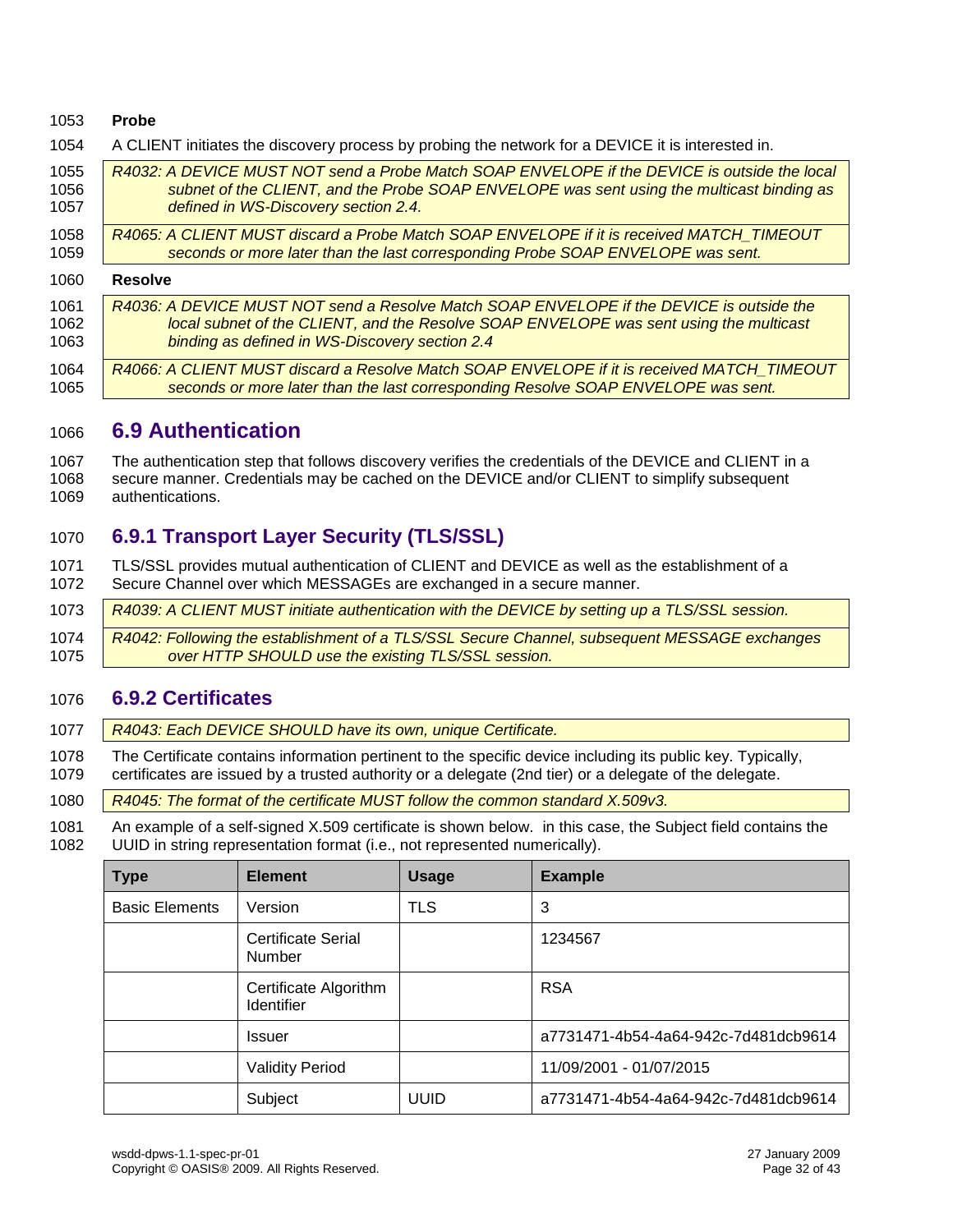**Probe**

A CLIENT initiates the discovery process by probing the network for a DEVICE it is interested in.

*R4032: A DEVICE MUST NOT send a Probe Match SOAP ENVELOPE if the DEVICE is outside the local subnet of the CLIENT, and the Probe SOAP ENVELOPE was sent using the multicast binding as defined in WS-Discovery section 2.4.*

*R4065: A CLIENT MUST discard a Probe Match SOAP ENVELOPE if it is received MATCH_TIMEOUT seconds or more later than the last corresponding Probe SOAP ENVELOPE was sent.*

**Resolve**

*R4036: A DEVICE MUST NOT send a Resolve Match SOAP ENVELOPE if the DEVICE is outside the local subnet of the CLIENT, and the Resolve SOAP ENVELOPE was sent using the multicast binding as defined in WS-Discovery section 2.4*

*R4066: A CLIENT MUST discard a Resolve Match SOAP ENVELOPE if it is received MATCH_TIMEOUT seconds or more later than the last corresponding Resolve SOAP ENVELOPE was sent.*

## 6.9 Authentication

The authentication step that follows discovery verifies the credentials of the DEVICE and CLIENT in a secure manner. Credentials may be cached on the DEVICE and/or CLIENT to simplify subsequent authentications.

### 6.9.1 Transport Layer Security (TLS/SSL)

TLS/SSL provides mutual authentication of CLIENT and DEVICE as well as the establishment of a Secure Channel over which MESSAGEs are exchanged in a secure manner.

*R4039: A CLIENT MUST initiate authentication with the DEVICE by setting up a TLS/SSL session.*

*R4042: Following the establishment of a TLS/SSL Secure Channel, subsequent MESSAGE exchanges over HTTP SHOULD use the existing TLS/SSL session.*

### 6.9.2 Certificates

*R4043: Each DEVICE SHOULD have its own, unique Certificate.*

The Certificate contains information pertinent to the specific device including its public key. Typically, certificates are issued by a trusted authority or a delegate (2nd tier) or a delegate of the delegate.

*R4045: The format of the certificate MUST follow the common standard X.509v3.*

An example of a self-signed X.509 certificate is shown below.  in this case, the Subject field contains the UUID in string representation format (i.e., not represented numerically).

| Type | Element | Usage | Example |
|---|---|---|---|
| Basic Elements | Version | TLS | 3 |
| | Certificate Serial Number | | 1234567 |
| | Certificate Algorithm Identifier | | RSA |
| | Issuer | | a7731471-4b54-4a64-942c-7d481dcb9614 |
| | Validity Period | | 11/09/2001 - 01/07/2015 |
| | Subject | UUID | a7731471-4b54-4a64-942c-7d481dcb9614 |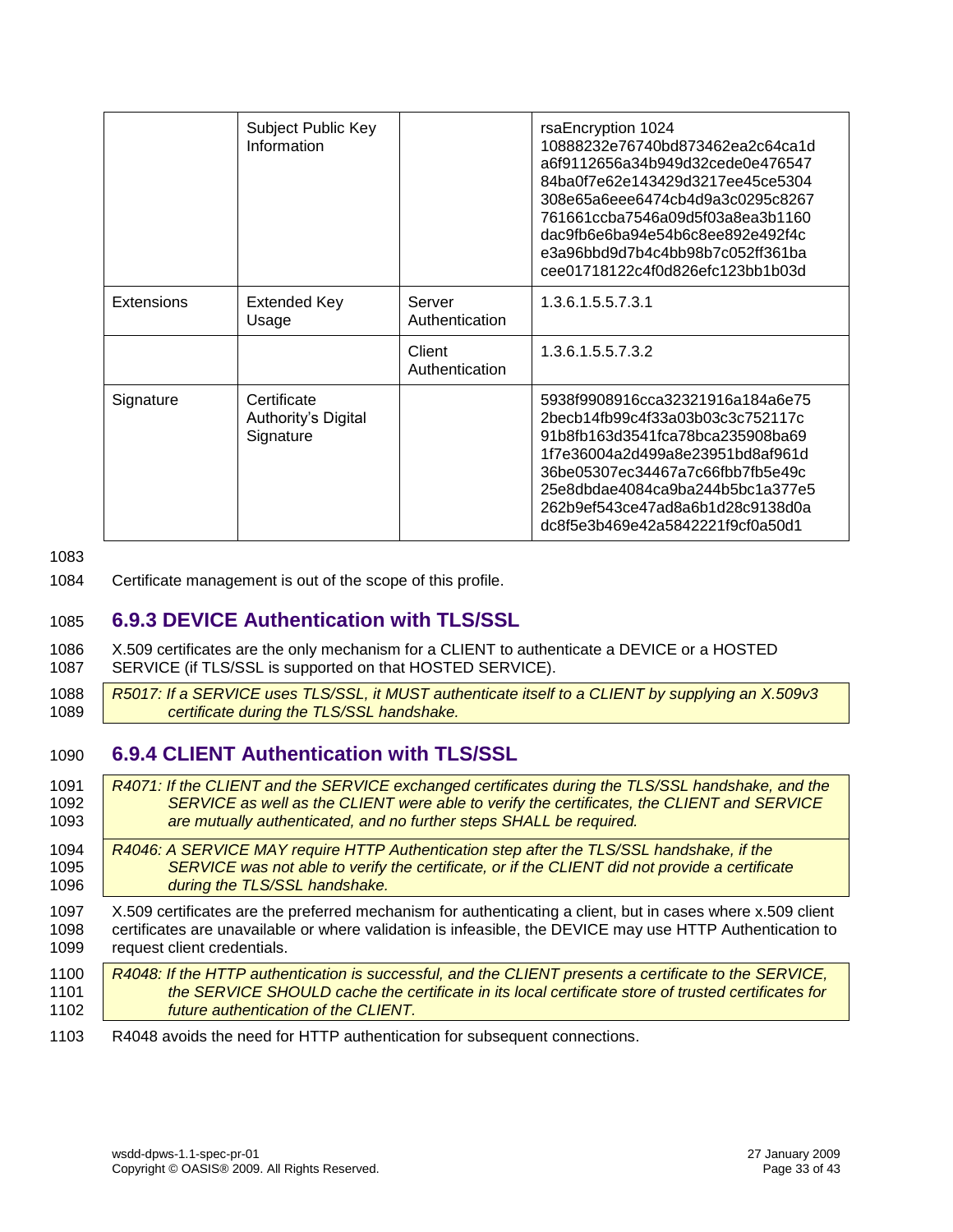| | Subject Public Key Information | | rsaEncryption 1024 10888232e76740bd873462ea2c64ca1d a6f9112656a34b949d32cede0e476547 84ba0f7e62e143429d3217ee45ce5304 308e65a6eee6474cb4d9a3c0295c8267 761661ccba7546a09d5f03a8ea3b1160 dac9fb6e6ba94e54b6c8ee892e492f4c e3a96bbd9d7b4c4bb98b7c052ff361ba cee01718122c4f0d826efc123bb1b03d |
|---|---|---|---|
| Extensions | Extended Key Usage | Server Authentication | 1.3.6.1.5.5.7.3.1 |
| | | Client Authentication | 1.3.6.1.5.5.7.3.2 |
| Signature | Certificate Authority's Digital Signature | | 5938f9908916cca32321916a184a6e75 2becb14fb99c4f33a03b03c3c752117c 91b8fb163d3541fca78bca235908ba69 1f7e36004a2d499a8e23951bd8af961d 36be05307ec34467a7c66fbb7fb5e49c 25e8dbdae4084ca9ba244b5bc1a377e5 262b9ef543ce47ad8a6b1d28c9138d0a dc8f5e3b469e42a5842221f9cf0a50d1 |

Certificate management is out of the scope of this profile.

### 6.9.3 DEVICE Authentication with TLS/SSL

X.509 certificates are the only mechanism for a CLIENT to authenticate a DEVICE or a HOSTED SERVICE (if TLS/SSL is supported on that HOSTED SERVICE).

*R5017: If a SERVICE uses TLS/SSL, it MUST authenticate itself to a CLIENT by supplying an X.509v3 certificate during the TLS/SSL handshake.*

### 6.9.4 CLIENT Authentication with TLS/SSL

*R4071: If the CLIENT and the SERVICE exchanged certificates during the TLS/SSL handshake, and the SERVICE as well as the CLIENT were able to verify the certificates, the CLIENT and SERVICE are mutually authenticated, and no further steps SHALL be required.*

*R4046: A SERVICE MAY require HTTP Authentication step after the TLS/SSL handshake, if the SERVICE was not able to verify the certificate, or if the CLIENT did not provide a certificate during the TLS/SSL handshake.*

X.509 certificates are the preferred mechanism for authenticating a client, but in cases where x.509 client certificates are unavailable or where validation is infeasible, the DEVICE may use HTTP Authentication to request client credentials.

*R4048: If the HTTP authentication is successful, and the CLIENT presents a certificate to the SERVICE, the SERVICE SHOULD cache the certificate in its local certificate store of trusted certificates for future authentication of the CLIENT.*

R4048 avoids the need for HTTP authentication for subsequent connections.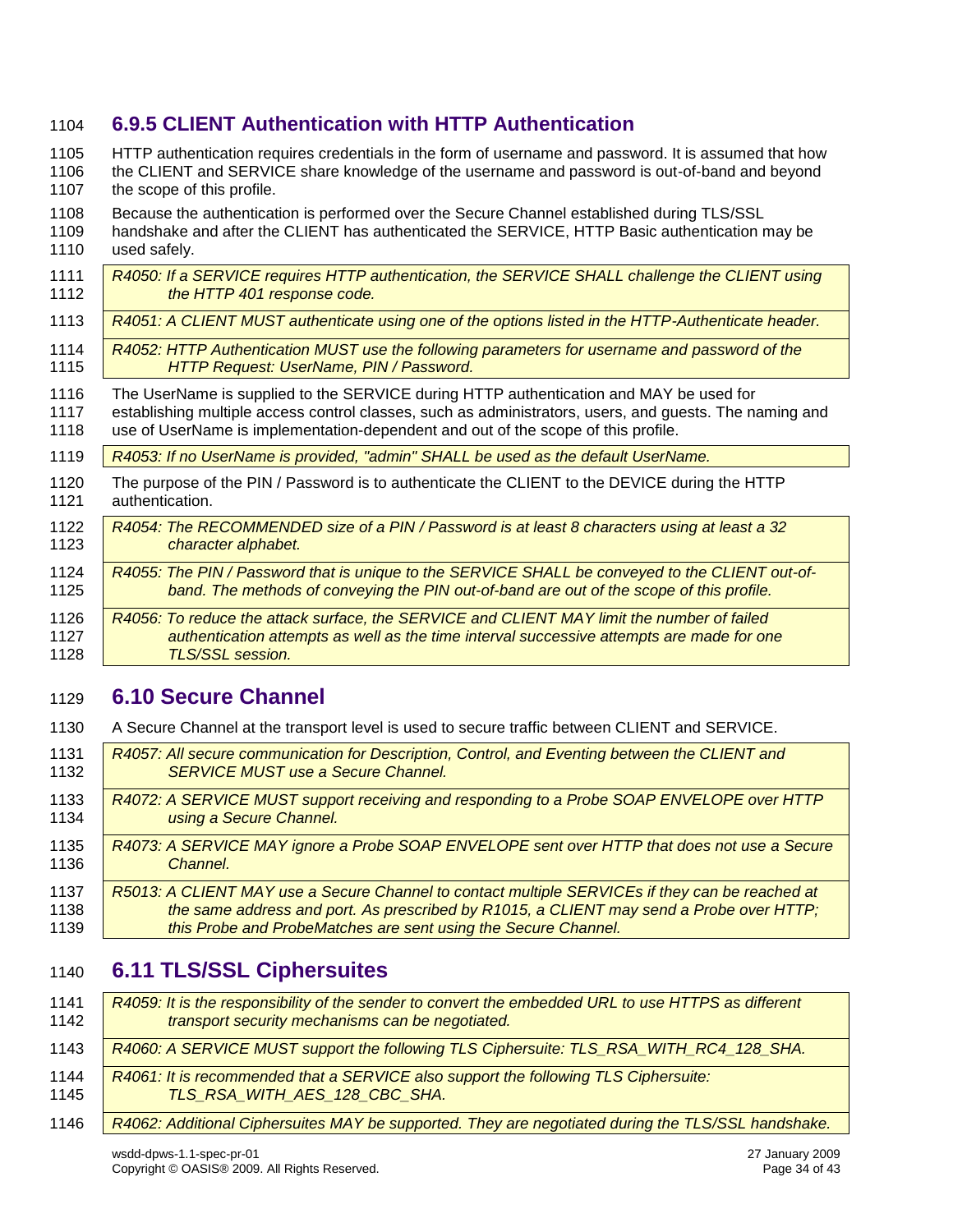### 6.9.5 CLIENT Authentication with HTTP Authentication

HTTP authentication requires credentials in the form of username and password. It is assumed that how the CLIENT and SERVICE share knowledge of the username and password is out-of-band and beyond the scope of this profile.

Because the authentication is performed over the Secure Channel established during TLS/SSL handshake and after the CLIENT has authenticated the SERVICE, HTTP Basic authentication may be used safely.

*R4050: If a SERVICE requires HTTP authentication, the SERVICE SHALL challenge the CLIENT using the HTTP 401 response code.*

*R4051: A CLIENT MUST authenticate using one of the options listed in the HTTP-Authenticate header.*

*R4052: HTTP Authentication MUST use the following parameters for username and password of the HTTP Request: UserName, PIN / Password.*

The UserName is supplied to the SERVICE during HTTP authentication and MAY be used for establishing multiple access control classes, such as administrators, users, and guests. The naming and use of UserName is implementation-dependent and out of the scope of this profile.

*R4053: If no UserName is provided, "admin" SHALL be used as the default UserName.*

The purpose of the PIN / Password is to authenticate the CLIENT to the DEVICE during the HTTP authentication.

*R4054: The RECOMMENDED size of a PIN / Password is at least 8 characters using at least a 32 character alphabet.*

*R4055: The PIN / Password that is unique to the SERVICE SHALL be conveyed to the CLIENT out-of-band. The methods of conveying the PIN out-of-band are out of the scope of this profile.*

*R4056: To reduce the attack surface, the SERVICE and CLIENT MAY limit the number of failed authentication attempts as well as the time interval successive attempts are made for one TLS/SSL session.*

## 6.10 Secure Channel

A Secure Channel at the transport level is used to secure traffic between CLIENT and SERVICE.

*R4057: All secure communication for Description, Control, and Eventing between the CLIENT and SERVICE MUST use a Secure Channel.*

*R4072: A SERVICE MUST support receiving and responding to a Probe SOAP ENVELOPE over HTTP using a Secure Channel.*

*R4073: A SERVICE MAY ignore a Probe SOAP ENVELOPE sent over HTTP that does not use a Secure Channel.*

*R5013: A CLIENT MAY use a Secure Channel to contact multiple SERVICEs if they can be reached at the same address and port. As prescribed by R1015, a CLIENT may send a Probe over HTTP; this Probe and ProbeMatches are sent using the Secure Channel.*

## 6.11 TLS/SSL Ciphersuites

*R4059: It is the responsibility of the sender to convert the embedded URL to use HTTPS as different transport security mechanisms can be negotiated.*

*R4060: A SERVICE MUST support the following TLS Ciphersuite: TLS_RSA_WITH_RC4_128_SHA.*

*R4061: It is recommended that a SERVICE also support the following TLS Ciphersuite: TLS_RSA_WITH_AES_128_CBC_SHA.*

*R4062: Additional Ciphersuites MAY be supported. They are negotiated during the TLS/SSL handshake.*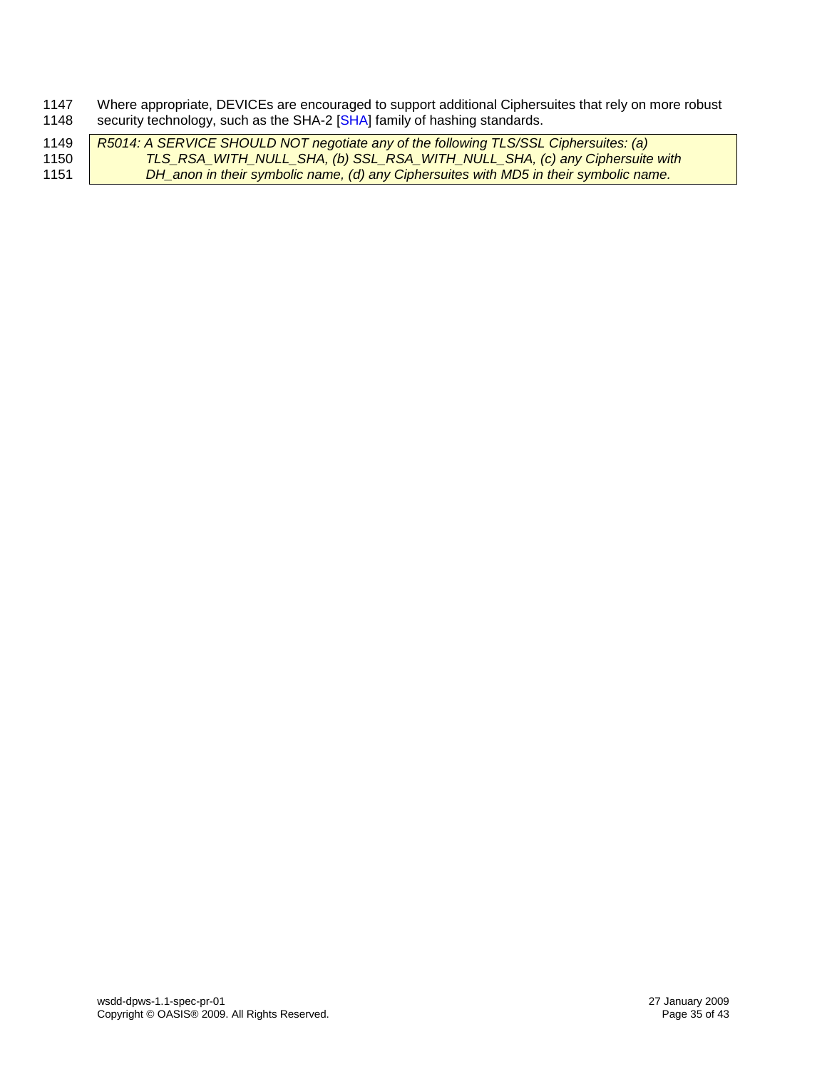Where appropriate, DEVICEs are encouraged to support additional Ciphersuites that rely on more robust security technology, such as the SHA-2 [SHA] family of hashing standards.

> *R5014: A SERVICE SHOULD NOT negotiate any of the following TLS/SSL Ciphersuites: (a) TLS_RSA_WITH_NULL_SHA, (b) SSL_RSA_WITH_NULL_SHA, (c) any Ciphersuite with DH_anon in their symbolic name, (d) any Ciphersuites with MD5 in their symbolic name.*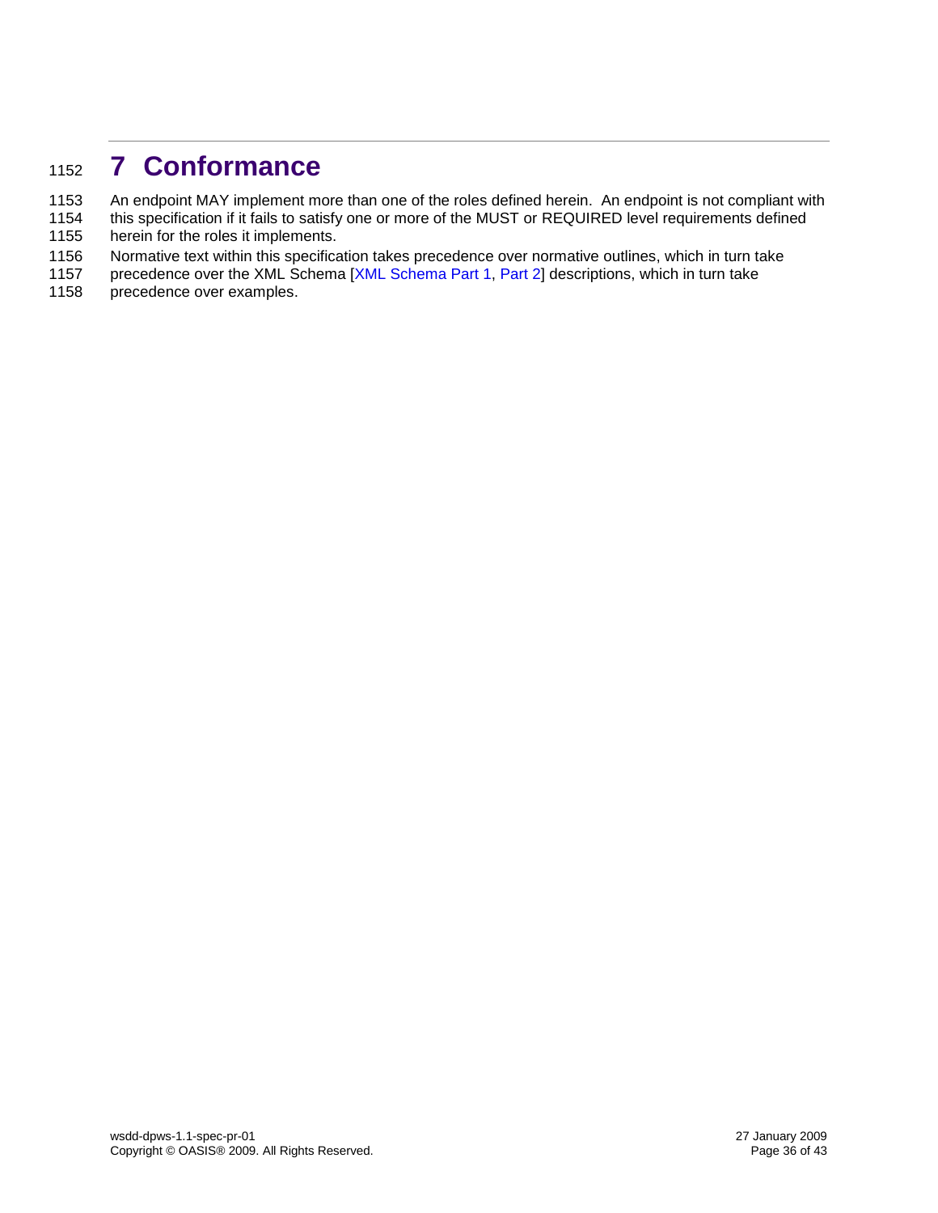# 7 Conformance

An endpoint MAY implement more than one of the roles defined herein. An endpoint is not compliant with this specification if it fails to satisfy one or more of the MUST or REQUIRED level requirements defined herein for the roles it implements.

Normative text within this specification takes precedence over normative outlines, which in turn take precedence over the XML Schema [XML Schema Part 1, Part 2] descriptions, which in turn take precedence over examples.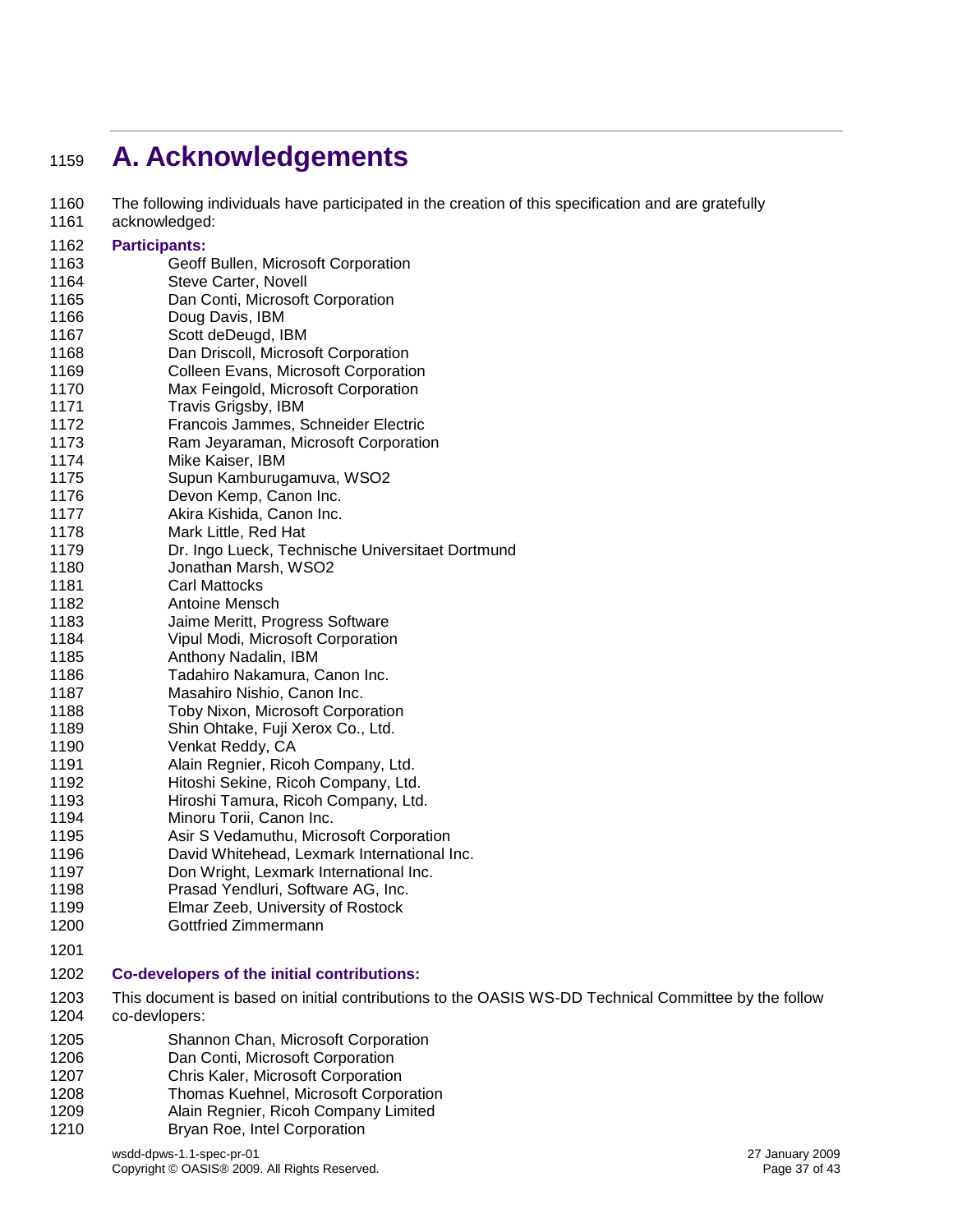# A. Acknowledgements

The following individuals have participated in the creation of this specification and are gratefully acknowledged:

**Participants:**

Geoff Bullen, Microsoft Corporation
Steve Carter, Novell
Dan Conti, Microsoft Corporation
Doug Davis, IBM
Scott deDeugd, IBM
Dan Driscoll, Microsoft Corporation
Colleen Evans, Microsoft Corporation
Max Feingold, Microsoft Corporation
Travis Grigsby, IBM
Francois Jammes, Schneider Electric
Ram Jeyaraman, Microsoft Corporation
Mike Kaiser, IBM
Supun Kamburugamuva, WSO2
Devon Kemp, Canon Inc.
Akira Kishida, Canon Inc.
Mark Little, Red Hat
Dr. Ingo Lueck, Technische Universitaet Dortmund
Jonathan Marsh, WSO2
Carl Mattocks
Antoine Mensch
Jaime Meritt, Progress Software
Vipul Modi, Microsoft Corporation
Anthony Nadalin, IBM
Tadahiro Nakamura, Canon Inc.
Masahiro Nishio, Canon Inc.
Toby Nixon, Microsoft Corporation
Shin Ohtake, Fuji Xerox Co., Ltd.
Venkat Reddy, CA
Alain Regnier, Ricoh Company, Ltd.
Hitoshi Sekine, Ricoh Company, Ltd.
Hiroshi Tamura, Ricoh Company, Ltd.
Minoru Torii, Canon Inc.
Asir S Vedamuthu, Microsoft Corporation
David Whitehead, Lexmark International Inc.
Don Wright, Lexmark International Inc.
Prasad Yendluri, Software AG, Inc.
Elmar Zeeb, University of Rostock
Gottfried Zimmermann

**Co-developers of the initial contributions:**

This document is based on initial contributions to the OASIS WS-DD Technical Committee by the follow co-devlopers:

Shannon Chan, Microsoft Corporation
Dan Conti, Microsoft Corporation
Chris Kaler, Microsoft Corporation
Thomas Kuehnel, Microsoft Corporation
Alain Regnier, Ricoh Company Limited
Bryan Roe, Intel Corporation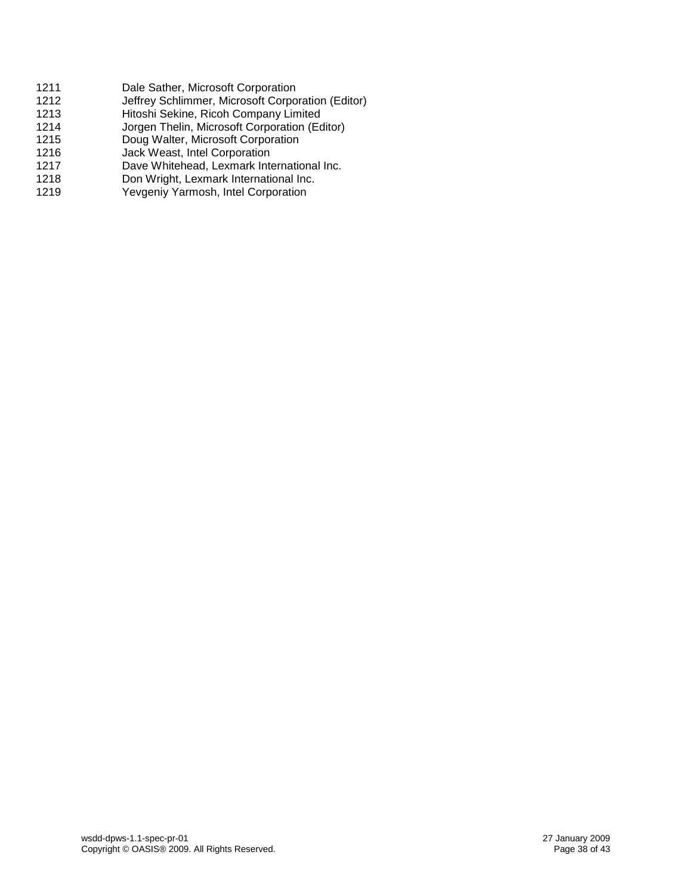1211 Dale Sather, Microsoft Corporation
1212 Jeffrey Schlimmer, Microsoft Corporation (Editor)
1213 Hitoshi Sekine, Ricoh Company Limited
1214 Jorgen Thelin, Microsoft Corporation (Editor)
1215 Doug Walter, Microsoft Corporation
1216 Jack Weast, Intel Corporation
1217 Dave Whitehead, Lexmark International Inc.
1218 Don Wright, Lexmark International Inc.
1219 Yevgeniy Yarmosh, Intel Corporation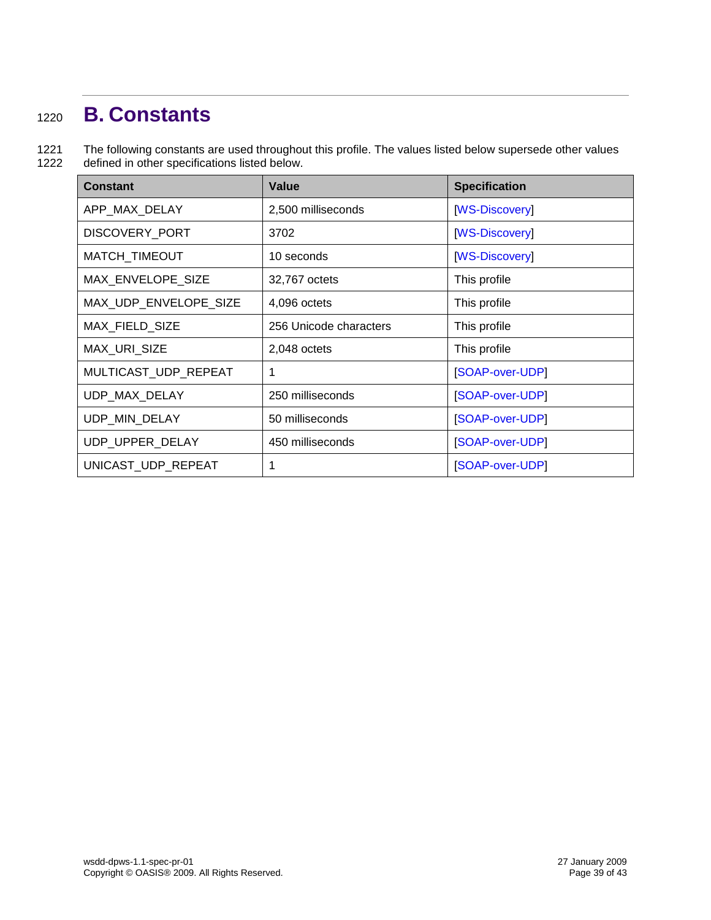# B. Constants

The following constants are used throughout this profile. The values listed below supersede other values defined in other specifications listed below.

| Constant | Value | Specification |
| --- | --- | --- |
| APP_MAX_DELAY | 2,500 milliseconds | [WS-Discovery] |
| DISCOVERY_PORT | 3702 | [WS-Discovery] |
| MATCH_TIMEOUT | 10 seconds | [WS-Discovery] |
| MAX_ENVELOPE_SIZE | 32,767 octets | This profile |
| MAX_UDP_ENVELOPE_SIZE | 4,096 octets | This profile |
| MAX_FIELD_SIZE | 256 Unicode characters | This profile |
| MAX_URI_SIZE | 2,048 octets | This profile |
| MULTICAST_UDP_REPEAT | 1 | [SOAP-over-UDP] |
| UDP_MAX_DELAY | 250 milliseconds | [SOAP-over-UDP] |
| UDP_MIN_DELAY | 50 milliseconds | [SOAP-over-UDP] |
| UDP_UPPER_DELAY | 450 milliseconds | [SOAP-over-UDP] |
| UNICAST_UDP_REPEAT | 1 | [SOAP-over-UDP] |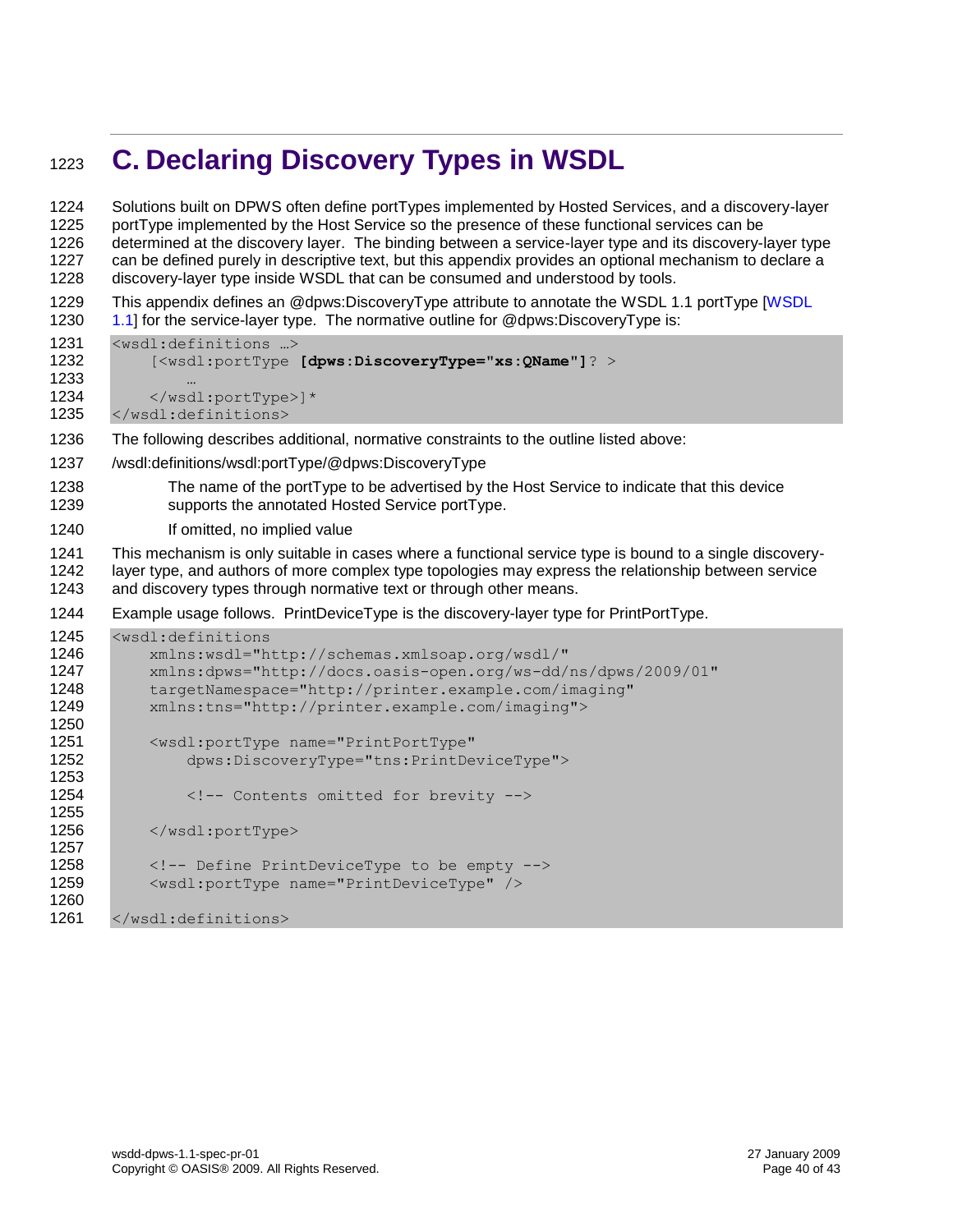# C. Declaring Discovery Types in WSDL

Solutions built on DPWS often define portTypes implemented by Hosted Services, and a discovery-layer portType implemented by the Host Service so the presence of these functional services can be determined at the discovery layer. The binding between a service-layer type and its discovery-layer type can be defined purely in descriptive text, but this appendix provides an optional mechanism to declare a discovery-layer type inside WSDL that can be consumed and understood by tools.

This appendix defines an @dpws:DiscoveryType attribute to annotate the WSDL 1.1 portType [WSDL 1.1] for the service-layer type. The normative outline for @dpws:DiscoveryType is:

```
<wsdl:definitions …>
    [<wsdl:portType [dpws:DiscoveryType="xs:QName"]? >
        …
    </wsdl:portType>]*
</wsdl:definitions>
```

The following describes additional, normative constraints to the outline listed above:

/wsdl:definitions/wsdl:portType/@dpws:DiscoveryType

> The name of the portType to be advertised by the Host Service to indicate that this device supports the annotated Hosted Service portType.
>
> If omitted, no implied value

This mechanism is only suitable in cases where a functional service type is bound to a single discovery-layer type, and authors of more complex type topologies may express the relationship between service and discovery types through normative text or through other means.

Example usage follows. PrintDeviceType is the discovery-layer type for PrintPortType.

```
<wsdl:definitions
    xmlns:wsdl="http://schemas.xmlsoap.org/wsdl/"
    xmlns:dpws="http://docs.oasis-open.org/ws-dd/ns/dpws/2009/01"
    targetNamespace="http://printer.example.com/imaging"
    xmlns:tns="http://printer.example.com/imaging">

    <wsdl:portType name="PrintPortType"
        dpws:DiscoveryType="tns:PrintDeviceType">

        <!-- Contents omitted for brevity -->

    </wsdl:portType>

    <!-- Define PrintDeviceType to be empty -->
    <wsdl:portType name="PrintDeviceType" />

</wsdl:definitions>
```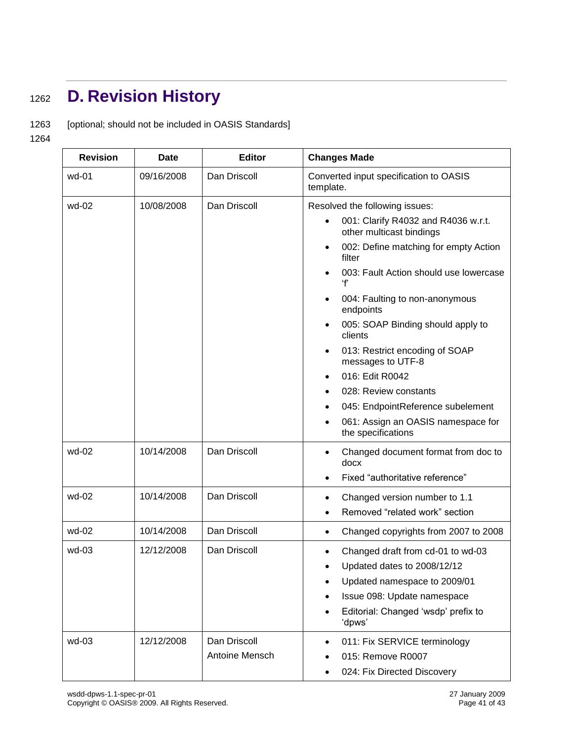# D. Revision History

[optional; should not be included in OASIS Standards]

| Revision | Date | Editor | Changes Made |
| --- | --- | --- | --- |
| wd-01 | 09/16/2008 | Dan Driscoll | Converted input specification to OASIS template. |
| wd-02 | 10/08/2008 | Dan Driscoll | Resolved the following issues:<br>• 001: Clarify R4032 and R4036 w.r.t. other multicast bindings<br>• 002: Define matching for empty Action filter<br>• 003: Fault Action should use lowercase 'f'<br>• 004: Faulting to non-anonymous endpoints<br>• 005: SOAP Binding should apply to clients<br>• 013: Restrict encoding of SOAP messages to UTF-8<br>• 016: Edit R0042<br>• 028: Review constants<br>• 045: EndpointReference subelement<br>• 061: Assign an OASIS namespace for the specifications |
| wd-02 | 10/14/2008 | Dan Driscoll | • Changed document format from doc to docx<br>• Fixed "authoritative reference" |
| wd-02 | 10/14/2008 | Dan Driscoll | • Changed version number to 1.1<br>• Removed "related work" section |
| wd-02 | 10/14/2008 | Dan Driscoll | • Changed copyrights from 2007 to 2008 |
| wd-03 | 12/12/2008 | Dan Driscoll | • Changed draft from cd-01 to wd-03<br>• Updated dates to 2008/12/12<br>• Updated namespace to 2009/01<br>• Issue 098: Update namespace<br>• Editorial: Changed 'wsdp' prefix to 'dpws' |
| wd-03 | 12/12/2008 | Dan Driscoll<br>Antoine Mensch | • 011: Fix SERVICE terminology<br>• 015: Remove R0007<br>• 024: Fix Directed Discovery |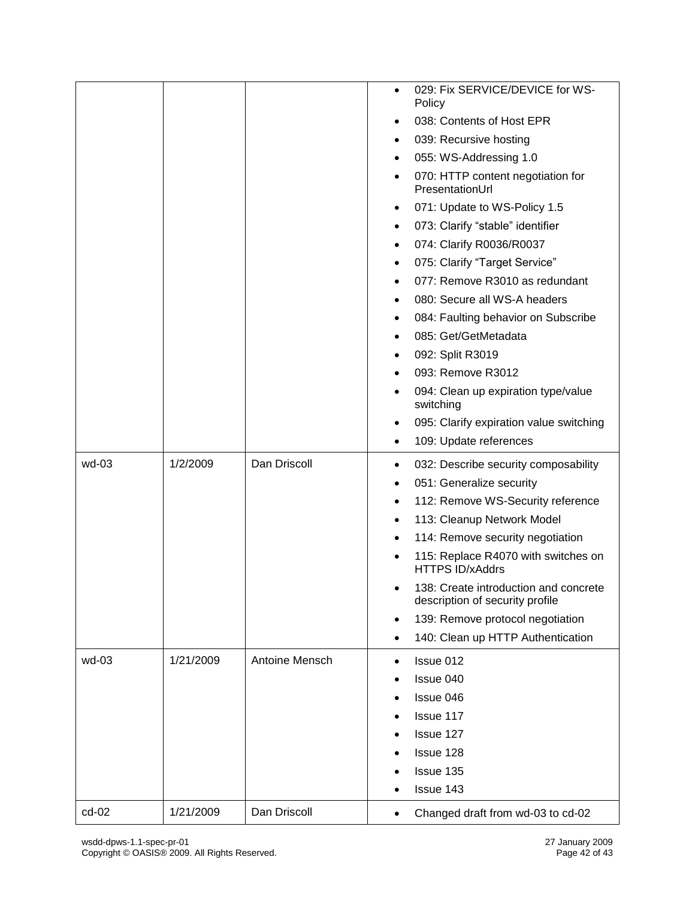| | | | |
|---|---|---|---|
| | | | • 029: Fix SERVICE/DEVICE for WS-Policy<br>• 038: Contents of Host EPR<br>• 039: Recursive hosting<br>• 055: WS-Addressing 1.0<br>• 070: HTTP content negotiation for PresentationUrl<br>• 071: Update to WS-Policy 1.5<br>• 073: Clarify "stable" identifier<br>• 074: Clarify R0036/R0037<br>• 075: Clarify "Target Service"<br>• 077: Remove R3010 as redundant<br>• 080: Secure all WS-A headers<br>• 084: Faulting behavior on Subscribe<br>• 085: Get/GetMetadata<br>• 092: Split R3019<br>• 093: Remove R3012<br>• 094: Clean up expiration type/value switching<br>• 095: Clarify expiration value switching<br>• 109: Update references |
| wd-03 | 1/2/2009 | Dan Driscoll | • 032: Describe security composability<br>• 051: Generalize security<br>• 112: Remove WS-Security reference<br>• 113: Cleanup Network Model<br>• 114: Remove security negotiation<br>• 115: Replace R4070 with switches on HTTPS ID/xAddrs<br>• 138: Create introduction and concrete description of security profile<br>• 139: Remove protocol negotiation<br>• 140: Clean up HTTP Authentication |
| wd-03 | 1/21/2009 | Antoine Mensch | • Issue 012<br>• Issue 040<br>• Issue 046<br>• Issue 117<br>• Issue 127<br>• Issue 128<br>• Issue 135<br>• Issue 143 |
| cd-02 | 1/21/2009 | Dan Driscoll | • Changed draft from wd-03 to cd-02 |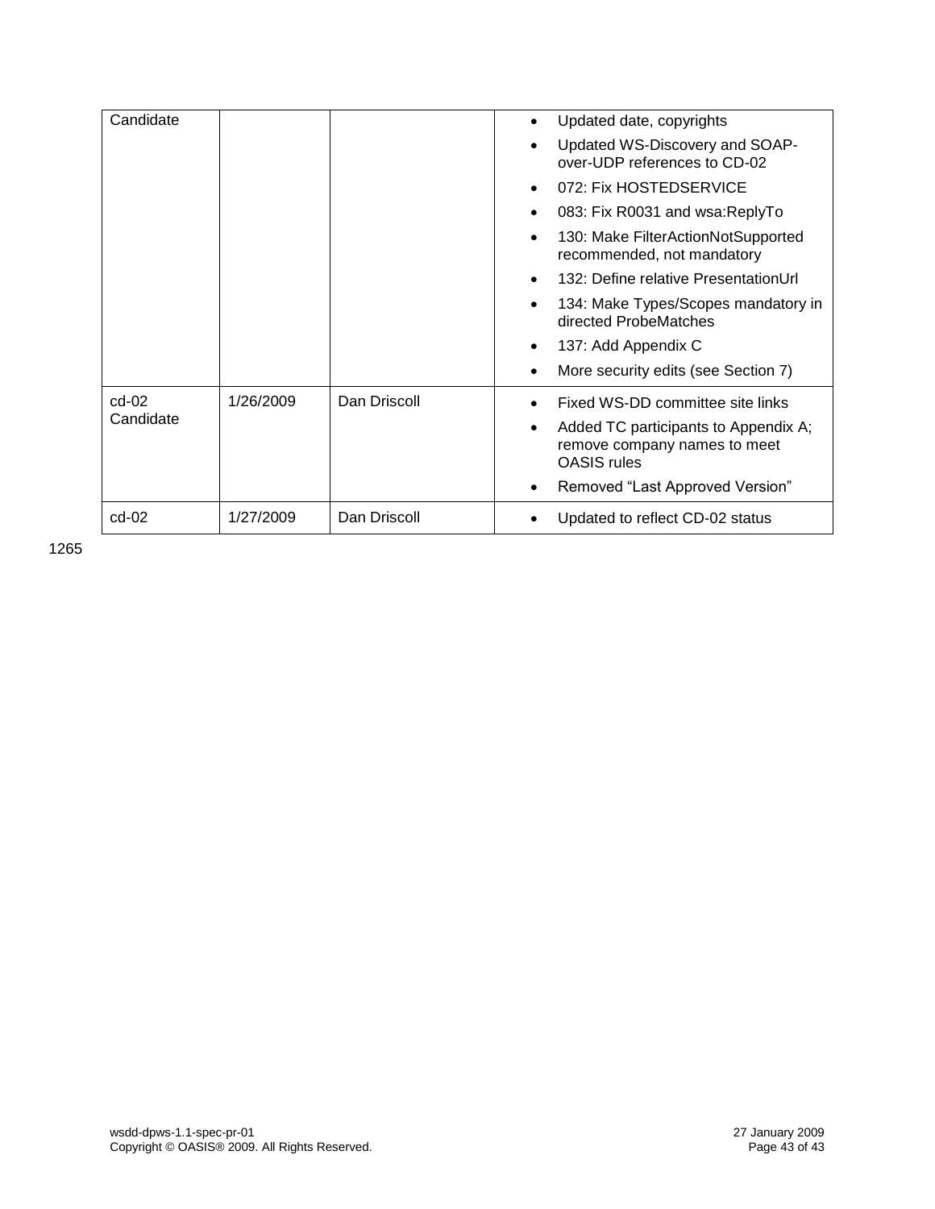| | | | |
|---|---|---|---|
| Candidate | | | • Updated date, copyrights<br>• Updated WS-Discovery and SOAP-over-UDP references to CD-02<br>• 072: Fix HOSTEDSERVICE<br>• 083: Fix R0031 and wsa:ReplyTo<br>• 130: Make FilterActionNotSupported recommended, not mandatory<br>• 132: Define relative PresentationUrl<br>• 134: Make Types/Scopes mandatory in directed ProbeMatches<br>• 137: Add Appendix C<br>• More security edits (see Section 7) |
| cd-02 Candidate | 1/26/2009 | Dan Driscoll | • Fixed WS-DD committee site links<br>• Added TC participants to Appendix A; remove company names to meet OASIS rules<br>• Removed "Last Approved Version" |
| cd-02 | 1/27/2009 | Dan Driscoll | • Updated to reflect CD-02 status |

1265